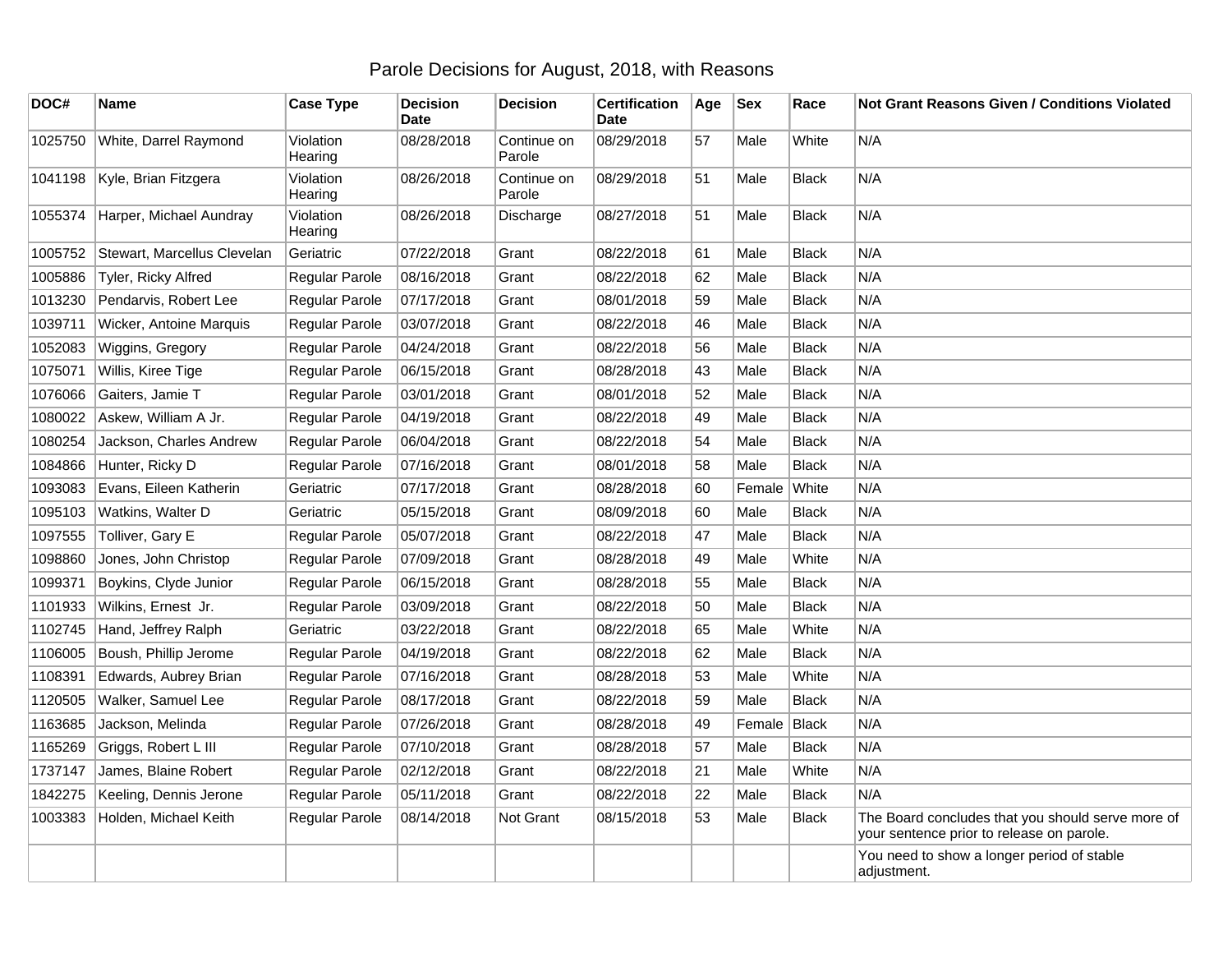# Parole Decisions for August, 2018, with Reasons

| DOC# | Name | Case Type | Decision Date | Decision | Certification Date | Age | Sex | Race | Not Grant Reasons Given / Conditions Violated |
|---|---|---|---|---|---|---|---|---|---|
| 1025750 | White, Darrel Raymond | Violation Hearing | 08/28/2018 | Continue on Parole | 08/29/2018 | 57 | Male | White | N/A |
| 1041198 | Kyle, Brian Fitzgera | Violation Hearing | 08/26/2018 | Continue on Parole | 08/29/2018 | 51 | Male | Black | N/A |
| 1055374 | Harper, Michael Aundray | Violation Hearing | 08/26/2018 | Discharge | 08/27/2018 | 51 | Male | Black | N/A |
| 1005752 | Stewart, Marcellus Clevelan | Geriatric | 07/22/2018 | Grant | 08/22/2018 | 61 | Male | Black | N/A |
| 1005886 | Tyler, Ricky Alfred | Regular Parole | 08/16/2018 | Grant | 08/22/2018 | 62 | Male | Black | N/A |
| 1013230 | Pendarvis, Robert Lee | Regular Parole | 07/17/2018 | Grant | 08/01/2018 | 59 | Male | Black | N/A |
| 1039711 | Wicker, Antoine Marquis | Regular Parole | 03/07/2018 | Grant | 08/22/2018 | 46 | Male | Black | N/A |
| 1052083 | Wiggins, Gregory | Regular Parole | 04/24/2018 | Grant | 08/22/2018 | 56 | Male | Black | N/A |
| 1075071 | Willis, Kiree Tige | Regular Parole | 06/15/2018 | Grant | 08/28/2018 | 43 | Male | Black | N/A |
| 1076066 | Gaiters, Jamie T | Regular Parole | 03/01/2018 | Grant | 08/01/2018 | 52 | Male | Black | N/A |
| 1080022 | Askew, William A Jr. | Regular Parole | 04/19/2018 | Grant | 08/22/2018 | 49 | Male | Black | N/A |
| 1080254 | Jackson, Charles Andrew | Regular Parole | 06/04/2018 | Grant | 08/22/2018 | 54 | Male | Black | N/A |
| 1084866 | Hunter, Ricky D | Regular Parole | 07/16/2018 | Grant | 08/01/2018 | 58 | Male | Black | N/A |
| 1093083 | Evans, Eileen Katherin | Geriatric | 07/17/2018 | Grant | 08/28/2018 | 60 | Female | White | N/A |
| 1095103 | Watkins, Walter D | Geriatric | 05/15/2018 | Grant | 08/09/2018 | 60 | Male | Black | N/A |
| 1097555 | Tolliver, Gary E | Regular Parole | 05/07/2018 | Grant | 08/22/2018 | 47 | Male | Black | N/A |
| 1098860 | Jones, John Christop | Regular Parole | 07/09/2018 | Grant | 08/28/2018 | 49 | Male | White | N/A |
| 1099371 | Boykins, Clyde Junior | Regular Parole | 06/15/2018 | Grant | 08/28/2018 | 55 | Male | Black | N/A |
| 1101933 | Wilkins, Ernest Jr. | Regular Parole | 03/09/2018 | Grant | 08/22/2018 | 50 | Male | Black | N/A |
| 1102745 | Hand, Jeffrey Ralph | Geriatric | 03/22/2018 | Grant | 08/22/2018 | 65 | Male | White | N/A |
| 1106005 | Boush, Phillip Jerome | Regular Parole | 04/19/2018 | Grant | 08/22/2018 | 62 | Male | Black | N/A |
| 1108391 | Edwards, Aubrey Brian | Regular Parole | 07/16/2018 | Grant | 08/28/2018 | 53 | Male | White | N/A |
| 1120505 | Walker, Samuel Lee | Regular Parole | 08/17/2018 | Grant | 08/22/2018 | 59 | Male | Black | N/A |
| 1163685 | Jackson, Melinda | Regular Parole | 07/26/2018 | Grant | 08/28/2018 | 49 | Female | Black | N/A |
| 1165269 | Griggs, Robert L III | Regular Parole | 07/10/2018 | Grant | 08/28/2018 | 57 | Male | Black | N/A |
| 1737147 | James, Blaine Robert | Regular Parole | 02/12/2018 | Grant | 08/22/2018 | 21 | Male | White | N/A |
| 1842275 | Keeling, Dennis Jerone | Regular Parole | 05/11/2018 | Grant | 08/22/2018 | 22 | Male | Black | N/A |
| 1003383 | Holden, Michael Keith | Regular Parole | 08/14/2018 | Not Grant | 08/15/2018 | 53 | Male | Black | The Board concludes that you should serve more of your sentence prior to release on parole. |
| | | | | | | | | | You need to show a longer period of stable adjustment. |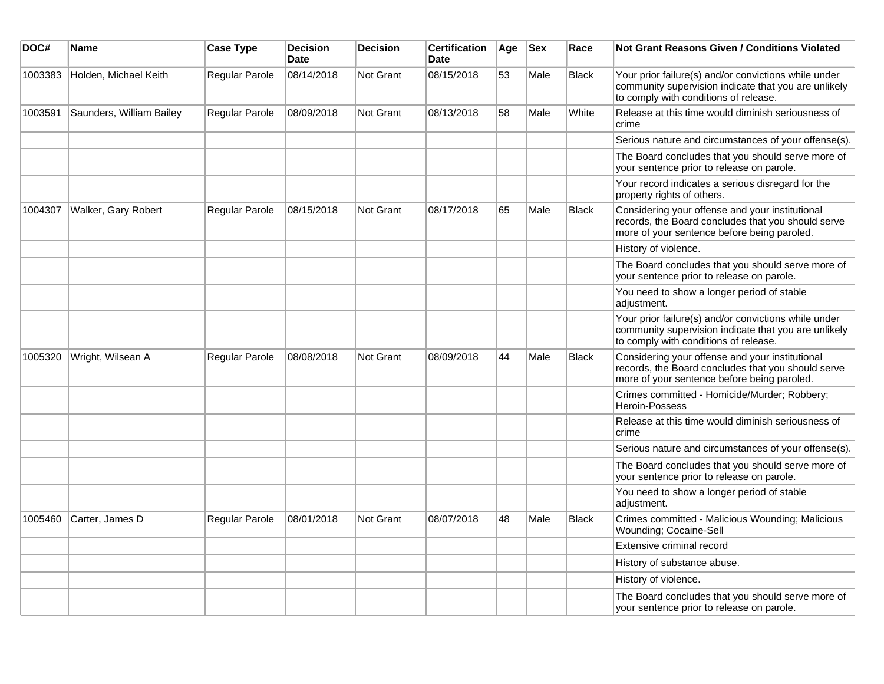| DOC# | Name | Case Type | Decision Date | Decision | Certification Date | Age | Sex | Race | Not Grant Reasons Given / Conditions Violated |
|---|---|---|---|---|---|---|---|---|---|
| 1003383 | Holden, Michael Keith | Regular Parole | 08/14/2018 | Not Grant | 08/15/2018 | 53 | Male | Black | Your prior failure(s) and/or convictions while under community supervision indicate that you are unlikely to comply with conditions of release. |
| 1003591 | Saunders, William Bailey | Regular Parole | 08/09/2018 | Not Grant | 08/13/2018 | 58 | Male | White | Release at this time would diminish seriousness of crime |
| | | | | | | | | | Serious nature and circumstances of your offense(s). |
| | | | | | | | | | The Board concludes that you should serve more of your sentence prior to release on parole. |
| | | | | | | | | | Your record indicates a serious disregard for the property rights of others. |
| 1004307 | Walker, Gary Robert | Regular Parole | 08/15/2018 | Not Grant | 08/17/2018 | 65 | Male | Black | Considering your offense and your institutional records, the Board concludes that you should serve more of your sentence before being paroled. |
| | | | | | | | | | History of violence. |
| | | | | | | | | | The Board concludes that you should serve more of your sentence prior to release on parole. |
| | | | | | | | | | You need to show a longer period of stable adjustment. |
| | | | | | | | | | Your prior failure(s) and/or convictions while under community supervision indicate that you are unlikely to comply with conditions of release. |
| 1005320 | Wright, Wilsean A | Regular Parole | 08/08/2018 | Not Grant | 08/09/2018 | 44 | Male | Black | Considering your offense and your institutional records, the Board concludes that you should serve more of your sentence before being paroled. |
| | | | | | | | | | Crimes committed - Homicide/Murder; Robbery; Heroin-Possess |
| | | | | | | | | | Release at this time would diminish seriousness of crime |
| | | | | | | | | | Serious nature and circumstances of your offense(s). |
| | | | | | | | | | The Board concludes that you should serve more of your sentence prior to release on parole. |
| | | | | | | | | | You need to show a longer period of stable adjustment. |
| 1005460 | Carter, James D | Regular Parole | 08/01/2018 | Not Grant | 08/07/2018 | 48 | Male | Black | Crimes committed - Malicious Wounding; Malicious Wounding; Cocaine-Sell |
| | | | | | | | | | Extensive criminal record |
| | | | | | | | | | History of substance abuse. |
| | | | | | | | | | History of violence. |
| | | | | | | | | | The Board concludes that you should serve more of your sentence prior to release on parole. |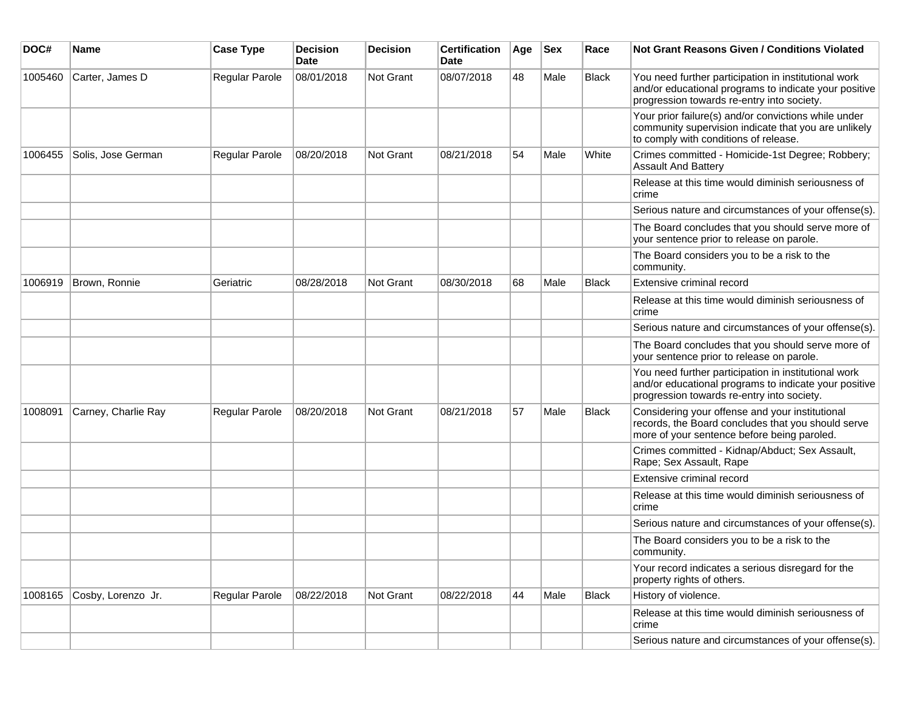| DOC# | Name | Case Type | Decision Date | Decision | Certification Date | Age | Sex | Race | Not Grant Reasons Given / Conditions Violated |
|---|---|---|---|---|---|---|---|---|---|
| 1005460 | Carter, James D | Regular Parole | 08/01/2018 | Not Grant | 08/07/2018 | 48 | Male | Black | You need further participation in institutional work and/or educational programs to indicate your positive progression towards re-entry into society. |
| | | | | | | | | | Your prior failure(s) and/or convictions while under community supervision indicate that you are unlikely to comply with conditions of release. |
| 1006455 | Solis, Jose German | Regular Parole | 08/20/2018 | Not Grant | 08/21/2018 | 54 | Male | White | Crimes committed - Homicide-1st Degree; Robbery; Assault And Battery |
| | | | | | | | | | Release at this time would diminish seriousness of crime |
| | | | | | | | | | Serious nature and circumstances of your offense(s). |
| | | | | | | | | | The Board concludes that you should serve more of your sentence prior to release on parole. |
| | | | | | | | | | The Board considers you to be a risk to the community. |
| 1006919 | Brown, Ronnie | Geriatric | 08/28/2018 | Not Grant | 08/30/2018 | 68 | Male | Black | Extensive criminal record |
| | | | | | | | | | Release at this time would diminish seriousness of crime |
| | | | | | | | | | Serious nature and circumstances of your offense(s). |
| | | | | | | | | | The Board concludes that you should serve more of your sentence prior to release on parole. |
| | | | | | | | | | You need further participation in institutional work and/or educational programs to indicate your positive progression towards re-entry into society. |
| 1008091 | Carney, Charlie Ray | Regular Parole | 08/20/2018 | Not Grant | 08/21/2018 | 57 | Male | Black | Considering your offense and your institutional records, the Board concludes that you should serve more of your sentence before being paroled. |
| | | | | | | | | | Crimes committed - Kidnap/Abduct; Sex Assault, Rape; Sex Assault, Rape |
| | | | | | | | | | Extensive criminal record |
| | | | | | | | | | Release at this time would diminish seriousness of crime |
| | | | | | | | | | Serious nature and circumstances of your offense(s). |
| | | | | | | | | | The Board considers you to be a risk to the community. |
| | | | | | | | | | Your record indicates a serious disregard for the property rights of others. |
| 1008165 | Cosby, Lorenzo Jr. | Regular Parole | 08/22/2018 | Not Grant | 08/22/2018 | 44 | Male | Black | History of violence. |
| | | | | | | | | | Release at this time would diminish seriousness of crime |
| | | | | | | | | | Serious nature and circumstances of your offense(s). |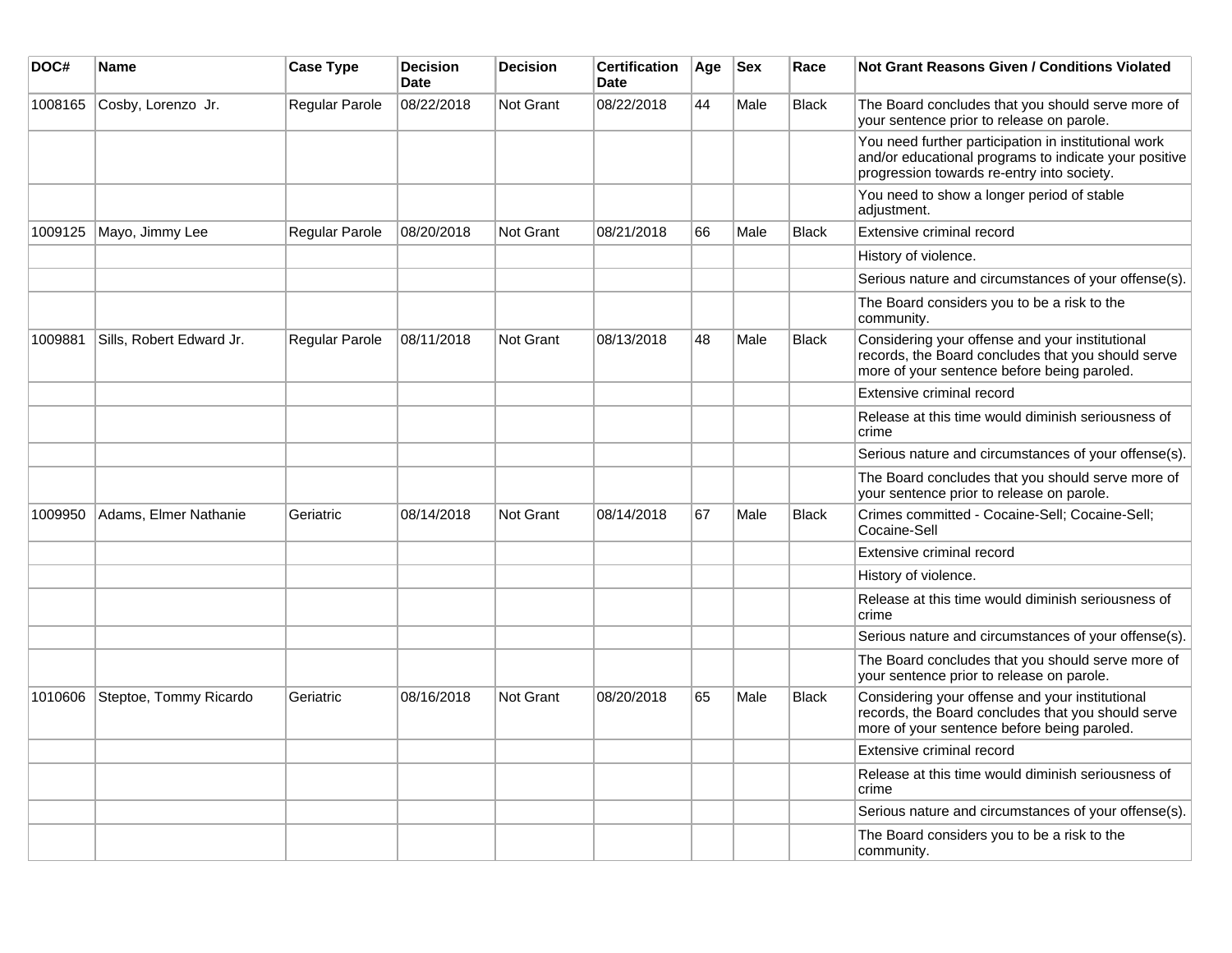| DOC# | Name | Case Type | Decision Date | Decision | Certification Date | Age | Sex | Race | Not Grant Reasons Given / Conditions Violated |
|---|---|---|---|---|---|---|---|---|---|
| 1008165 | Cosby, Lorenzo  Jr. | Regular Parole | 08/22/2018 | Not Grant | 08/22/2018 | 44 | Male | Black | The Board concludes that you should serve more of your sentence prior to release on parole. |
| | | | | | | | | | You need further participation in institutional work and/or educational programs to indicate your positive progression towards re-entry into society. |
| | | | | | | | | | You need to show a longer period of stable adjustment. |
| 1009125 | Mayo, Jimmy Lee | Regular Parole | 08/20/2018 | Not Grant | 08/21/2018 | 66 | Male | Black | Extensive criminal record |
| | | | | | | | | | History of violence. |
| | | | | | | | | | Serious nature and circumstances of your offense(s). |
| | | | | | | | | | The Board considers you to be a risk to the community. |
| 1009881 | Sills, Robert Edward Jr. | Regular Parole | 08/11/2018 | Not Grant | 08/13/2018 | 48 | Male | Black | Considering your offense and your institutional records, the Board concludes that you should serve more of your sentence before being paroled. |
| | | | | | | | | | Extensive criminal record |
| | | | | | | | | | Release at this time would diminish seriousness of crime |
| | | | | | | | | | Serious nature and circumstances of your offense(s). |
| | | | | | | | | | The Board concludes that you should serve more of your sentence prior to release on parole. |
| 1009950 | Adams, Elmer Nathanie | Geriatric | 08/14/2018 | Not Grant | 08/14/2018 | 67 | Male | Black | Crimes committed - Cocaine-Sell; Cocaine-Sell; Cocaine-Sell |
| | | | | | | | | | Extensive criminal record |
| | | | | | | | | | History of violence. |
| | | | | | | | | | Release at this time would diminish seriousness of crime |
| | | | | | | | | | Serious nature and circumstances of your offense(s). |
| | | | | | | | | | The Board concludes that you should serve more of your sentence prior to release on parole. |
| 1010606 | Steptoe, Tommy Ricardo | Geriatric | 08/16/2018 | Not Grant | 08/20/2018 | 65 | Male | Black | Considering your offense and your institutional records, the Board concludes that you should serve more of your sentence before being paroled. |
| | | | | | | | | | Extensive criminal record |
| | | | | | | | | | Release at this time would diminish seriousness of crime |
| | | | | | | | | | Serious nature and circumstances of your offense(s). |
| | | | | | | | | | The Board considers you to be a risk to the community. |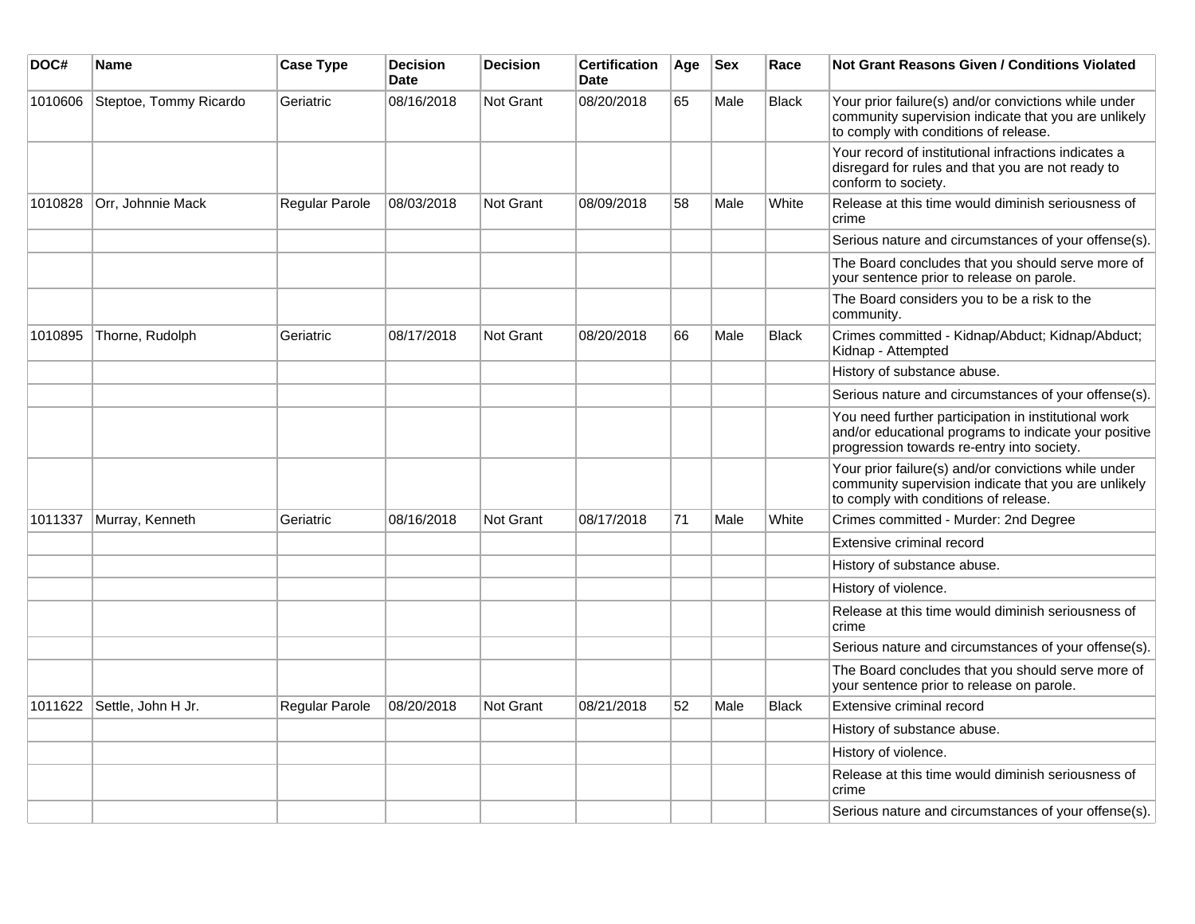| DOC# | Name | Case Type | Decision Date | Decision | Certification Date | Age | Sex | Race | Not Grant Reasons Given / Conditions Violated |
|---|---|---|---|---|---|---|---|---|---|
| 1010606 | Steptoe, Tommy Ricardo | Geriatric | 08/16/2018 | Not Grant | 08/20/2018 | 65 | Male | Black | Your prior failure(s) and/or convictions while under community supervision indicate that you are unlikely to comply with conditions of release. |
| | | | | | | | | | Your record of institutional infractions indicates a disregard for rules and that you are not ready to conform to society. |
| 1010828 | Orr, Johnnie Mack | Regular Parole | 08/03/2018 | Not Grant | 08/09/2018 | 58 | Male | White | Release at this time would diminish seriousness of crime |
| | | | | | | | | | Serious nature and circumstances of your offense(s). |
| | | | | | | | | | The Board concludes that you should serve more of your sentence prior to release on parole. |
| | | | | | | | | | The Board considers you to be a risk to the community. |
| 1010895 | Thorne, Rudolph | Geriatric | 08/17/2018 | Not Grant | 08/20/2018 | 66 | Male | Black | Crimes committed - Kidnap/Abduct; Kidnap/Abduct; Kidnap - Attempted |
| | | | | | | | | | History of substance abuse. |
| | | | | | | | | | Serious nature and circumstances of your offense(s). |
| | | | | | | | | | You need further participation in institutional work and/or educational programs to indicate your positive progression towards re-entry into society. |
| | | | | | | | | | Your prior failure(s) and/or convictions while under community supervision indicate that you are unlikely to comply with conditions of release. |
| 1011337 | Murray, Kenneth | Geriatric | 08/16/2018 | Not Grant | 08/17/2018 | 71 | Male | White | Crimes committed - Murder: 2nd Degree |
| | | | | | | | | | Extensive criminal record |
| | | | | | | | | | History of substance abuse. |
| | | | | | | | | | History of violence. |
| | | | | | | | | | Release at this time would diminish seriousness of crime |
| | | | | | | | | | Serious nature and circumstances of your offense(s). |
| | | | | | | | | | The Board concludes that you should serve more of your sentence prior to release on parole. |
| 1011622 | Settle, John H Jr. | Regular Parole | 08/20/2018 | Not Grant | 08/21/2018 | 52 | Male | Black | Extensive criminal record |
| | | | | | | | | | History of substance abuse. |
| | | | | | | | | | History of violence. |
| | | | | | | | | | Release at this time would diminish seriousness of crime |
| | | | | | | | | | Serious nature and circumstances of your offense(s). |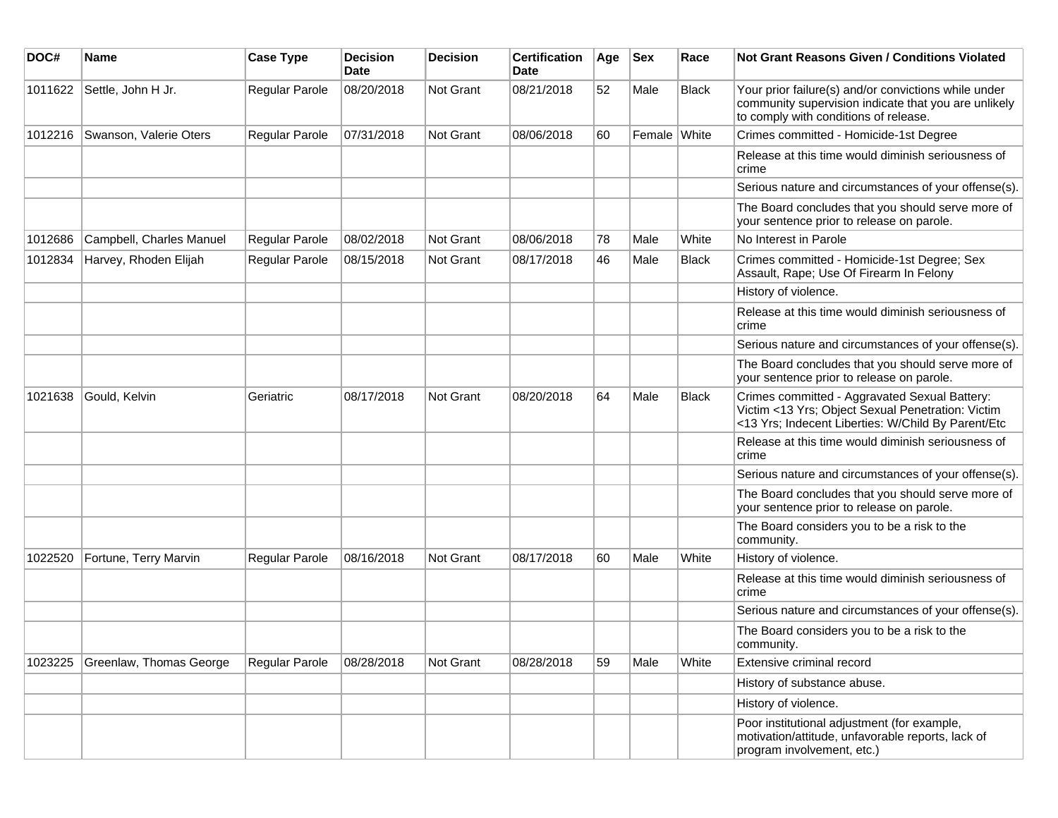| DOC# | Name | Case Type | Decision Date | Decision | Certification Date | Age | Sex | Race | Not Grant Reasons Given / Conditions Violated |
| --- | --- | --- | --- | --- | --- | --- | --- | --- | --- |
| 1011622 | Settle, John H Jr. | Regular Parole | 08/20/2018 | Not Grant | 08/21/2018 | 52 | Male | Black | Your prior failure(s) and/or convictions while under community supervision indicate that you are unlikely to comply with conditions of release. |
| 1012216 | Swanson, Valerie Oters | Regular Parole | 07/31/2018 | Not Grant | 08/06/2018 | 60 | Female | White | Crimes committed - Homicide-1st Degree |
| | | | | | | | | | Release at this time would diminish seriousness of crime |
| | | | | | | | | | Serious nature and circumstances of your offense(s). |
| | | | | | | | | | The Board concludes that you should serve more of your sentence prior to release on parole. |
| 1012686 | Campbell, Charles Manuel | Regular Parole | 08/02/2018 | Not Grant | 08/06/2018 | 78 | Male | White | No Interest in Parole |
| 1012834 | Harvey, Rhoden Elijah | Regular Parole | 08/15/2018 | Not Grant | 08/17/2018 | 46 | Male | Black | Crimes committed - Homicide-1st Degree; Sex Assault, Rape; Use Of Firearm In Felony |
| | | | | | | | | | History of violence. |
| | | | | | | | | | Release at this time would diminish seriousness of crime |
| | | | | | | | | | Serious nature and circumstances of your offense(s). |
| | | | | | | | | | The Board concludes that you should serve more of your sentence prior to release on parole. |
| 1021638 | Gould, Kelvin | Geriatric | 08/17/2018 | Not Grant | 08/20/2018 | 64 | Male | Black | Crimes committed - Aggravated Sexual Battery: Victim <13 Yrs; Object Sexual Penetration: Victim <13 Yrs; Indecent Liberties: W/Child By Parent/Etc |
| | | | | | | | | | Release at this time would diminish seriousness of crime |
| | | | | | | | | | Serious nature and circumstances of your offense(s). |
| | | | | | | | | | The Board concludes that you should serve more of your sentence prior to release on parole. |
| | | | | | | | | | The Board considers you to be a risk to the community. |
| 1022520 | Fortune, Terry Marvin | Regular Parole | 08/16/2018 | Not Grant | 08/17/2018 | 60 | Male | White | History of violence. |
| | | | | | | | | | Release at this time would diminish seriousness of crime |
| | | | | | | | | | Serious nature and circumstances of your offense(s). |
| | | | | | | | | | The Board considers you to be a risk to the community. |
| 1023225 | Greenlaw, Thomas George | Regular Parole | 08/28/2018 | Not Grant | 08/28/2018 | 59 | Male | White | Extensive criminal record |
| | | | | | | | | | History of substance abuse. |
| | | | | | | | | | History of violence. |
| | | | | | | | | | Poor institutional adjustment (for example, motivation/attitude, unfavorable reports, lack of program involvement, etc.) |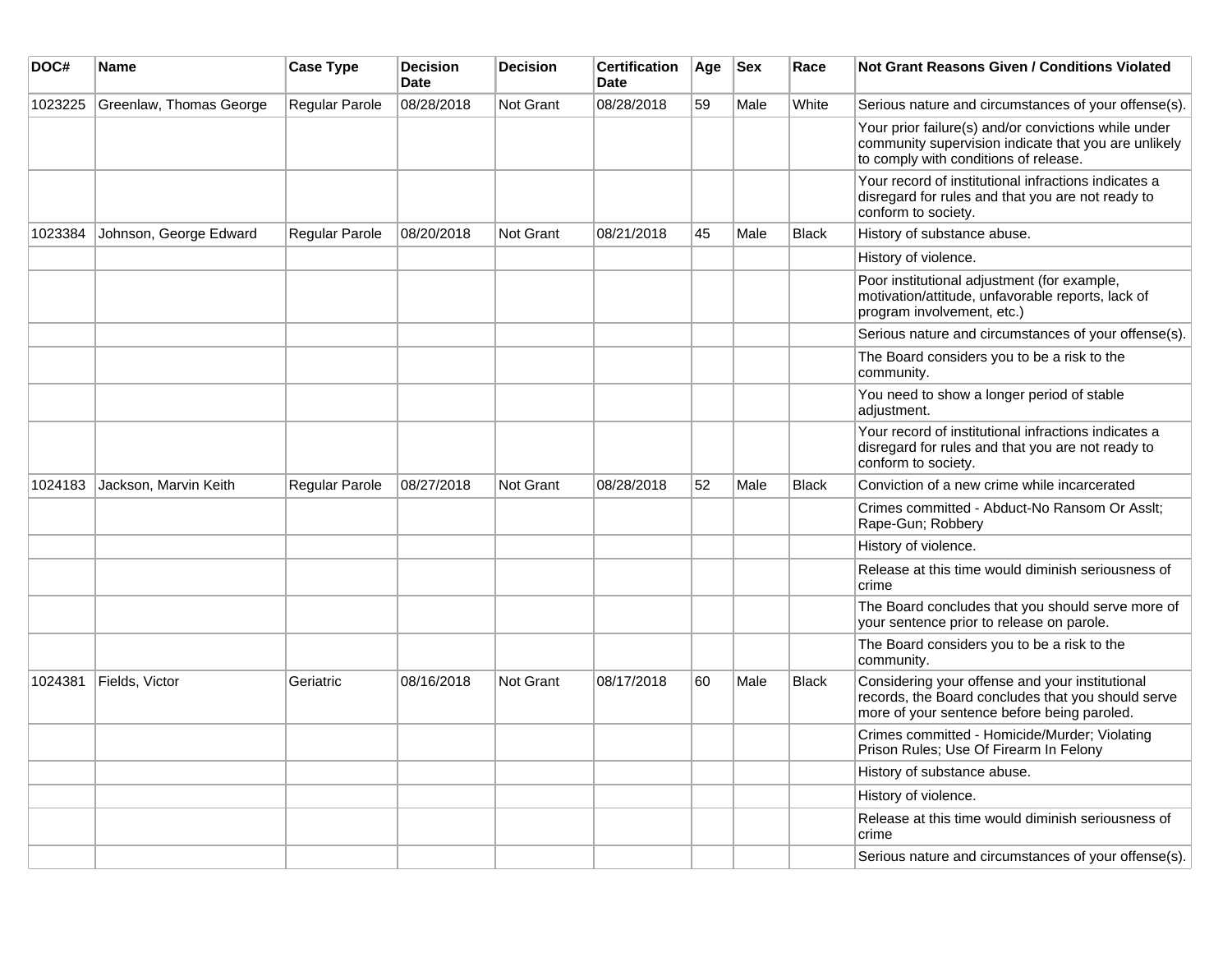| DOC# | Name | Case Type | Decision Date | Decision | Certification Date | Age | Sex | Race | Not Grant Reasons Given / Conditions Violated |
|---|---|---|---|---|---|---|---|---|---|
| 1023225 | Greenlaw, Thomas George | Regular Parole | 08/28/2018 | Not Grant | 08/28/2018 | 59 | Male | White | Serious nature and circumstances of your offense(s). |
| | | | | | | | | | Your prior failure(s) and/or convictions while under community supervision indicate that you are unlikely to comply with conditions of release. |
| | | | | | | | | | Your record of institutional infractions indicates a disregard for rules and that you are not ready to conform to society. |
| 1023384 | Johnson, George Edward | Regular Parole | 08/20/2018 | Not Grant | 08/21/2018 | 45 | Male | Black | History of substance abuse. |
| | | | | | | | | | History of violence. |
| | | | | | | | | | Poor institutional adjustment (for example, motivation/attitude, unfavorable reports, lack of program involvement, etc.) |
| | | | | | | | | | Serious nature and circumstances of your offense(s). |
| | | | | | | | | | The Board considers you to be a risk to the community. |
| | | | | | | | | | You need to show a longer period of stable adjustment. |
| | | | | | | | | | Your record of institutional infractions indicates a disregard for rules and that you are not ready to conform to society. |
| 1024183 | Jackson, Marvin Keith | Regular Parole | 08/27/2018 | Not Grant | 08/28/2018 | 52 | Male | Black | Conviction of a new crime while incarcerated |
| | | | | | | | | | Crimes committed - Abduct-No Ransom Or Asslt; Rape-Gun; Robbery |
| | | | | | | | | | History of violence. |
| | | | | | | | | | Release at this time would diminish seriousness of crime |
| | | | | | | | | | The Board concludes that you should serve more of your sentence prior to release on parole. |
| | | | | | | | | | The Board considers you to be a risk to the community. |
| 1024381 | Fields, Victor | Geriatric | 08/16/2018 | Not Grant | 08/17/2018 | 60 | Male | Black | Considering your offense and your institutional records, the Board concludes that you should serve more of your sentence before being paroled. |
| | | | | | | | | | Crimes committed - Homicide/Murder; Violating Prison Rules; Use Of Firearm In Felony |
| | | | | | | | | | History of substance abuse. |
| | | | | | | | | | History of violence. |
| | | | | | | | | | Release at this time would diminish seriousness of crime |
| | | | | | | | | | Serious nature and circumstances of your offense(s). |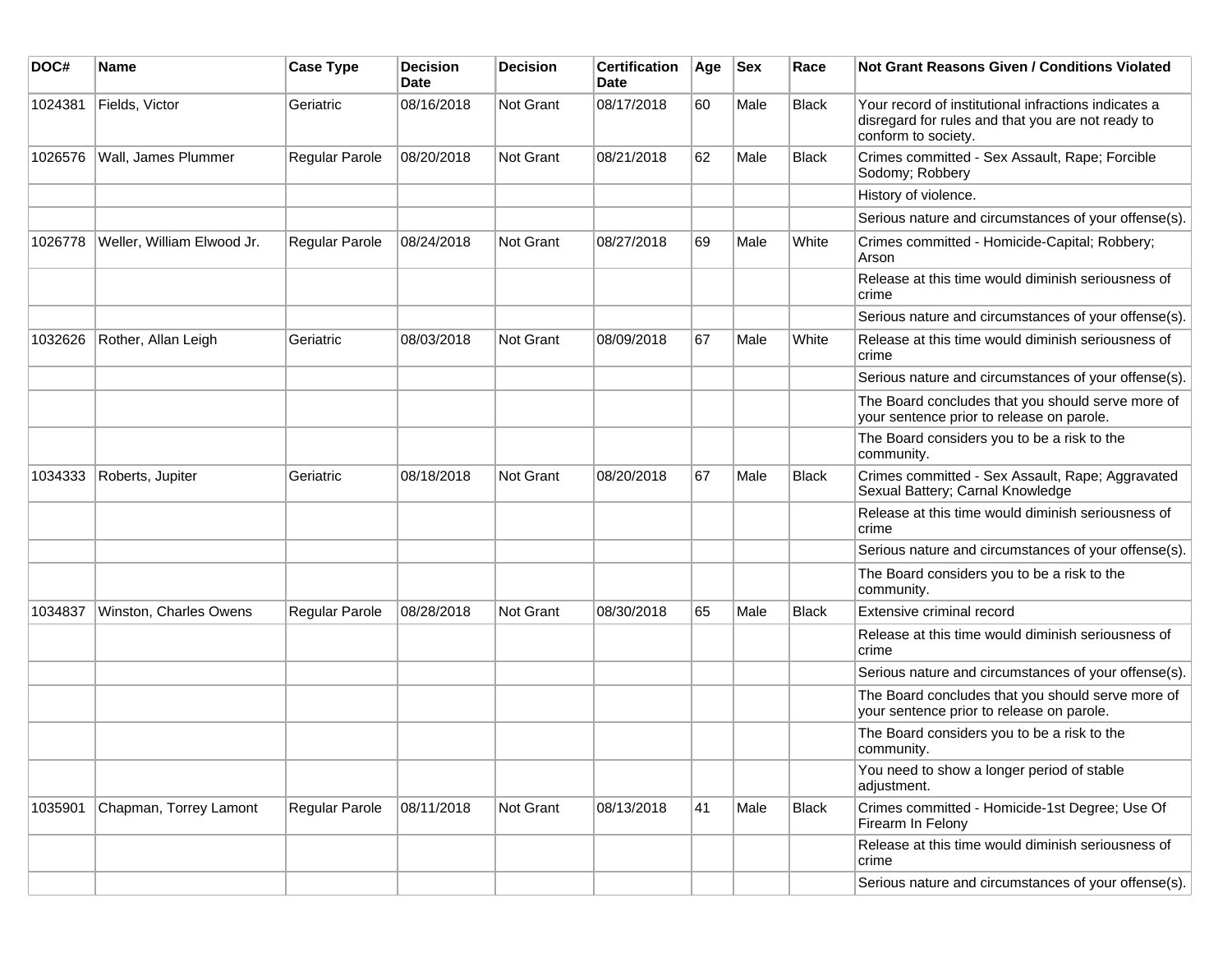| DOC# | Name | Case Type | Decision Date | Decision | Certification Date | Age | Sex | Race | Not Grant Reasons Given / Conditions Violated |
|---|---|---|---|---|---|---|---|---|---|
| 1024381 | Fields, Victor | Geriatric | 08/16/2018 | Not Grant | 08/17/2018 | 60 | Male | Black | Your record of institutional infractions indicates a disregard for rules and that you are not ready to conform to society. |
| 1026576 | Wall, James Plummer | Regular Parole | 08/20/2018 | Not Grant | 08/21/2018 | 62 | Male | Black | Crimes committed - Sex Assault, Rape; Forcible Sodomy; Robbery |
| | | | | | | | | | History of violence. |
| | | | | | | | | | Serious nature and circumstances of your offense(s). |
| 1026778 | Weller, William Elwood Jr. | Regular Parole | 08/24/2018 | Not Grant | 08/27/2018 | 69 | Male | White | Crimes committed - Homicide-Capital; Robbery; Arson |
| | | | | | | | | | Release at this time would diminish seriousness of crime |
| | | | | | | | | | Serious nature and circumstances of your offense(s). |
| 1032626 | Rother, Allan Leigh | Geriatric | 08/03/2018 | Not Grant | 08/09/2018 | 67 | Male | White | Release at this time would diminish seriousness of crime |
| | | | | | | | | | Serious nature and circumstances of your offense(s). |
| | | | | | | | | | The Board concludes that you should serve more of your sentence prior to release on parole. |
| | | | | | | | | | The Board considers you to be a risk to the community. |
| 1034333 | Roberts, Jupiter | Geriatric | 08/18/2018 | Not Grant | 08/20/2018 | 67 | Male | Black | Crimes committed - Sex Assault, Rape; Aggravated Sexual Battery; Carnal Knowledge |
| | | | | | | | | | Release at this time would diminish seriousness of crime |
| | | | | | | | | | Serious nature and circumstances of your offense(s). |
| | | | | | | | | | The Board considers you to be a risk to the community. |
| 1034837 | Winston, Charles Owens | Regular Parole | 08/28/2018 | Not Grant | 08/30/2018 | 65 | Male | Black | Extensive criminal record |
| | | | | | | | | | Release at this time would diminish seriousness of crime |
| | | | | | | | | | Serious nature and circumstances of your offense(s). |
| | | | | | | | | | The Board concludes that you should serve more of your sentence prior to release on parole. |
| | | | | | | | | | The Board considers you to be a risk to the community. |
| | | | | | | | | | You need to show a longer period of stable adjustment. |
| 1035901 | Chapman, Torrey Lamont | Regular Parole | 08/11/2018 | Not Grant | 08/13/2018 | 41 | Male | Black | Crimes committed - Homicide-1st Degree; Use Of Firearm In Felony |
| | | | | | | | | | Release at this time would diminish seriousness of crime |
| | | | | | | | | | Serious nature and circumstances of your offense(s). |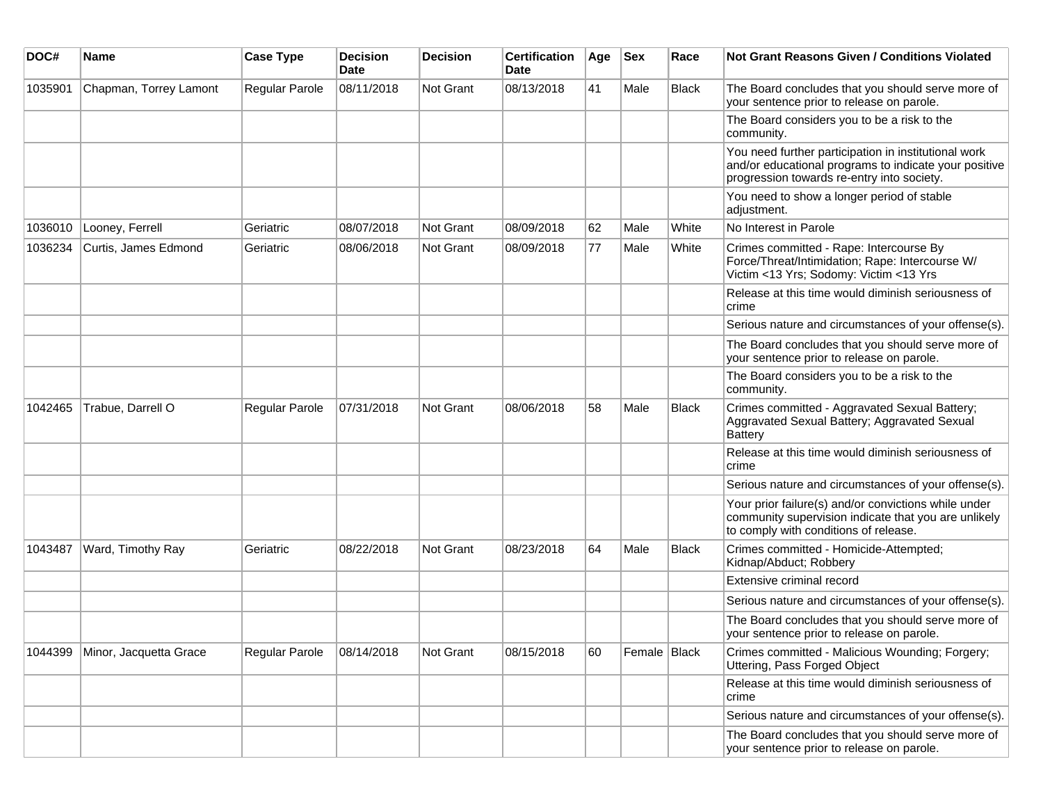| DOC# | Name | Case Type | Decision Date | Decision | Certification Date | Age | Sex | Race | Not Grant Reasons Given / Conditions Violated |
|---|---|---|---|---|---|---|---|---|---|
| 1035901 | Chapman, Torrey Lamont | Regular Parole | 08/11/2018 | Not Grant | 08/13/2018 | 41 | Male | Black | The Board concludes that you should serve more of your sentence prior to release on parole. |
| | | | | | | | | | The Board considers you to be a risk to the community. |
| | | | | | | | | | You need further participation in institutional work and/or educational programs to indicate your positive progression towards re-entry into society. |
| | | | | | | | | | You need to show a longer period of stable adjustment. |
| 1036010 | Looney, Ferrell | Geriatric | 08/07/2018 | Not Grant | 08/09/2018 | 62 | Male | White | No Interest in Parole |
| 1036234 | Curtis, James Edmond | Geriatric | 08/06/2018 | Not Grant | 08/09/2018 | 77 | Male | White | Crimes committed - Rape: Intercourse By Force/Threat/Intimidation; Rape: Intercourse W/ Victim <13 Yrs; Sodomy: Victim <13 Yrs |
| | | | | | | | | | Release at this time would diminish seriousness of crime |
| | | | | | | | | | Serious nature and circumstances of your offense(s). |
| | | | | | | | | | The Board concludes that you should serve more of your sentence prior to release on parole. |
| | | | | | | | | | The Board considers you to be a risk to the community. |
| 1042465 | Trabue, Darrell O | Regular Parole | 07/31/2018 | Not Grant | 08/06/2018 | 58 | Male | Black | Crimes committed - Aggravated Sexual Battery; Aggravated Sexual Battery; Aggravated Sexual Battery |
| | | | | | | | | | Release at this time would diminish seriousness of crime |
| | | | | | | | | | Serious nature and circumstances of your offense(s). |
| | | | | | | | | | Your prior failure(s) and/or convictions while under community supervision indicate that you are unlikely to comply with conditions of release. |
| 1043487 | Ward, Timothy Ray | Geriatric | 08/22/2018 | Not Grant | 08/23/2018 | 64 | Male | Black | Crimes committed - Homicide-Attempted; Kidnap/Abduct; Robbery |
| | | | | | | | | | Extensive criminal record |
| | | | | | | | | | Serious nature and circumstances of your offense(s). |
| | | | | | | | | | The Board concludes that you should serve more of your sentence prior to release on parole. |
| 1044399 | Minor, Jacquetta Grace | Regular Parole | 08/14/2018 | Not Grant | 08/15/2018 | 60 | Female | Black | Crimes committed - Malicious Wounding; Forgery; Uttering, Pass Forged Object |
| | | | | | | | | | Release at this time would diminish seriousness of crime |
| | | | | | | | | | Serious nature and circumstances of your offense(s). |
| | | | | | | | | | The Board concludes that you should serve more of your sentence prior to release on parole. |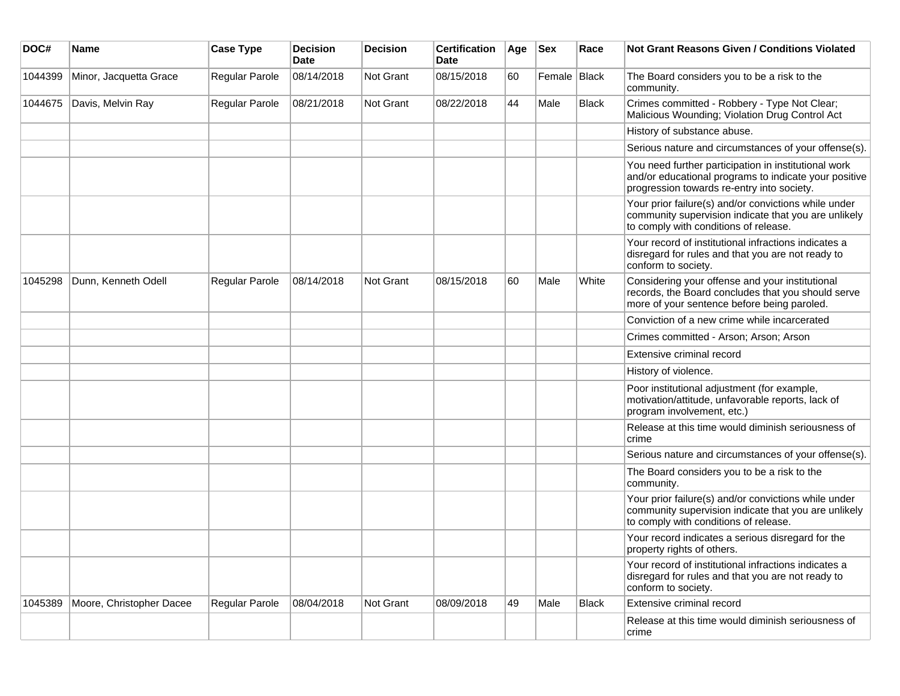| DOC# | Name | Case Type | Decision Date | Decision | Certification Date | Age | Sex | Race | Not Grant Reasons Given / Conditions Violated |
|---|---|---|---|---|---|---|---|---|---|
| 1044399 | Minor, Jacquetta Grace | Regular Parole | 08/14/2018 | Not Grant | 08/15/2018 | 60 | Female | Black | The Board considers you to be a risk to the community. |
| 1044675 | Davis, Melvin Ray | Regular Parole | 08/21/2018 | Not Grant | 08/22/2018 | 44 | Male | Black | Crimes committed - Robbery - Type Not Clear; Malicious Wounding; Violation Drug Control Act |
| | | | | | | | | | History of substance abuse. |
| | | | | | | | | | Serious nature and circumstances of your offense(s). |
| | | | | | | | | | You need further participation in institutional work and/or educational programs to indicate your positive progression towards re-entry into society. |
| | | | | | | | | | Your prior failure(s) and/or convictions while under community supervision indicate that you are unlikely to comply with conditions of release. |
| | | | | | | | | | Your record of institutional infractions indicates a disregard for rules and that you are not ready to conform to society. |
| 1045298 | Dunn, Kenneth Odell | Regular Parole | 08/14/2018 | Not Grant | 08/15/2018 | 60 | Male | White | Considering your offense and your institutional records, the Board concludes that you should serve more of your sentence before being paroled. |
| | | | | | | | | | Conviction of a new crime while incarcerated |
| | | | | | | | | | Crimes committed - Arson; Arson; Arson |
| | | | | | | | | | Extensive criminal record |
| | | | | | | | | | History of violence. |
| | | | | | | | | | Poor institutional adjustment (for example, motivation/attitude, unfavorable reports, lack of program involvement, etc.) |
| | | | | | | | | | Release at this time would diminish seriousness of crime |
| | | | | | | | | | Serious nature and circumstances of your offense(s). |
| | | | | | | | | | The Board considers you to be a risk to the community. |
| | | | | | | | | | Your prior failure(s) and/or convictions while under community supervision indicate that you are unlikely to comply with conditions of release. |
| | | | | | | | | | Your record indicates a serious disregard for the property rights of others. |
| | | | | | | | | | Your record of institutional infractions indicates a disregard for rules and that you are not ready to conform to society. |
| 1045389 | Moore, Christopher Dacee | Regular Parole | 08/04/2018 | Not Grant | 08/09/2018 | 49 | Male | Black | Extensive criminal record |
| | | | | | | | | | Release at this time would diminish seriousness of crime |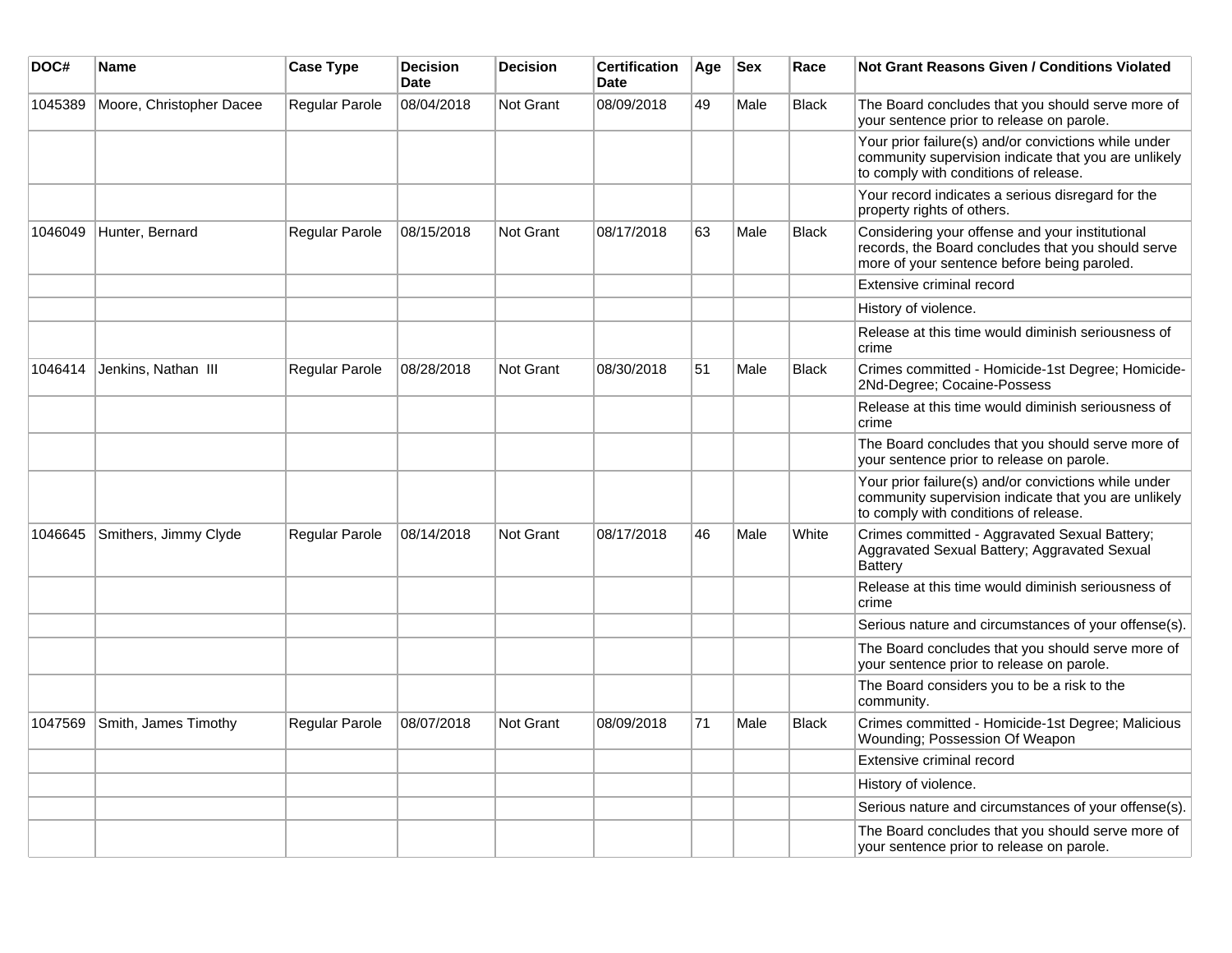| DOC# | Name | Case Type | Decision Date | Decision | Certification Date | Age | Sex | Race | Not Grant Reasons Given / Conditions Violated |
|---|---|---|---|---|---|---|---|---|---|
| 1045389 | Moore, Christopher Dacee | Regular Parole | 08/04/2018 | Not Grant | 08/09/2018 | 49 | Male | Black | The Board concludes that you should serve more of your sentence prior to release on parole. |
| | | | | | | | | | Your prior failure(s) and/or convictions while under community supervision indicate that you are unlikely to comply with conditions of release. |
| | | | | | | | | | Your record indicates a serious disregard for the property rights of others. |
| 1046049 | Hunter, Bernard | Regular Parole | 08/15/2018 | Not Grant | 08/17/2018 | 63 | Male | Black | Considering your offense and your institutional records, the Board concludes that you should serve more of your sentence before being paroled. |
| | | | | | | | | | Extensive criminal record |
| | | | | | | | | | History of violence. |
| | | | | | | | | | Release at this time would diminish seriousness of crime |
| 1046414 | Jenkins, Nathan III | Regular Parole | 08/28/2018 | Not Grant | 08/30/2018 | 51 | Male | Black | Crimes committed - Homicide-1st Degree; Homicide-2Nd-Degree; Cocaine-Possess |
| | | | | | | | | | Release at this time would diminish seriousness of crime |
| | | | | | | | | | The Board concludes that you should serve more of your sentence prior to release on parole. |
| | | | | | | | | | Your prior failure(s) and/or convictions while under community supervision indicate that you are unlikely to comply with conditions of release. |
| 1046645 | Smithers, Jimmy Clyde | Regular Parole | 08/14/2018 | Not Grant | 08/17/2018 | 46 | Male | White | Crimes committed - Aggravated Sexual Battery; Aggravated Sexual Battery; Aggravated Sexual Battery |
| | | | | | | | | | Release at this time would diminish seriousness of crime |
| | | | | | | | | | Serious nature and circumstances of your offense(s). |
| | | | | | | | | | The Board concludes that you should serve more of your sentence prior to release on parole. |
| | | | | | | | | | The Board considers you to be a risk to the community. |
| 1047569 | Smith, James Timothy | Regular Parole | 08/07/2018 | Not Grant | 08/09/2018 | 71 | Male | Black | Crimes committed - Homicide-1st Degree; Malicious Wounding; Possession Of Weapon |
| | | | | | | | | | Extensive criminal record |
| | | | | | | | | | History of violence. |
| | | | | | | | | | Serious nature and circumstances of your offense(s). |
| | | | | | | | | | The Board concludes that you should serve more of your sentence prior to release on parole. |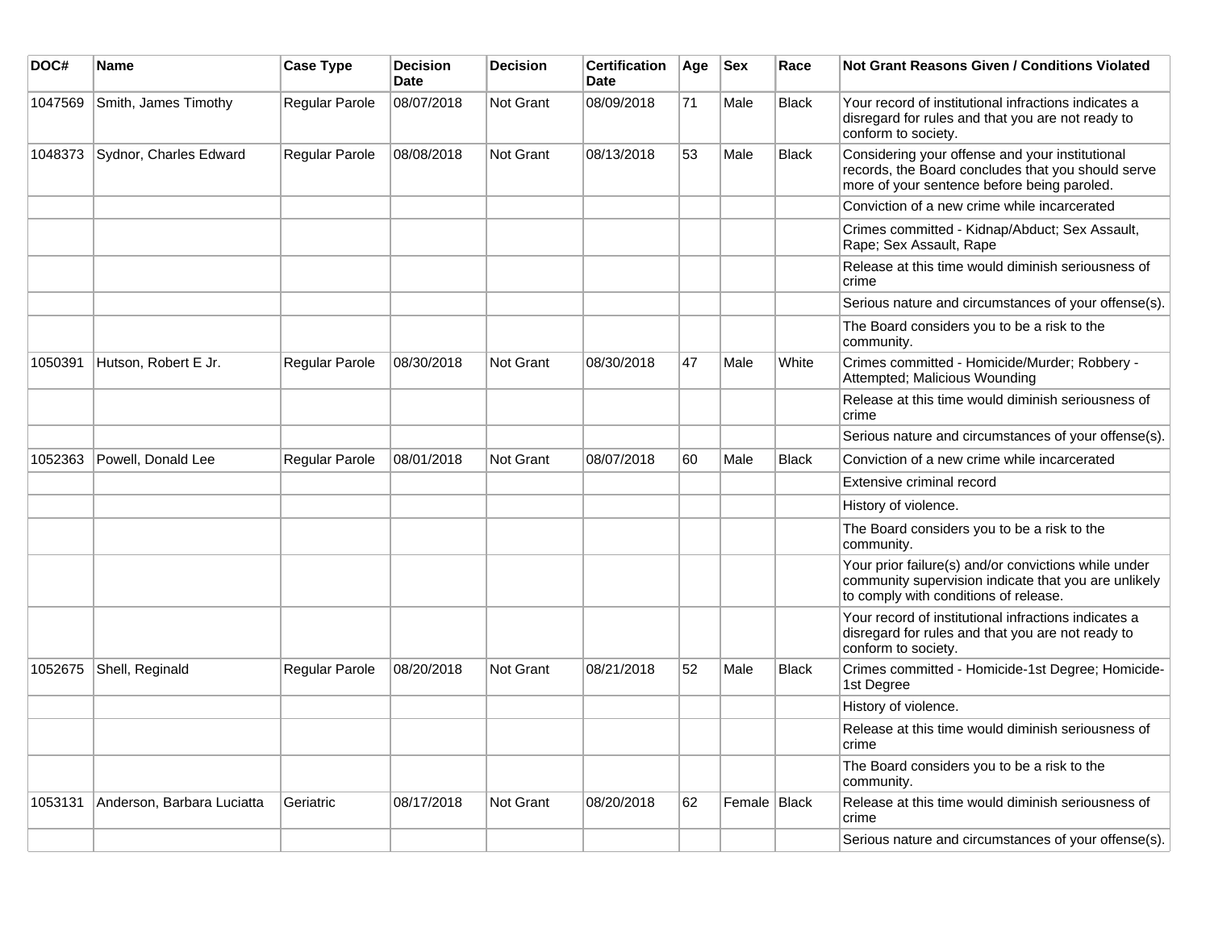| DOC# | Name | Case Type | Decision Date | Decision | Certification Date | Age | Sex | Race | Not Grant Reasons Given / Conditions Violated |
|---|---|---|---|---|---|---|---|---|---|
| 1047569 | Smith, James Timothy | Regular Parole | 08/07/2018 | Not Grant | 08/09/2018 | 71 | Male | Black | Your record of institutional infractions indicates a disregard for rules and that you are not ready to conform to society. |
| 1048373 | Sydnor, Charles Edward | Regular Parole | 08/08/2018 | Not Grant | 08/13/2018 | 53 | Male | Black | Considering your offense and your institutional records, the Board concludes that you should serve more of your sentence before being paroled. |
| | | | | | | | | | Conviction of a new crime while incarcerated |
| | | | | | | | | | Crimes committed - Kidnap/Abduct; Sex Assault, Rape; Sex Assault, Rape |
| | | | | | | | | | Release at this time would diminish seriousness of crime |
| | | | | | | | | | Serious nature and circumstances of your offense(s). |
| | | | | | | | | | The Board considers you to be a risk to the community. |
| 1050391 | Hutson, Robert E Jr. | Regular Parole | 08/30/2018 | Not Grant | 08/30/2018 | 47 | Male | White | Crimes committed - Homicide/Murder; Robbery - Attempted; Malicious Wounding |
| | | | | | | | | | Release at this time would diminish seriousness of crime |
| | | | | | | | | | Serious nature and circumstances of your offense(s). |
| 1052363 | Powell, Donald Lee | Regular Parole | 08/01/2018 | Not Grant | 08/07/2018 | 60 | Male | Black | Conviction of a new crime while incarcerated |
| | | | | | | | | | Extensive criminal record |
| | | | | | | | | | History of violence. |
| | | | | | | | | | The Board considers you to be a risk to the community. |
| | | | | | | | | | Your prior failure(s) and/or convictions while under community supervision indicate that you are unlikely to comply with conditions of release. |
| | | | | | | | | | Your record of institutional infractions indicates a disregard for rules and that you are not ready to conform to society. |
| 1052675 | Shell, Reginald | Regular Parole | 08/20/2018 | Not Grant | 08/21/2018 | 52 | Male | Black | Crimes committed - Homicide-1st Degree; Homicide-1st Degree |
| | | | | | | | | | History of violence. |
| | | | | | | | | | Release at this time would diminish seriousness of crime |
| | | | | | | | | | The Board considers you to be a risk to the community. |
| 1053131 | Anderson, Barbara Luciatta | Geriatric | 08/17/2018 | Not Grant | 08/20/2018 | 62 | Female | Black | Release at this time would diminish seriousness of crime |
| | | | | | | | | | Serious nature and circumstances of your offense(s). |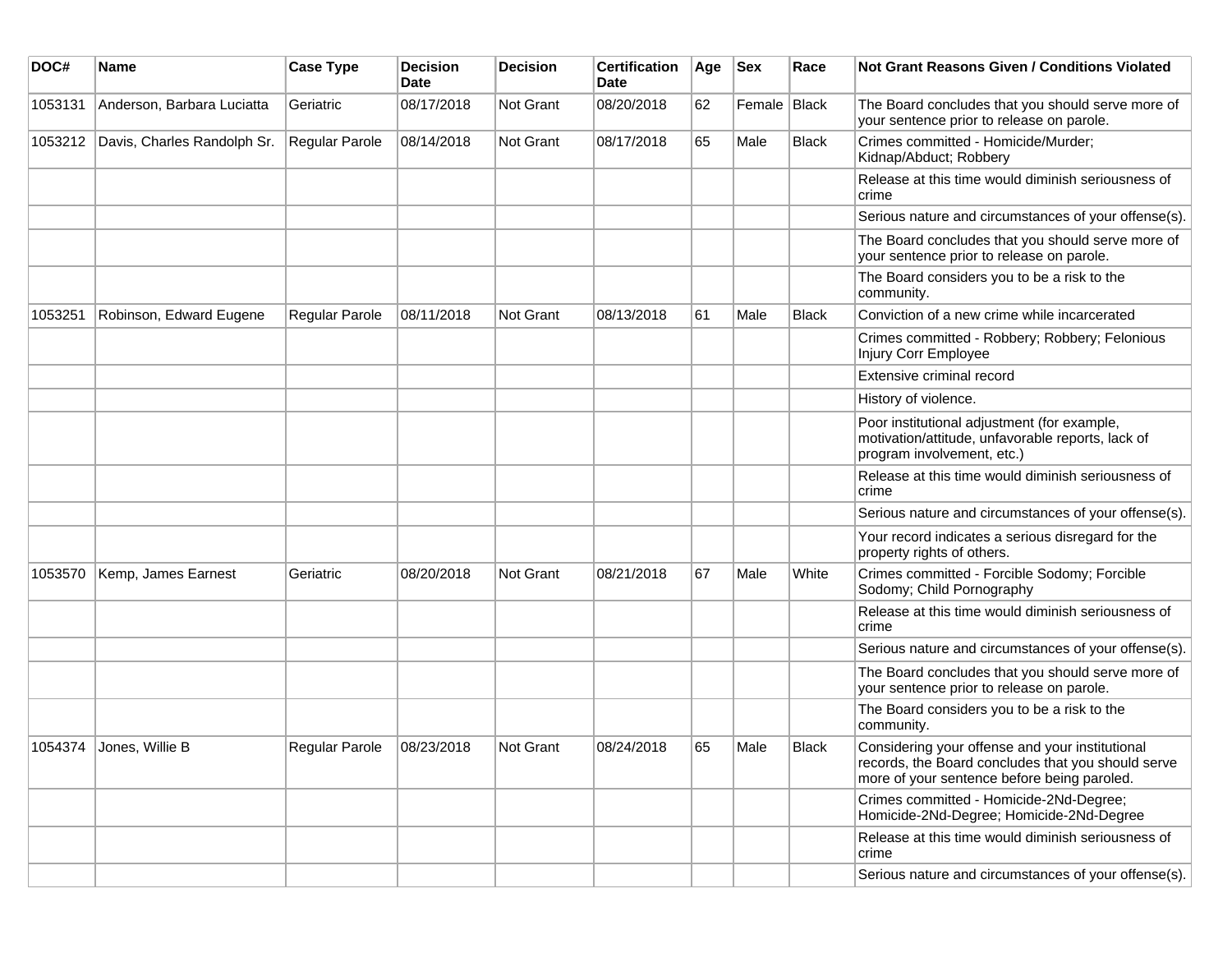| DOC# | Name | Case Type | Decision Date | Decision | Certification Date | Age | Sex | Race | Not Grant Reasons Given / Conditions Violated |
|---|---|---|---|---|---|---|---|---|---|
| 1053131 | Anderson, Barbara Luciatta | Geriatric | 08/17/2018 | Not Grant | 08/20/2018 | 62 | Female | Black | The Board concludes that you should serve more of your sentence prior to release on parole. |
| 1053212 | Davis, Charles Randolph Sr. | Regular Parole | 08/14/2018 | Not Grant | 08/17/2018 | 65 | Male | Black | Crimes committed - Homicide/Murder; Kidnap/Abduct; Robbery |
| | | | | | | | | | Release at this time would diminish seriousness of crime |
| | | | | | | | | | Serious nature and circumstances of your offense(s). |
| | | | | | | | | | The Board concludes that you should serve more of your sentence prior to release on parole. |
| | | | | | | | | | The Board considers you to be a risk to the community. |
| 1053251 | Robinson, Edward Eugene | Regular Parole | 08/11/2018 | Not Grant | 08/13/2018 | 61 | Male | Black | Conviction of a new crime while incarcerated |
| | | | | | | | | | Crimes committed - Robbery; Robbery; Felonious Injury Corr Employee |
| | | | | | | | | | Extensive criminal record |
| | | | | | | | | | History of violence. |
| | | | | | | | | | Poor institutional adjustment (for example, motivation/attitude, unfavorable reports, lack of program involvement, etc.) |
| | | | | | | | | | Release at this time would diminish seriousness of crime |
| | | | | | | | | | Serious nature and circumstances of your offense(s). |
| | | | | | | | | | Your record indicates a serious disregard for the property rights of others. |
| 1053570 | Kemp, James Earnest | Geriatric | 08/20/2018 | Not Grant | 08/21/2018 | 67 | Male | White | Crimes committed - Forcible Sodomy; Forcible Sodomy; Child Pornography |
| | | | | | | | | | Release at this time would diminish seriousness of crime |
| | | | | | | | | | Serious nature and circumstances of your offense(s). |
| | | | | | | | | | The Board concludes that you should serve more of your sentence prior to release on parole. |
| | | | | | | | | | The Board considers you to be a risk to the community. |
| 1054374 | Jones, Willie B | Regular Parole | 08/23/2018 | Not Grant | 08/24/2018 | 65 | Male | Black | Considering your offense and your institutional records, the Board concludes that you should serve more of your sentence before being paroled. |
| | | | | | | | | | Crimes committed - Homicide-2Nd-Degree; Homicide-2Nd-Degree; Homicide-2Nd-Degree |
| | | | | | | | | | Release at this time would diminish seriousness of crime |
| | | | | | | | | | Serious nature and circumstances of your offense(s). |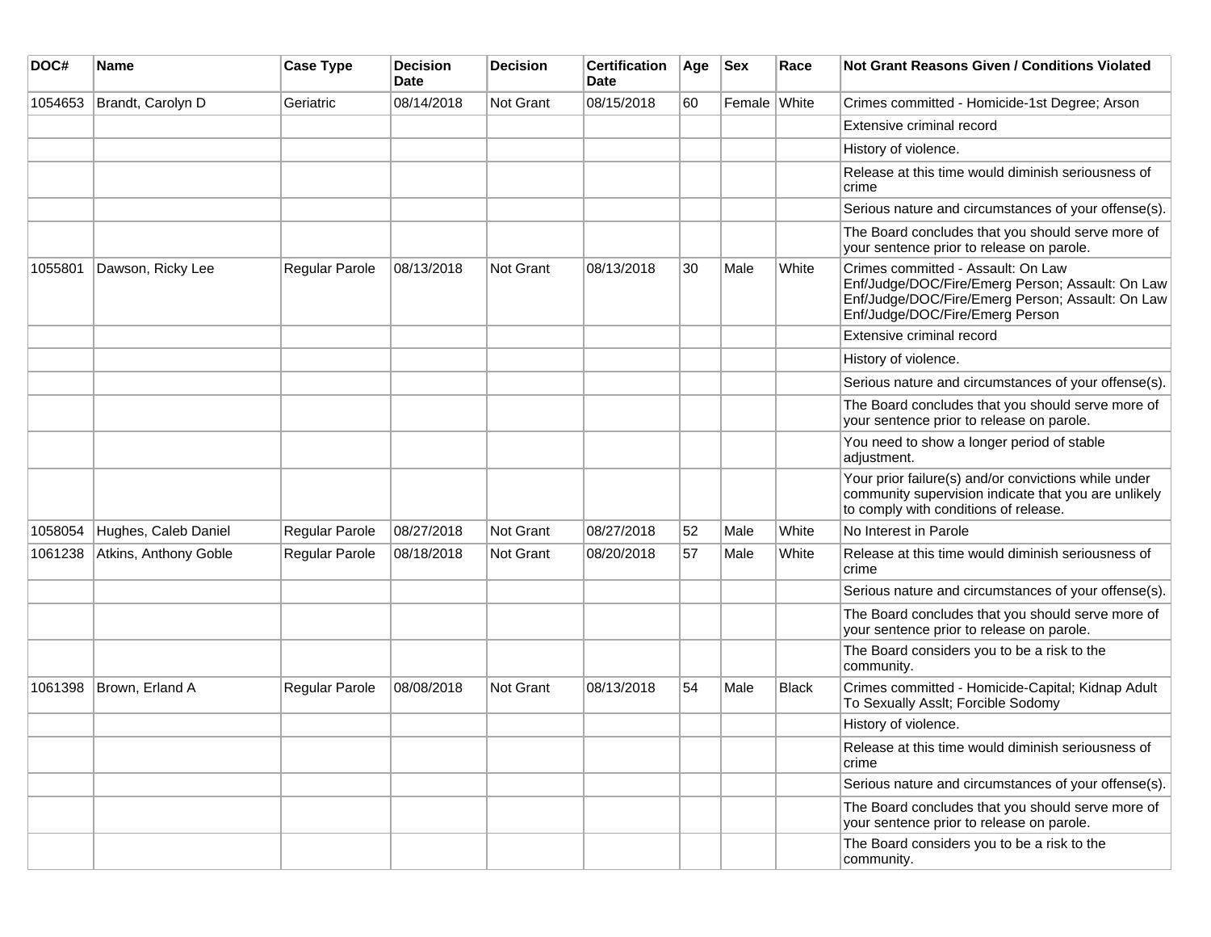| DOC# | Name | Case Type | Decision Date | Decision | Certification Date | Age | Sex | Race | Not Grant Reasons Given / Conditions Violated |
| --- | --- | --- | --- | --- | --- | --- | --- | --- | --- |
| 1054653 | Brandt, Carolyn D | Geriatric | 08/14/2018 | Not Grant | 08/15/2018 | 60 | Female | White | Crimes committed - Homicide-1st Degree; Arson |
| | | | | | | | | | Extensive criminal record |
| | | | | | | | | | History of violence. |
| | | | | | | | | | Release at this time would diminish seriousness of crime |
| | | | | | | | | | Serious nature and circumstances of your offense(s). |
| | | | | | | | | | The Board concludes that you should serve more of your sentence prior to release on parole. |
| 1055801 | Dawson, Ricky Lee | Regular Parole | 08/13/2018 | Not Grant | 08/13/2018 | 30 | Male | White | Crimes committed - Assault: On Law Enf/Judge/DOC/Fire/Emerg Person; Assault: On Law Enf/Judge/DOC/Fire/Emerg Person; Assault: On Law Enf/Judge/DOC/Fire/Emerg Person |
| | | | | | | | | | Extensive criminal record |
| | | | | | | | | | History of violence. |
| | | | | | | | | | Serious nature and circumstances of your offense(s). |
| | | | | | | | | | The Board concludes that you should serve more of your sentence prior to release on parole. |
| | | | | | | | | | You need to show a longer period of stable adjustment. |
| | | | | | | | | | Your prior failure(s) and/or convictions while under community supervision indicate that you are unlikely to comply with conditions of release. |
| 1058054 | Hughes, Caleb Daniel | Regular Parole | 08/27/2018 | Not Grant | 08/27/2018 | 52 | Male | White | No Interest in Parole |
| 1061238 | Atkins, Anthony Goble | Regular Parole | 08/18/2018 | Not Grant | 08/20/2018 | 57 | Male | White | Release at this time would diminish seriousness of crime |
| | | | | | | | | | Serious nature and circumstances of your offense(s). |
| | | | | | | | | | The Board concludes that you should serve more of your sentence prior to release on parole. |
| | | | | | | | | | The Board considers you to be a risk to the community. |
| 1061398 | Brown, Erland A | Regular Parole | 08/08/2018 | Not Grant | 08/13/2018 | 54 | Male | Black | Crimes committed - Homicide-Capital; Kidnap Adult To Sexually Asslt; Forcible Sodomy |
| | | | | | | | | | History of violence. |
| | | | | | | | | | Release at this time would diminish seriousness of crime |
| | | | | | | | | | Serious nature and circumstances of your offense(s). |
| | | | | | | | | | The Board concludes that you should serve more of your sentence prior to release on parole. |
| | | | | | | | | | The Board considers you to be a risk to the community. |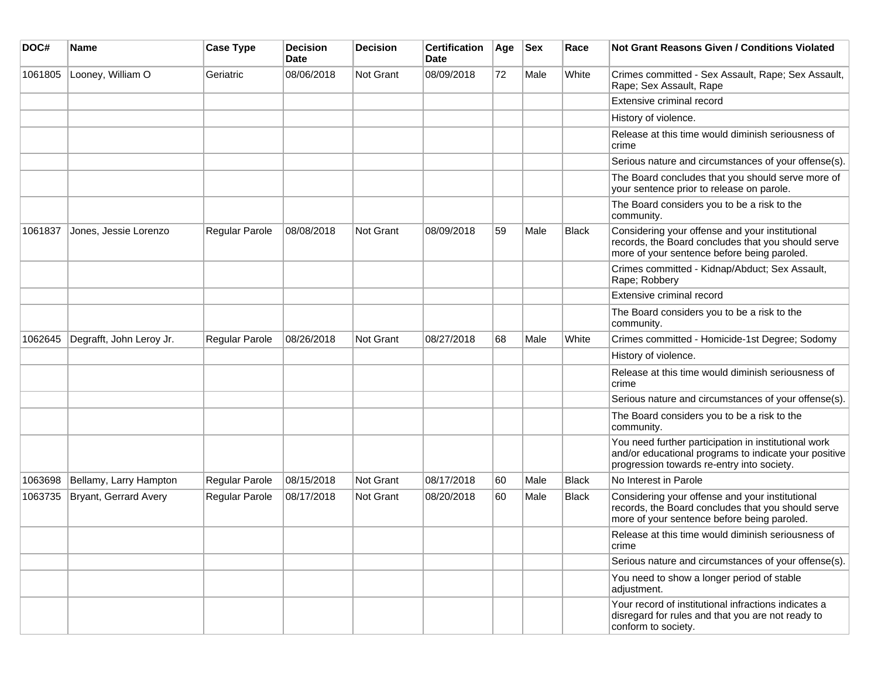| DOC# | Name | Case Type | Decision Date | Decision | Certification Date | Age | Sex | Race | Not Grant Reasons Given / Conditions Violated |
|---|---|---|---|---|---|---|---|---|---|
| 1061805 | Looney, William O | Geriatric | 08/06/2018 | Not Grant | 08/09/2018 | 72 | Male | White | Crimes committed - Sex Assault, Rape; Sex Assault, Rape; Sex Assault, Rape |
| | | | | | | | | | Extensive criminal record |
| | | | | | | | | | History of violence. |
| | | | | | | | | | Release at this time would diminish seriousness of crime |
| | | | | | | | | | Serious nature and circumstances of your offense(s). |
| | | | | | | | | | The Board concludes that you should serve more of your sentence prior to release on parole. |
| | | | | | | | | | The Board considers you to be a risk to the community. |
| 1061837 | Jones, Jessie Lorenzo | Regular Parole | 08/08/2018 | Not Grant | 08/09/2018 | 59 | Male | Black | Considering your offense and your institutional records, the Board concludes that you should serve more of your sentence before being paroled. |
| | | | | | | | | | Crimes committed - Kidnap/Abduct; Sex Assault, Rape; Robbery |
| | | | | | | | | | Extensive criminal record |
| | | | | | | | | | The Board considers you to be a risk to the community. |
| 1062645 | Degrafft, John Leroy Jr. | Regular Parole | 08/26/2018 | Not Grant | 08/27/2018 | 68 | Male | White | Crimes committed - Homicide-1st Degree; Sodomy |
| | | | | | | | | | History of violence. |
| | | | | | | | | | Release at this time would diminish seriousness of crime |
| | | | | | | | | | Serious nature and circumstances of your offense(s). |
| | | | | | | | | | The Board considers you to be a risk to the community. |
| | | | | | | | | | You need further participation in institutional work and/or educational programs to indicate your positive progression towards re-entry into society. |
| 1063698 | Bellamy, Larry Hampton | Regular Parole | 08/15/2018 | Not Grant | 08/17/2018 | 60 | Male | Black | No Interest in Parole |
| 1063735 | Bryant, Gerrard Avery | Regular Parole | 08/17/2018 | Not Grant | 08/20/2018 | 60 | Male | Black | Considering your offense and your institutional records, the Board concludes that you should serve more of your sentence before being paroled. |
| | | | | | | | | | Release at this time would diminish seriousness of crime |
| | | | | | | | | | Serious nature and circumstances of your offense(s). |
| | | | | | | | | | You need to show a longer period of stable adjustment. |
| | | | | | | | | | Your record of institutional infractions indicates a disregard for rules and that you are not ready to conform to society. |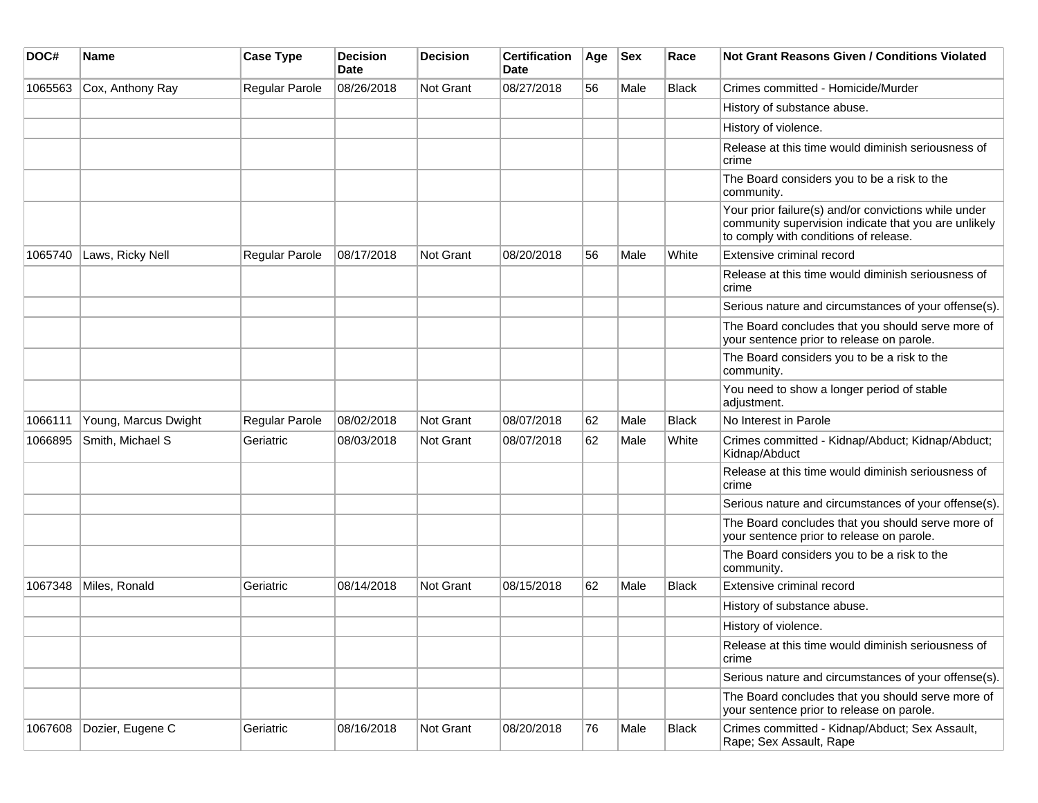| DOC# | Name | Case Type | Decision Date | Decision | Certification Date | Age | Sex | Race | Not Grant Reasons Given / Conditions Violated |
| --- | --- | --- | --- | --- | --- | --- | --- | --- | --- |
| 1065563 | Cox, Anthony Ray | Regular Parole | 08/26/2018 | Not Grant | 08/27/2018 | 56 | Male | Black | Crimes committed - Homicide/Murder |
| | | | | | | | | | History of substance abuse. |
| | | | | | | | | | History of violence. |
| | | | | | | | | | Release at this time would diminish seriousness of crime |
| | | | | | | | | | The Board considers you to be a risk to the community. |
| | | | | | | | | | Your prior failure(s) and/or convictions while under community supervision indicate that you are unlikely to comply with conditions of release. |
| 1065740 | Laws, Ricky Nell | Regular Parole | 08/17/2018 | Not Grant | 08/20/2018 | 56 | Male | White | Extensive criminal record |
| | | | | | | | | | Release at this time would diminish seriousness of crime |
| | | | | | | | | | Serious nature and circumstances of your offense(s). |
| | | | | | | | | | The Board concludes that you should serve more of your sentence prior to release on parole. |
| | | | | | | | | | The Board considers you to be a risk to the community. |
| | | | | | | | | | You need to show a longer period of stable adjustment. |
| 1066111 | Young, Marcus Dwight | Regular Parole | 08/02/2018 | Not Grant | 08/07/2018 | 62 | Male | Black | No Interest in Parole |
| 1066895 | Smith, Michael S | Geriatric | 08/03/2018 | Not Grant | 08/07/2018 | 62 | Male | White | Crimes committed - Kidnap/Abduct; Kidnap/Abduct; Kidnap/Abduct |
| | | | | | | | | | Release at this time would diminish seriousness of crime |
| | | | | | | | | | Serious nature and circumstances of your offense(s). |
| | | | | | | | | | The Board concludes that you should serve more of your sentence prior to release on parole. |
| | | | | | | | | | The Board considers you to be a risk to the community. |
| 1067348 | Miles, Ronald | Geriatric | 08/14/2018 | Not Grant | 08/15/2018 | 62 | Male | Black | Extensive criminal record |
| | | | | | | | | | History of substance abuse. |
| | | | | | | | | | History of violence. |
| | | | | | | | | | Release at this time would diminish seriousness of crime |
| | | | | | | | | | Serious nature and circumstances of your offense(s). |
| | | | | | | | | | The Board concludes that you should serve more of your sentence prior to release on parole. |
| 1067608 | Dozier, Eugene C | Geriatric | 08/16/2018 | Not Grant | 08/20/2018 | 76 | Male | Black | Crimes committed - Kidnap/Abduct; Sex Assault, Rape; Sex Assault, Rape |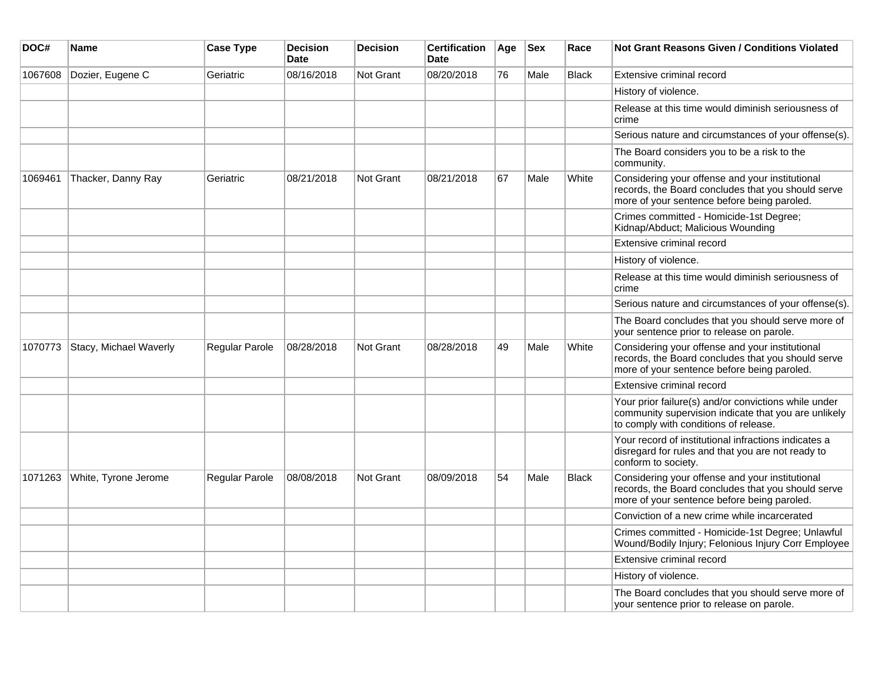| DOC# | Name | Case Type | Decision Date | Decision | Certification Date | Age | Sex | Race | Not Grant Reasons Given / Conditions Violated |
| --- | --- | --- | --- | --- | --- | --- | --- | --- | --- |
| 1067608 | Dozier, Eugene C | Geriatric | 08/16/2018 | Not Grant | 08/20/2018 | 76 | Male | Black | Extensive criminal record |
| | | | | | | | | | History of violence. |
| | | | | | | | | | Release at this time would diminish seriousness of crime |
| | | | | | | | | | Serious nature and circumstances of your offense(s). |
| | | | | | | | | | The Board considers you to be a risk to the community. |
| 1069461 | Thacker, Danny Ray | Geriatric | 08/21/2018 | Not Grant | 08/21/2018 | 67 | Male | White | Considering your offense and your institutional records, the Board concludes that you should serve more of your sentence before being paroled. |
| | | | | | | | | | Crimes committed - Homicide-1st Degree; Kidnap/Abduct; Malicious Wounding |
| | | | | | | | | | Extensive criminal record |
| | | | | | | | | | History of violence. |
| | | | | | | | | | Release at this time would diminish seriousness of crime |
| | | | | | | | | | Serious nature and circumstances of your offense(s). |
| | | | | | | | | | The Board concludes that you should serve more of your sentence prior to release on parole. |
| 1070773 | Stacy, Michael Waverly | Regular Parole | 08/28/2018 | Not Grant | 08/28/2018 | 49 | Male | White | Considering your offense and your institutional records, the Board concludes that you should serve more of your sentence before being paroled. |
| | | | | | | | | | Extensive criminal record |
| | | | | | | | | | Your prior failure(s) and/or convictions while under community supervision indicate that you are unlikely to comply with conditions of release. |
| | | | | | | | | | Your record of institutional infractions indicates a disregard for rules and that you are not ready to conform to society. |
| 1071263 | White, Tyrone Jerome | Regular Parole | 08/08/2018 | Not Grant | 08/09/2018 | 54 | Male | Black | Considering your offense and your institutional records, the Board concludes that you should serve more of your sentence before being paroled. |
| | | | | | | | | | Conviction of a new crime while incarcerated |
| | | | | | | | | | Crimes committed - Homicide-1st Degree; Unlawful Wound/Bodily Injury; Felonious Injury Corr Employee |
| | | | | | | | | | Extensive criminal record |
| | | | | | | | | | History of violence. |
| | | | | | | | | | The Board concludes that you should serve more of your sentence prior to release on parole. |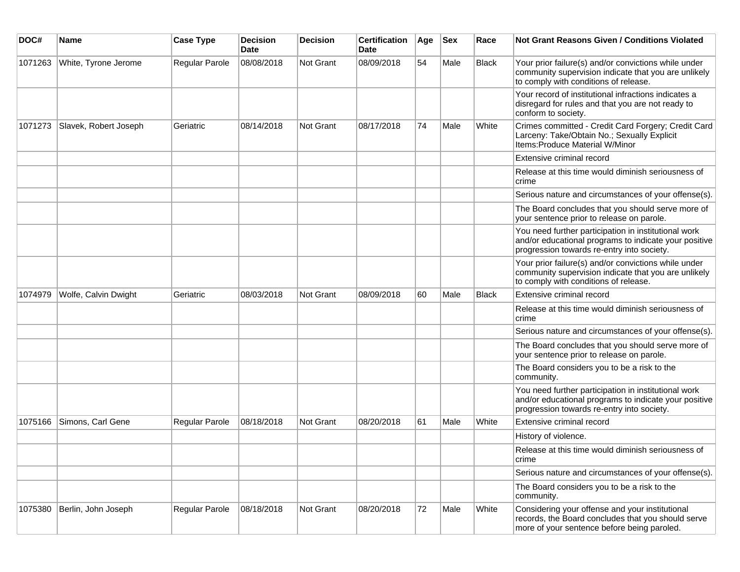| DOC# | Name | Case Type | Decision Date | Decision | Certification Date | Age | Sex | Race | Not Grant Reasons Given / Conditions Violated |
|---|---|---|---|---|---|---|---|---|---|
| 1071263 | White, Tyrone Jerome | Regular Parole | 08/08/2018 | Not Grant | 08/09/2018 | 54 | Male | Black | Your prior failure(s) and/or convictions while under community supervision indicate that you are unlikely to comply with conditions of release. |
| | | | | | | | | | Your record of institutional infractions indicates a disregard for rules and that you are not ready to conform to society. |
| 1071273 | Slavek, Robert Joseph | Geriatric | 08/14/2018 | Not Grant | 08/17/2018 | 74 | Male | White | Crimes committed - Credit Card Forgery; Credit Card Larceny: Take/Obtain No.; Sexually Explicit Items:Produce Material W/Minor |
| | | | | | | | | | Extensive criminal record |
| | | | | | | | | | Release at this time would diminish seriousness of crime |
| | | | | | | | | | Serious nature and circumstances of your offense(s). |
| | | | | | | | | | The Board concludes that you should serve more of your sentence prior to release on parole. |
| | | | | | | | | | You need further participation in institutional work and/or educational programs to indicate your positive progression towards re-entry into society. |
| | | | | | | | | | Your prior failure(s) and/or convictions while under community supervision indicate that you are unlikely to comply with conditions of release. |
| 1074979 | Wolfe, Calvin Dwight | Geriatric | 08/03/2018 | Not Grant | 08/09/2018 | 60 | Male | Black | Extensive criminal record |
| | | | | | | | | | Release at this time would diminish seriousness of crime |
| | | | | | | | | | Serious nature and circumstances of your offense(s). |
| | | | | | | | | | The Board concludes that you should serve more of your sentence prior to release on parole. |
| | | | | | | | | | The Board considers you to be a risk to the community. |
| | | | | | | | | | You need further participation in institutional work and/or educational programs to indicate your positive progression towards re-entry into society. |
| 1075166 | Simons, Carl Gene | Regular Parole | 08/18/2018 | Not Grant | 08/20/2018 | 61 | Male | White | Extensive criminal record |
| | | | | | | | | | History of violence. |
| | | | | | | | | | Release at this time would diminish seriousness of crime |
| | | | | | | | | | Serious nature and circumstances of your offense(s). |
| | | | | | | | | | The Board considers you to be a risk to the community. |
| 1075380 | Berlin, John Joseph | Regular Parole | 08/18/2018 | Not Grant | 08/20/2018 | 72 | Male | White | Considering your offense and your institutional records, the Board concludes that you should serve more of your sentence before being paroled. |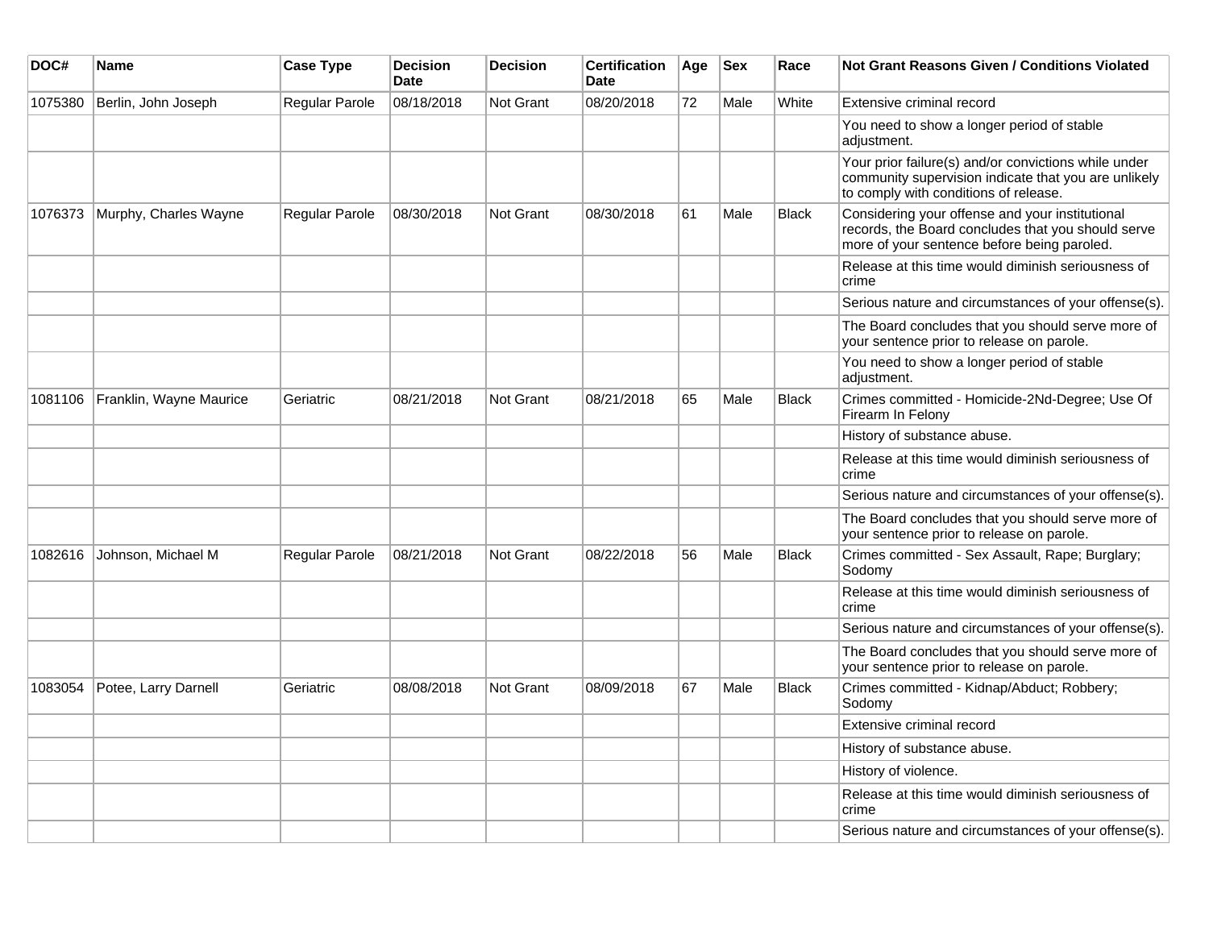| DOC# | Name | Case Type | Decision Date | Decision | Certification Date | Age | Sex | Race | Not Grant Reasons Given / Conditions Violated |
|---|---|---|---|---|---|---|---|---|---|
| 1075380 | Berlin, John Joseph | Regular Parole | 08/18/2018 | Not Grant | 08/20/2018 | 72 | Male | White | Extensive criminal record |
| | | | | | | | | | You need to show a longer period of stable adjustment. |
| | | | | | | | | | Your prior failure(s) and/or convictions while under community supervision indicate that you are unlikely to comply with conditions of release. |
| 1076373 | Murphy, Charles Wayne | Regular Parole | 08/30/2018 | Not Grant | 08/30/2018 | 61 | Male | Black | Considering your offense and your institutional records, the Board concludes that you should serve more of your sentence before being paroled. |
| | | | | | | | | | Release at this time would diminish seriousness of crime |
| | | | | | | | | | Serious nature and circumstances of your offense(s). |
| | | | | | | | | | The Board concludes that you should serve more of your sentence prior to release on parole. |
| | | | | | | | | | You need to show a longer period of stable adjustment. |
| 1081106 | Franklin, Wayne Maurice | Geriatric | 08/21/2018 | Not Grant | 08/21/2018 | 65 | Male | Black | Crimes committed - Homicide-2Nd-Degree; Use Of Firearm In Felony |
| | | | | | | | | | History of substance abuse. |
| | | | | | | | | | Release at this time would diminish seriousness of crime |
| | | | | | | | | | Serious nature and circumstances of your offense(s). |
| | | | | | | | | | The Board concludes that you should serve more of your sentence prior to release on parole. |
| 1082616 | Johnson, Michael M | Regular Parole | 08/21/2018 | Not Grant | 08/22/2018 | 56 | Male | Black | Crimes committed - Sex Assault, Rape; Burglary; Sodomy |
| | | | | | | | | | Release at this time would diminish seriousness of crime |
| | | | | | | | | | Serious nature and circumstances of your offense(s). |
| | | | | | | | | | The Board concludes that you should serve more of your sentence prior to release on parole. |
| 1083054 | Potee, Larry Darnell | Geriatric | 08/08/2018 | Not Grant | 08/09/2018 | 67 | Male | Black | Crimes committed - Kidnap/Abduct; Robbery; Sodomy |
| | | | | | | | | | Extensive criminal record |
| | | | | | | | | | History of substance abuse. |
| | | | | | | | | | History of violence. |
| | | | | | | | | | Release at this time would diminish seriousness of crime |
| | | | | | | | | | Serious nature and circumstances of your offense(s). |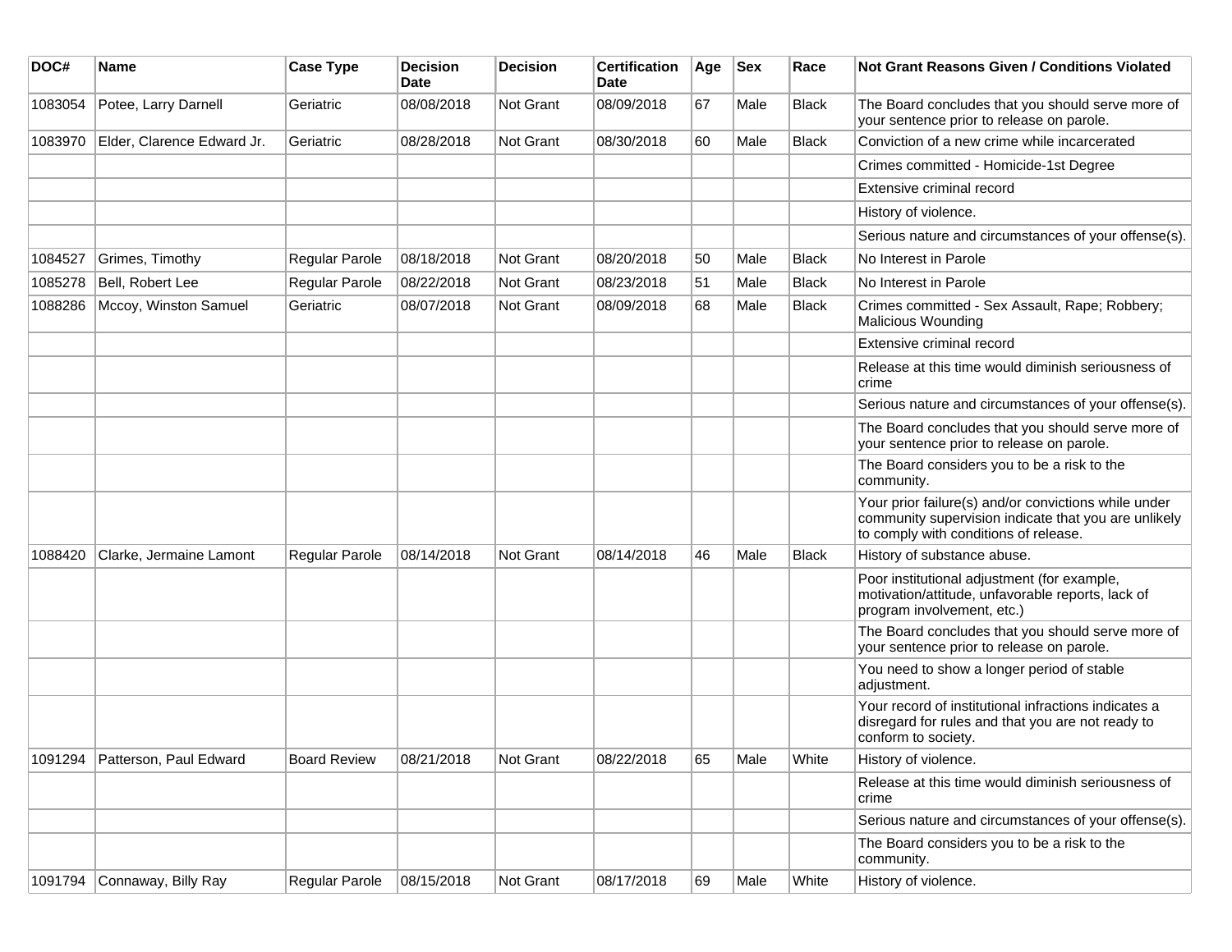| DOC# | Name | Case Type | Decision Date | Decision | Certification Date | Age | Sex | Race | Not Grant Reasons Given / Conditions Violated |
|---|---|---|---|---|---|---|---|---|---|
| 1083054 | Potee, Larry Darnell | Geriatric | 08/08/2018 | Not Grant | 08/09/2018 | 67 | Male | Black | The Board concludes that you should serve more of your sentence prior to release on parole. |
| 1083970 | Elder, Clarence Edward Jr. | Geriatric | 08/28/2018 | Not Grant | 08/30/2018 | 60 | Male | Black | Conviction of a new crime while incarcerated |
| | | | | | | | | | Crimes committed - Homicide-1st Degree |
| | | | | | | | | | Extensive criminal record |
| | | | | | | | | | History of violence. |
| | | | | | | | | | Serious nature and circumstances of your offense(s). |
| 1084527 | Grimes, Timothy | Regular Parole | 08/18/2018 | Not Grant | 08/20/2018 | 50 | Male | Black | No Interest in Parole |
| 1085278 | Bell, Robert Lee | Regular Parole | 08/22/2018 | Not Grant | 08/23/2018 | 51 | Male | Black | No Interest in Parole |
| 1088286 | Mccoy, Winston Samuel | Geriatric | 08/07/2018 | Not Grant | 08/09/2018 | 68 | Male | Black | Crimes committed - Sex Assault, Rape; Robbery; Malicious Wounding |
| | | | | | | | | | Extensive criminal record |
| | | | | | | | | | Release at this time would diminish seriousness of crime |
| | | | | | | | | | Serious nature and circumstances of your offense(s). |
| | | | | | | | | | The Board concludes that you should serve more of your sentence prior to release on parole. |
| | | | | | | | | | The Board considers you to be a risk to the community. |
| | | | | | | | | | Your prior failure(s) and/or convictions while under community supervision indicate that you are unlikely to comply with conditions of release. |
| 1088420 | Clarke, Jermaine Lamont | Regular Parole | 08/14/2018 | Not Grant | 08/14/2018 | 46 | Male | Black | History of substance abuse. |
| | | | | | | | | | Poor institutional adjustment (for example, motivation/attitude, unfavorable reports, lack of program involvement, etc.) |
| | | | | | | | | | The Board concludes that you should serve more of your sentence prior to release on parole. |
| | | | | | | | | | You need to show a longer period of stable adjustment. |
| | | | | | | | | | Your record of institutional infractions indicates a disregard for rules and that you are not ready to conform to society. |
| 1091294 | Patterson, Paul Edward | Board Review | 08/21/2018 | Not Grant | 08/22/2018 | 65 | Male | White | History of violence. |
| | | | | | | | | | Release at this time would diminish seriousness of crime |
| | | | | | | | | | Serious nature and circumstances of your offense(s). |
| | | | | | | | | | The Board considers you to be a risk to the community. |
| 1091794 | Connaway, Billy Ray | Regular Parole | 08/15/2018 | Not Grant | 08/17/2018 | 69 | Male | White | History of violence. |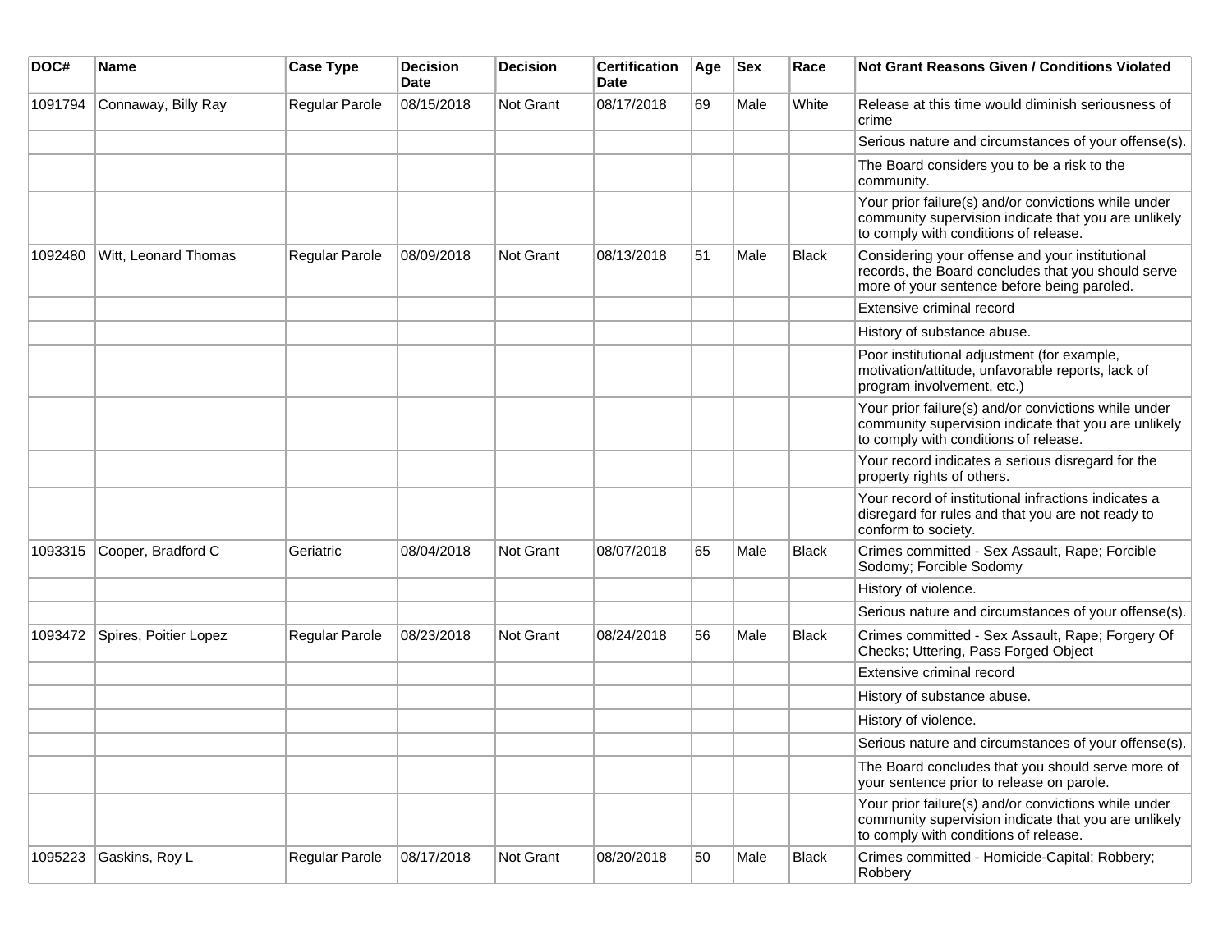| DOC# | Name | Case Type | Decision Date | Decision | Certification Date | Age | Sex | Race | Not Grant Reasons Given / Conditions Violated |
| --- | --- | --- | --- | --- | --- | --- | --- | --- | --- |
| 1091794 | Connaway, Billy Ray | Regular Parole | 08/15/2018 | Not Grant | 08/17/2018 | 69 | Male | White | Release at this time would diminish seriousness of crime |
| | | | | | | | | | Serious nature and circumstances of your offense(s). |
| | | | | | | | | | The Board considers you to be a risk to the community. |
| | | | | | | | | | Your prior failure(s) and/or convictions while under community supervision indicate that you are unlikely to comply with conditions of release. |
| 1092480 | Witt, Leonard Thomas | Regular Parole | 08/09/2018 | Not Grant | 08/13/2018 | 51 | Male | Black | Considering your offense and your institutional records, the Board concludes that you should serve more of your sentence before being paroled. |
| | | | | | | | | | Extensive criminal record |
| | | | | | | | | | History of substance abuse. |
| | | | | | | | | | Poor institutional adjustment (for example, motivation/attitude, unfavorable reports, lack of program involvement, etc.) |
| | | | | | | | | | Your prior failure(s) and/or convictions while under community supervision indicate that you are unlikely to comply with conditions of release. |
| | | | | | | | | | Your record indicates a serious disregard for the property rights of others. |
| | | | | | | | | | Your record of institutional infractions indicates a disregard for rules and that you are not ready to conform to society. |
| 1093315 | Cooper, Bradford C | Geriatric | 08/04/2018 | Not Grant | 08/07/2018 | 65 | Male | Black | Crimes committed - Sex Assault, Rape; Forcible Sodomy; Forcible Sodomy |
| | | | | | | | | | History of violence. |
| | | | | | | | | | Serious nature and circumstances of your offense(s). |
| 1093472 | Spires, Poitier Lopez | Regular Parole | 08/23/2018 | Not Grant | 08/24/2018 | 56 | Male | Black | Crimes committed - Sex Assault, Rape; Forgery Of Checks; Uttering, Pass Forged Object |
| | | | | | | | | | Extensive criminal record |
| | | | | | | | | | History of substance abuse. |
| | | | | | | | | | History of violence. |
| | | | | | | | | | Serious nature and circumstances of your offense(s). |
| | | | | | | | | | The Board concludes that you should serve more of your sentence prior to release on parole. |
| | | | | | | | | | Your prior failure(s) and/or convictions while under community supervision indicate that you are unlikely to comply with conditions of release. |
| 1095223 | Gaskins, Roy L | Regular Parole | 08/17/2018 | Not Grant | 08/20/2018 | 50 | Male | Black | Crimes committed - Homicide-Capital; Robbery; Robbery |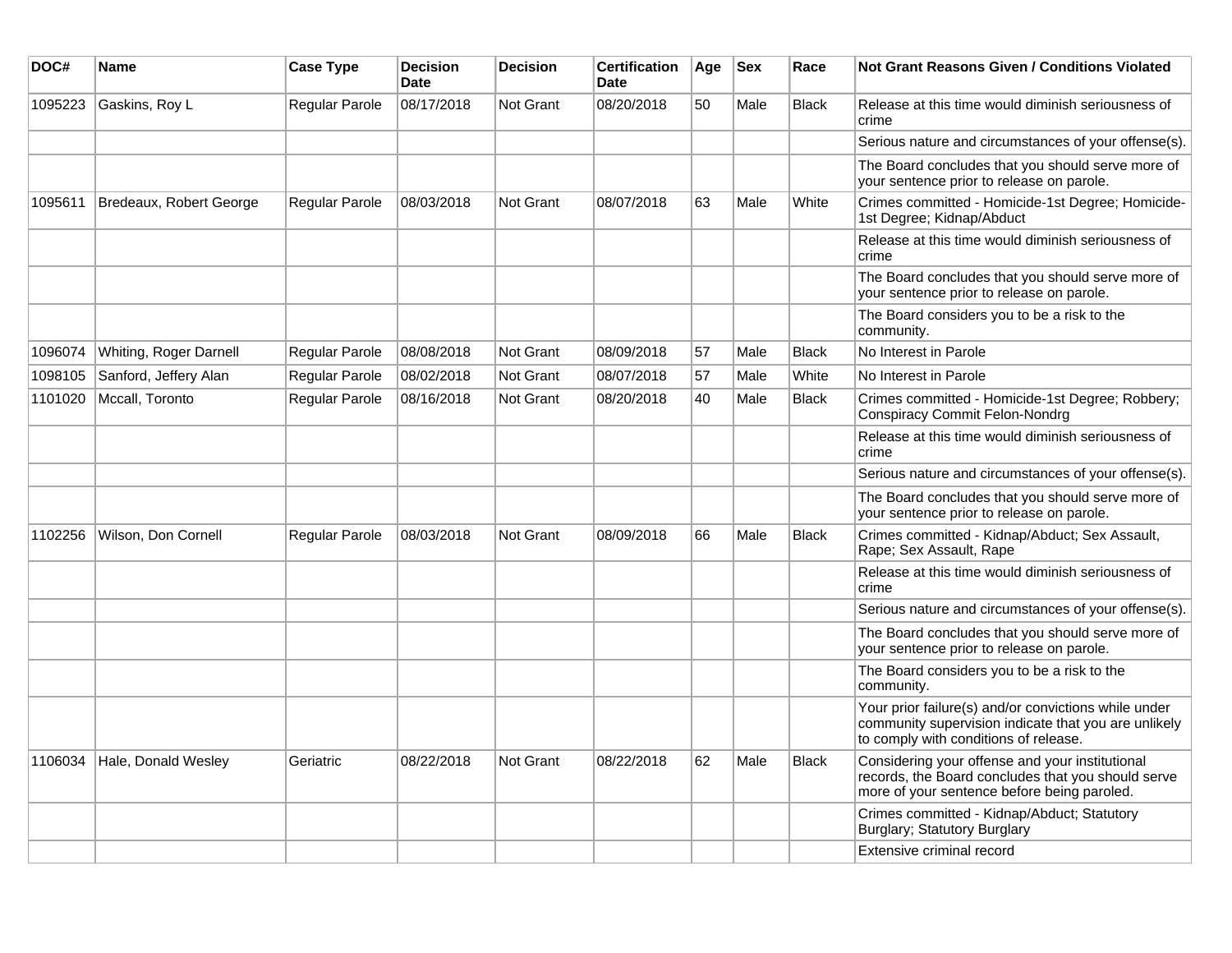| DOC# | Name | Case Type | Decision Date | Decision | Certification Date | Age | Sex | Race | Not Grant Reasons Given / Conditions Violated |
|---|---|---|---|---|---|---|---|---|---|
| 1095223 | Gaskins, Roy L | Regular Parole | 08/17/2018 | Not Grant | 08/20/2018 | 50 | Male | Black | Release at this time would diminish seriousness of crime |
| | | | | | | | | | Serious nature and circumstances of your offense(s). |
| | | | | | | | | | The Board concludes that you should serve more of your sentence prior to release on parole. |
| 1095611 | Bredeaux, Robert George | Regular Parole | 08/03/2018 | Not Grant | 08/07/2018 | 63 | Male | White | Crimes committed - Homicide-1st Degree; Homicide-1st Degree; Kidnap/Abduct |
| | | | | | | | | | Release at this time would diminish seriousness of crime |
| | | | | | | | | | The Board concludes that you should serve more of your sentence prior to release on parole. |
| | | | | | | | | | The Board considers you to be a risk to the community. |
| 1096074 | Whiting, Roger Darnell | Regular Parole | 08/08/2018 | Not Grant | 08/09/2018 | 57 | Male | Black | No Interest in Parole |
| 1098105 | Sanford, Jeffery Alan | Regular Parole | 08/02/2018 | Not Grant | 08/07/2018 | 57 | Male | White | No Interest in Parole |
| 1101020 | Mccall, Toronto | Regular Parole | 08/16/2018 | Not Grant | 08/20/2018 | 40 | Male | Black | Crimes committed - Homicide-1st Degree; Robbery; Conspiracy Commit Felon-Nondrg |
| | | | | | | | | | Release at this time would diminish seriousness of crime |
| | | | | | | | | | Serious nature and circumstances of your offense(s). |
| | | | | | | | | | The Board concludes that you should serve more of your sentence prior to release on parole. |
| 1102256 | Wilson, Don Cornell | Regular Parole | 08/03/2018 | Not Grant | 08/09/2018 | 66 | Male | Black | Crimes committed - Kidnap/Abduct; Sex Assault, Rape; Sex Assault, Rape |
| | | | | | | | | | Release at this time would diminish seriousness of crime |
| | | | | | | | | | Serious nature and circumstances of your offense(s). |
| | | | | | | | | | The Board concludes that you should serve more of your sentence prior to release on parole. |
| | | | | | | | | | The Board considers you to be a risk to the community. |
| | | | | | | | | | Your prior failure(s) and/or convictions while under community supervision indicate that you are unlikely to comply with conditions of release. |
| 1106034 | Hale, Donald Wesley | Geriatric | 08/22/2018 | Not Grant | 08/22/2018 | 62 | Male | Black | Considering your offense and your institutional records, the Board concludes that you should serve more of your sentence before being paroled. |
| | | | | | | | | | Crimes committed - Kidnap/Abduct; Statutory Burglary; Statutory Burglary |
| | | | | | | | | | Extensive criminal record |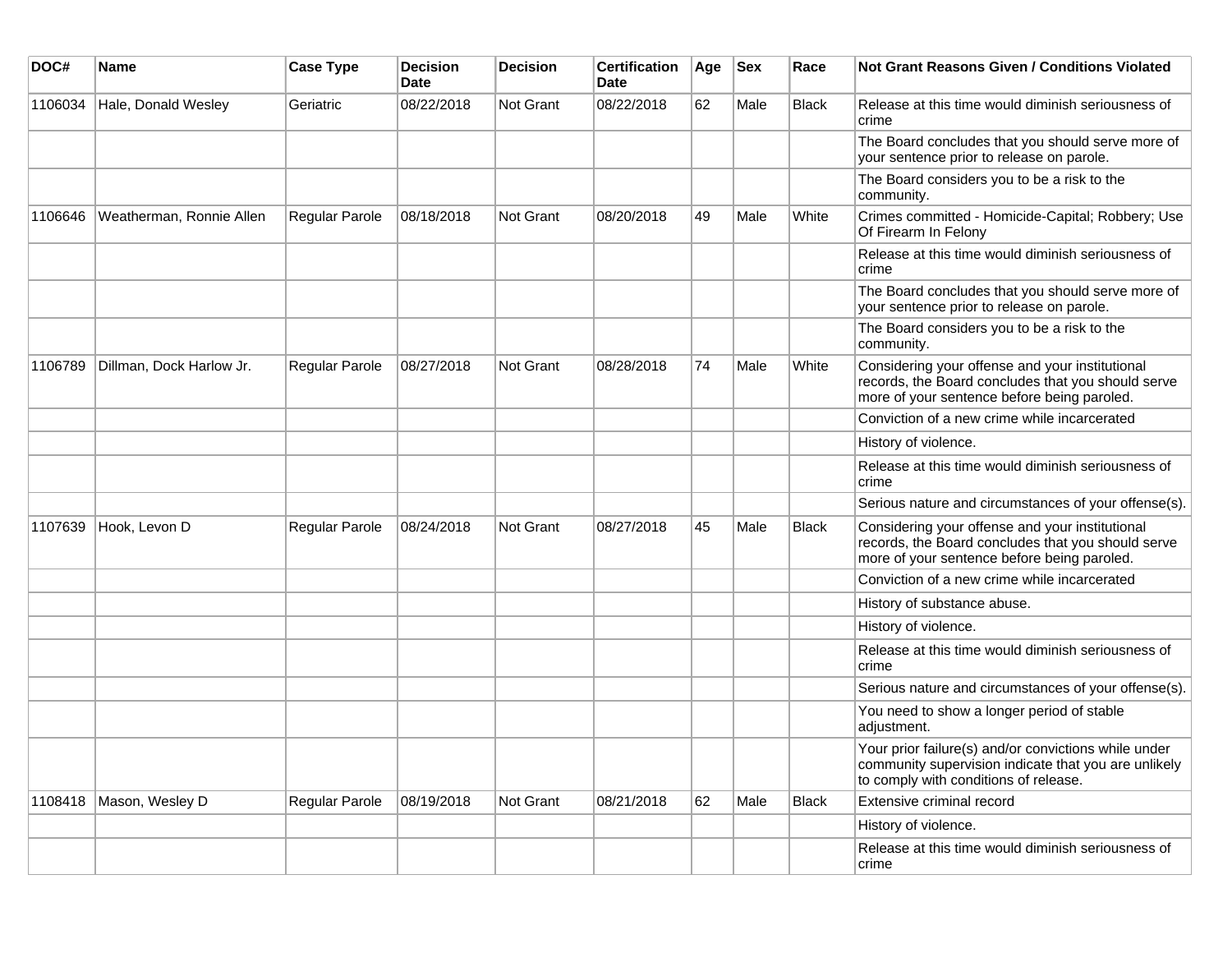| DOC# | Name | Case Type | Decision Date | Decision | Certification Date | Age | Sex | Race | Not Grant Reasons Given / Conditions Violated |
|---|---|---|---|---|---|---|---|---|---|
| 1106034 | Hale, Donald Wesley | Geriatric | 08/22/2018 | Not Grant | 08/22/2018 | 62 | Male | Black | Release at this time would diminish seriousness of crime |
| | | | | | | | | | The Board concludes that you should serve more of your sentence prior to release on parole. |
| | | | | | | | | | The Board considers you to be a risk to the community. |
| 1106646 | Weatherman, Ronnie Allen | Regular Parole | 08/18/2018 | Not Grant | 08/20/2018 | 49 | Male | White | Crimes committed - Homicide-Capital; Robbery; Use Of Firearm In Felony |
| | | | | | | | | | Release at this time would diminish seriousness of crime |
| | | | | | | | | | The Board concludes that you should serve more of your sentence prior to release on parole. |
| | | | | | | | | | The Board considers you to be a risk to the community. |
| 1106789 | Dillman, Dock Harlow Jr. | Regular Parole | 08/27/2018 | Not Grant | 08/28/2018 | 74 | Male | White | Considering your offense and your institutional records, the Board concludes that you should serve more of your sentence before being paroled. |
| | | | | | | | | | Conviction of a new crime while incarcerated |
| | | | | | | | | | History of violence. |
| | | | | | | | | | Release at this time would diminish seriousness of crime |
| | | | | | | | | | Serious nature and circumstances of your offense(s). |
| 1107639 | Hook, Levon D | Regular Parole | 08/24/2018 | Not Grant | 08/27/2018 | 45 | Male | Black | Considering your offense and your institutional records, the Board concludes that you should serve more of your sentence before being paroled. |
| | | | | | | | | | Conviction of a new crime while incarcerated |
| | | | | | | | | | History of substance abuse. |
| | | | | | | | | | History of violence. |
| | | | | | | | | | Release at this time would diminish seriousness of crime |
| | | | | | | | | | Serious nature and circumstances of your offense(s). |
| | | | | | | | | | You need to show a longer period of stable adjustment. |
| | | | | | | | | | Your prior failure(s) and/or convictions while under community supervision indicate that you are unlikely to comply with conditions of release. |
| 1108418 | Mason, Wesley D | Regular Parole | 08/19/2018 | Not Grant | 08/21/2018 | 62 | Male | Black | Extensive criminal record |
| | | | | | | | | | History of violence. |
| | | | | | | | | | Release at this time would diminish seriousness of crime |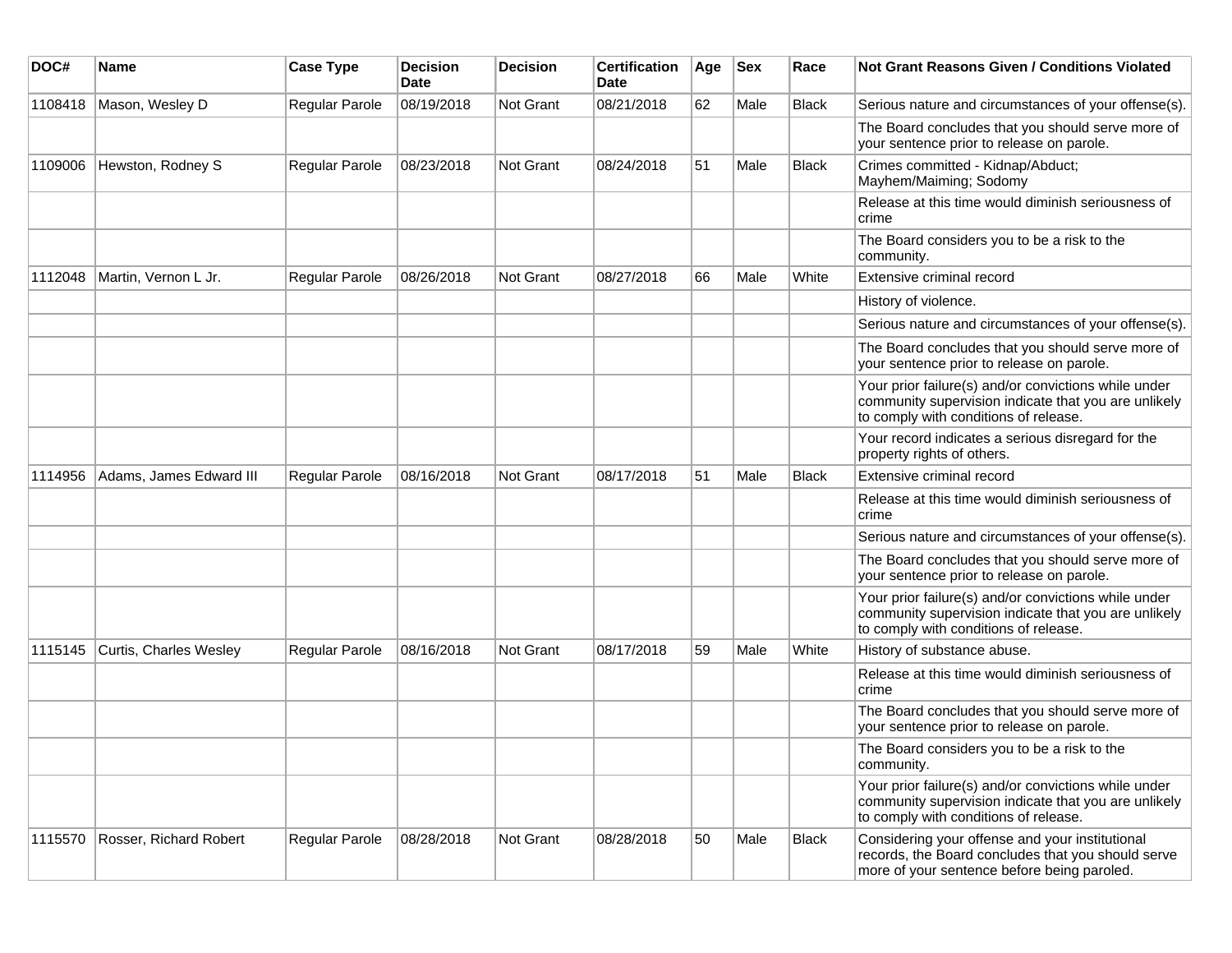| DOC# | Name | Case Type | Decision Date | Decision | Certification Date | Age | Sex | Race | Not Grant Reasons Given / Conditions Violated |
|---|---|---|---|---|---|---|---|---|---|
| 1108418 | Mason, Wesley D | Regular Parole | 08/19/2018 | Not Grant | 08/21/2018 | 62 | Male | Black | Serious nature and circumstances of your offense(s). |
| | | | | | | | | | The Board concludes that you should serve more of your sentence prior to release on parole. |
| 1109006 | Hewston, Rodney S | Regular Parole | 08/23/2018 | Not Grant | 08/24/2018 | 51 | Male | Black | Crimes committed - Kidnap/Abduct; Mayhem/Maiming; Sodomy |
| | | | | | | | | | Release at this time would diminish seriousness of crime |
| | | | | | | | | | The Board considers you to be a risk to the community. |
| 1112048 | Martin, Vernon L Jr. | Regular Parole | 08/26/2018 | Not Grant | 08/27/2018 | 66 | Male | White | Extensive criminal record |
| | | | | | | | | | History of violence. |
| | | | | | | | | | Serious nature and circumstances of your offense(s). |
| | | | | | | | | | The Board concludes that you should serve more of your sentence prior to release on parole. |
| | | | | | | | | | Your prior failure(s) and/or convictions while under community supervision indicate that you are unlikely to comply with conditions of release. |
| | | | | | | | | | Your record indicates a serious disregard for the property rights of others. |
| 1114956 | Adams, James Edward III | Regular Parole | 08/16/2018 | Not Grant | 08/17/2018 | 51 | Male | Black | Extensive criminal record |
| | | | | | | | | | Release at this time would diminish seriousness of crime |
| | | | | | | | | | Serious nature and circumstances of your offense(s). |
| | | | | | | | | | The Board concludes that you should serve more of your sentence prior to release on parole. |
| | | | | | | | | | Your prior failure(s) and/or convictions while under community supervision indicate that you are unlikely to comply with conditions of release. |
| 1115145 | Curtis, Charles Wesley | Regular Parole | 08/16/2018 | Not Grant | 08/17/2018 | 59 | Male | White | History of substance abuse. |
| | | | | | | | | | Release at this time would diminish seriousness of crime |
| | | | | | | | | | The Board concludes that you should serve more of your sentence prior to release on parole. |
| | | | | | | | | | The Board considers you to be a risk to the community. |
| | | | | | | | | | Your prior failure(s) and/or convictions while under community supervision indicate that you are unlikely to comply with conditions of release. |
| 1115570 | Rosser, Richard Robert | Regular Parole | 08/28/2018 | Not Grant | 08/28/2018 | 50 | Male | Black | Considering your offense and your institutional records, the Board concludes that you should serve more of your sentence before being paroled. |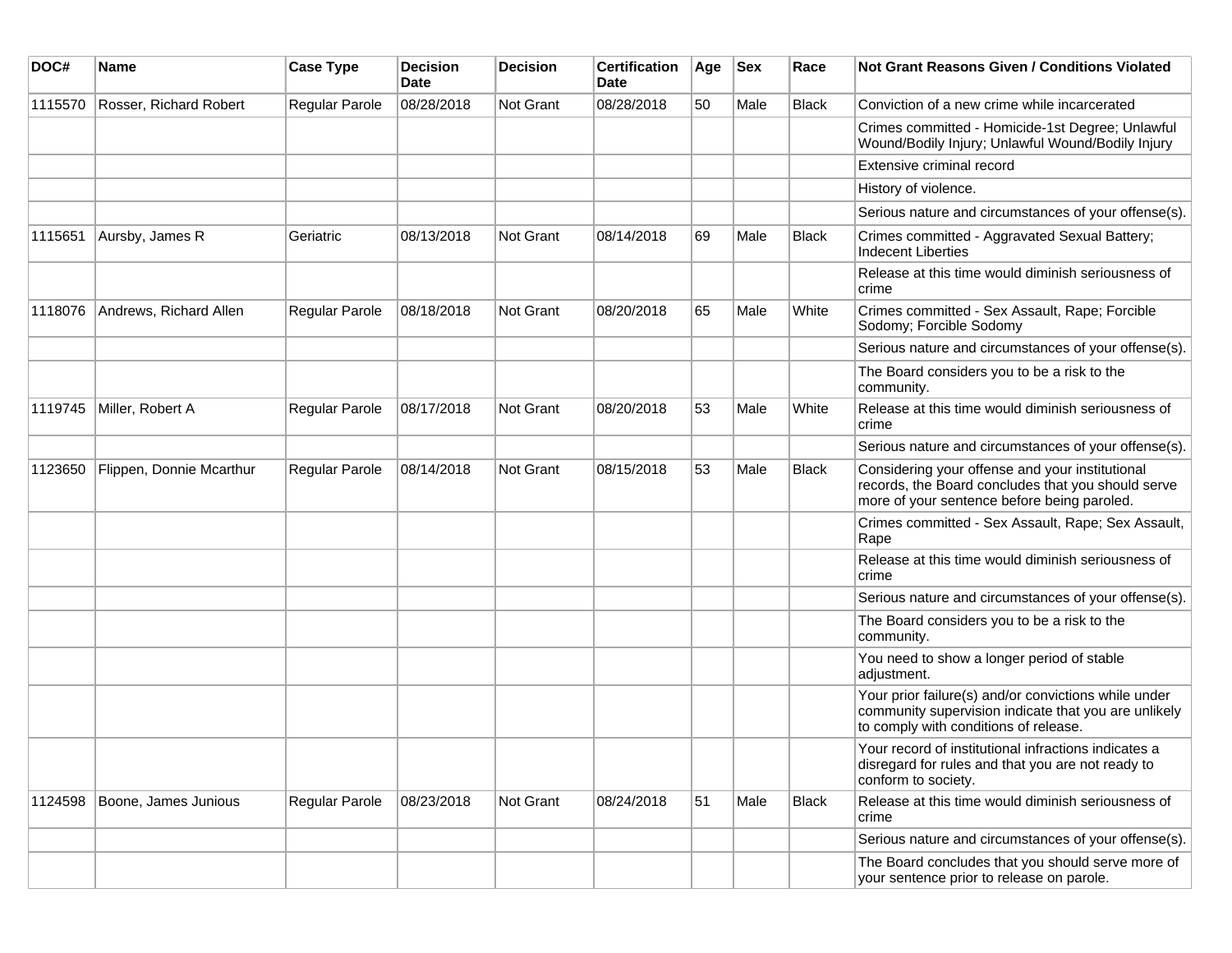| DOC# | Name | Case Type | Decision Date | Decision | Certification Date | Age | Sex | Race | Not Grant Reasons Given / Conditions Violated |
|---|---|---|---|---|---|---|---|---|---|
| 1115570 | Rosser, Richard Robert | Regular Parole | 08/28/2018 | Not Grant | 08/28/2018 | 50 | Male | Black | Conviction of a new crime while incarcerated |
| | | | | | | | | | Crimes committed - Homicide-1st Degree; Unlawful Wound/Bodily Injury; Unlawful Wound/Bodily Injury |
| | | | | | | | | | Extensive criminal record |
| | | | | | | | | | History of violence. |
| | | | | | | | | | Serious nature and circumstances of your offense(s). |
| 1115651 | Aursby, James R | Geriatric | 08/13/2018 | Not Grant | 08/14/2018 | 69 | Male | Black | Crimes committed - Aggravated Sexual Battery; Indecent Liberties |
| | | | | | | | | | Release at this time would diminish seriousness of crime |
| 1118076 | Andrews, Richard Allen | Regular Parole | 08/18/2018 | Not Grant | 08/20/2018 | 65 | Male | White | Crimes committed - Sex Assault, Rape; Forcible Sodomy; Forcible Sodomy |
| | | | | | | | | | Serious nature and circumstances of your offense(s). |
| | | | | | | | | | The Board considers you to be a risk to the community. |
| 1119745 | Miller, Robert A | Regular Parole | 08/17/2018 | Not Grant | 08/20/2018 | 53 | Male | White | Release at this time would diminish seriousness of crime |
| | | | | | | | | | Serious nature and circumstances of your offense(s). |
| 1123650 | Flippen, Donnie Mcarthur | Regular Parole | 08/14/2018 | Not Grant | 08/15/2018 | 53 | Male | Black | Considering your offense and your institutional records, the Board concludes that you should serve more of your sentence before being paroled. |
| | | | | | | | | | Crimes committed - Sex Assault, Rape; Sex Assault, Rape |
| | | | | | | | | | Release at this time would diminish seriousness of crime |
| | | | | | | | | | Serious nature and circumstances of your offense(s). |
| | | | | | | | | | The Board considers you to be a risk to the community. |
| | | | | | | | | | You need to show a longer period of stable adjustment. |
| | | | | | | | | | Your prior failure(s) and/or convictions while under community supervision indicate that you are unlikely to comply with conditions of release. |
| | | | | | | | | | Your record of institutional infractions indicates a disregard for rules and that you are not ready to conform to society. |
| 1124598 | Boone, James Junious | Regular Parole | 08/23/2018 | Not Grant | 08/24/2018 | 51 | Male | Black | Release at this time would diminish seriousness of crime |
| | | | | | | | | | Serious nature and circumstances of your offense(s). |
| | | | | | | | | | The Board concludes that you should serve more of your sentence prior to release on parole. |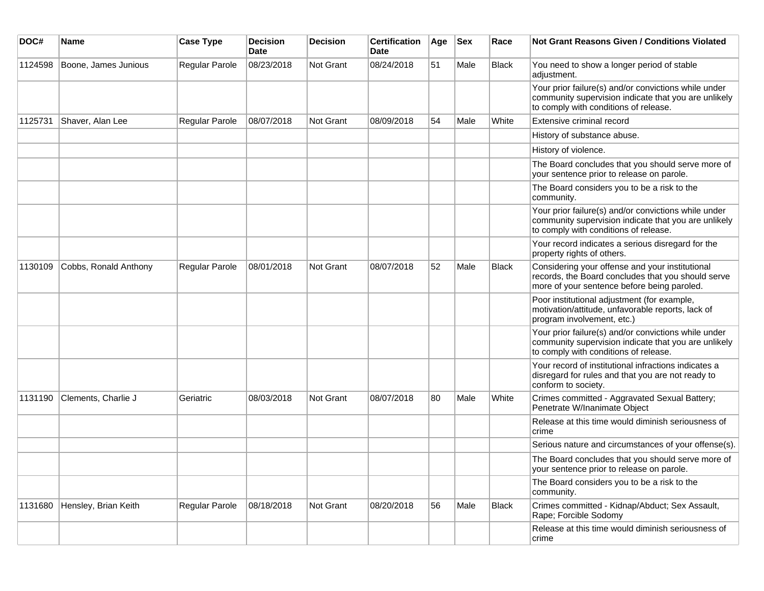| DOC# | Name | Case Type | Decision Date | Decision | Certification Date | Age | Sex | Race | Not Grant Reasons Given / Conditions Violated |
|---|---|---|---|---|---|---|---|---|---|
| 1124598 | Boone, James Junious | Regular Parole | 08/23/2018 | Not Grant | 08/24/2018 | 51 | Male | Black | You need to show a longer period of stable adjustment. |
| | | | | | | | | | Your prior failure(s) and/or convictions while under community supervision indicate that you are unlikely to comply with conditions of release. |
| 1125731 | Shaver, Alan Lee | Regular Parole | 08/07/2018 | Not Grant | 08/09/2018 | 54 | Male | White | Extensive criminal record |
| | | | | | | | | | History of substance abuse. |
| | | | | | | | | | History of violence. |
| | | | | | | | | | The Board concludes that you should serve more of your sentence prior to release on parole. |
| | | | | | | | | | The Board considers you to be a risk to the community. |
| | | | | | | | | | Your prior failure(s) and/or convictions while under community supervision indicate that you are unlikely to comply with conditions of release. |
| | | | | | | | | | Your record indicates a serious disregard for the property rights of others. |
| 1130109 | Cobbs, Ronald Anthony | Regular Parole | 08/01/2018 | Not Grant | 08/07/2018 | 52 | Male | Black | Considering your offense and your institutional records, the Board concludes that you should serve more of your sentence before being paroled. |
| | | | | | | | | | Poor institutional adjustment (for example, motivation/attitude, unfavorable reports, lack of program involvement, etc.) |
| | | | | | | | | | Your prior failure(s) and/or convictions while under community supervision indicate that you are unlikely to comply with conditions of release. |
| | | | | | | | | | Your record of institutional infractions indicates a disregard for rules and that you are not ready to conform to society. |
| 1131190 | Clements, Charlie J | Geriatric | 08/03/2018 | Not Grant | 08/07/2018 | 80 | Male | White | Crimes committed - Aggravated Sexual Battery; Penetrate W/Inanimate Object |
| | | | | | | | | | Release at this time would diminish seriousness of crime |
| | | | | | | | | | Serious nature and circumstances of your offense(s). |
| | | | | | | | | | The Board concludes that you should serve more of your sentence prior to release on parole. |
| | | | | | | | | | The Board considers you to be a risk to the community. |
| 1131680 | Hensley, Brian Keith | Regular Parole | 08/18/2018 | Not Grant | 08/20/2018 | 56 | Male | Black | Crimes committed - Kidnap/Abduct; Sex Assault, Rape; Forcible Sodomy |
| | | | | | | | | | Release at this time would diminish seriousness of crime |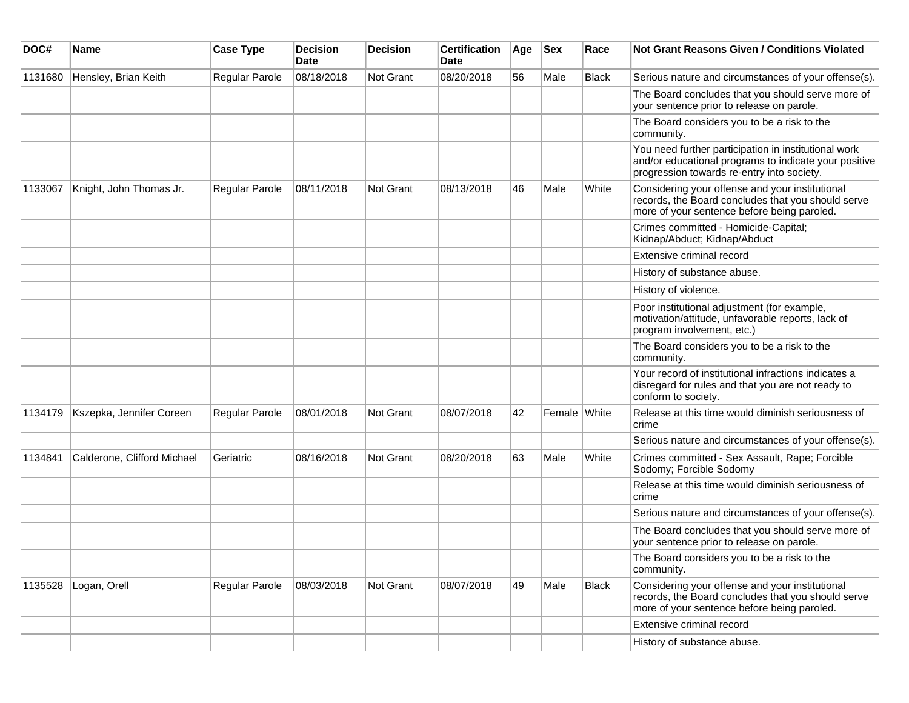| DOC# | Name | Case Type | Decision Date | Decision | Certification Date | Age | Sex | Race | Not Grant Reasons Given / Conditions Violated |
|---|---|---|---|---|---|---|---|---|---|
| 1131680 | Hensley, Brian Keith | Regular Parole | 08/18/2018 | Not Grant | 08/20/2018 | 56 | Male | Black | Serious nature and circumstances of your offense(s). |
| | | | | | | | | | The Board concludes that you should serve more of your sentence prior to release on parole. |
| | | | | | | | | | The Board considers you to be a risk to the community. |
| | | | | | | | | | You need further participation in institutional work and/or educational programs to indicate your positive progression towards re-entry into society. |
| 1133067 | Knight, John Thomas Jr. | Regular Parole | 08/11/2018 | Not Grant | 08/13/2018 | 46 | Male | White | Considering your offense and your institutional records, the Board concludes that you should serve more of your sentence before being paroled. |
| | | | | | | | | | Crimes committed - Homicide-Capital; Kidnap/Abduct; Kidnap/Abduct |
| | | | | | | | | | Extensive criminal record |
| | | | | | | | | | History of substance abuse. |
| | | | | | | | | | History of violence. |
| | | | | | | | | | Poor institutional adjustment (for example, motivation/attitude, unfavorable reports, lack of program involvement, etc.) |
| | | | | | | | | | The Board considers you to be a risk to the community. |
| | | | | | | | | | Your record of institutional infractions indicates a disregard for rules and that you are not ready to conform to society. |
| 1134179 | Kszepka, Jennifer Coreen | Regular Parole | 08/01/2018 | Not Grant | 08/07/2018 | 42 | Female | White | Release at this time would diminish seriousness of crime |
| | | | | | | | | | Serious nature and circumstances of your offense(s). |
| 1134841 | Calderone, Clifford Michael | Geriatric | 08/16/2018 | Not Grant | 08/20/2018 | 63 | Male | White | Crimes committed - Sex Assault, Rape; Forcible Sodomy; Forcible Sodomy |
| | | | | | | | | | Release at this time would diminish seriousness of crime |
| | | | | | | | | | Serious nature and circumstances of your offense(s). |
| | | | | | | | | | The Board concludes that you should serve more of your sentence prior to release on parole. |
| | | | | | | | | | The Board considers you to be a risk to the community. |
| 1135528 | Logan, Orell | Regular Parole | 08/03/2018 | Not Grant | 08/07/2018 | 49 | Male | Black | Considering your offense and your institutional records, the Board concludes that you should serve more of your sentence before being paroled. |
| | | | | | | | | | Extensive criminal record |
| | | | | | | | | | History of substance abuse. |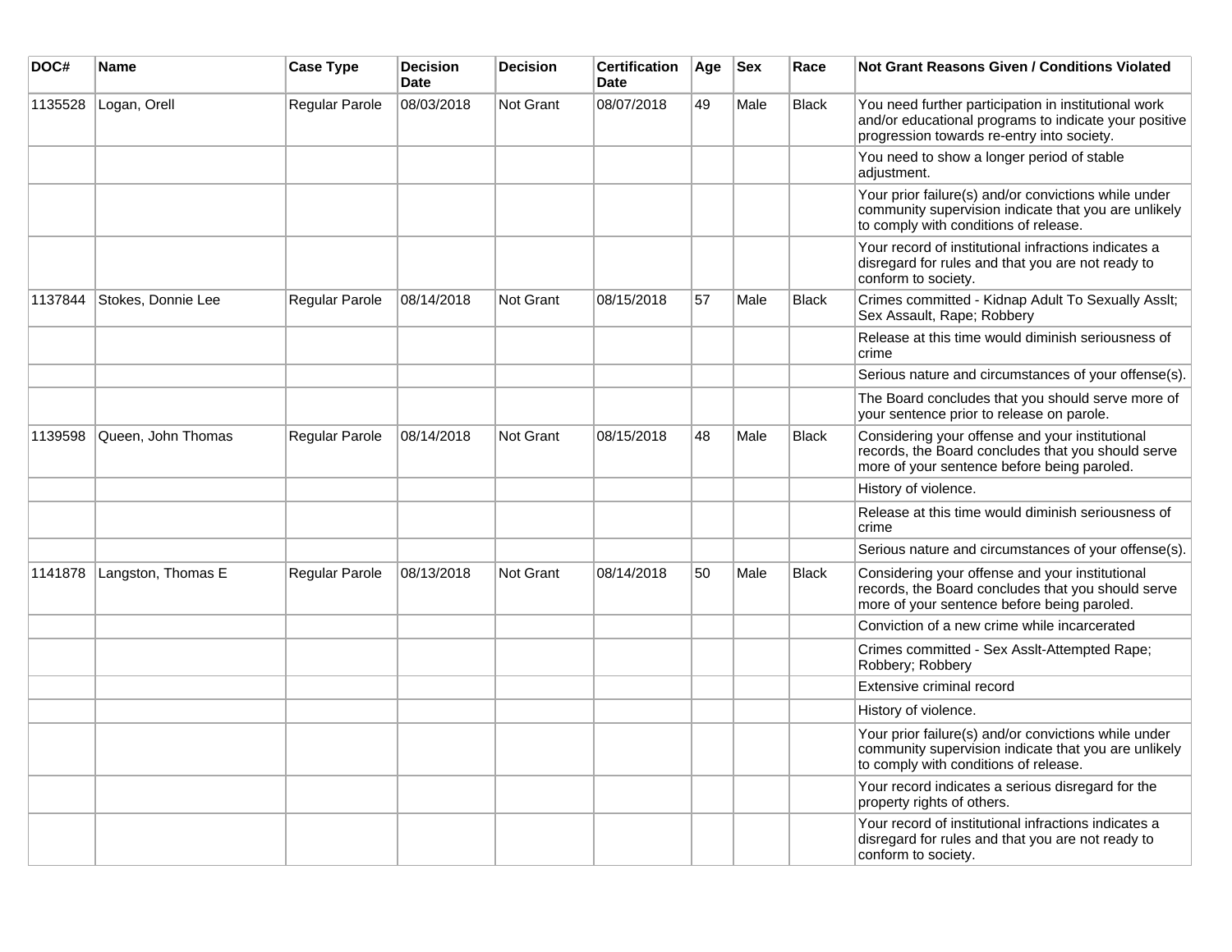| DOC# | Name | Case Type | Decision Date | Decision | Certification Date | Age | Sex | Race | Not Grant Reasons Given / Conditions Violated |
|---|---|---|---|---|---|---|---|---|---|
| 1135528 | Logan, Orell | Regular Parole | 08/03/2018 | Not Grant | 08/07/2018 | 49 | Male | Black | You need further participation in institutional work and/or educational programs to indicate your positive progression towards re-entry into society. |
| | | | | | | | | | You need to show a longer period of stable adjustment. |
| | | | | | | | | | Your prior failure(s) and/or convictions while under community supervision indicate that you are unlikely to comply with conditions of release. |
| | | | | | | | | | Your record of institutional infractions indicates a disregard for rules and that you are not ready to conform to society. |
| 1137844 | Stokes, Donnie Lee | Regular Parole | 08/14/2018 | Not Grant | 08/15/2018 | 57 | Male | Black | Crimes committed - Kidnap Adult To Sexually Asslt; Sex Assault, Rape; Robbery |
| | | | | | | | | | Release at this time would diminish seriousness of crime |
| | | | | | | | | | Serious nature and circumstances of your offense(s). |
| | | | | | | | | | The Board concludes that you should serve more of your sentence prior to release on parole. |
| 1139598 | Queen, John Thomas | Regular Parole | 08/14/2018 | Not Grant | 08/15/2018 | 48 | Male | Black | Considering your offense and your institutional records, the Board concludes that you should serve more of your sentence before being paroled. |
| | | | | | | | | | History of violence. |
| | | | | | | | | | Release at this time would diminish seriousness of crime |
| | | | | | | | | | Serious nature and circumstances of your offense(s). |
| 1141878 | Langston, Thomas E | Regular Parole | 08/13/2018 | Not Grant | 08/14/2018 | 50 | Male | Black | Considering your offense and your institutional records, the Board concludes that you should serve more of your sentence before being paroled. |
| | | | | | | | | | Conviction of a new crime while incarcerated |
| | | | | | | | | | Crimes committed - Sex Asslt-Attempted Rape; Robbery; Robbery |
| | | | | | | | | | Extensive criminal record |
| | | | | | | | | | History of violence. |
| | | | | | | | | | Your prior failure(s) and/or convictions while under community supervision indicate that you are unlikely to comply with conditions of release. |
| | | | | | | | | | Your record indicates a serious disregard for the property rights of others. |
| | | | | | | | | | Your record of institutional infractions indicates a disregard for rules and that you are not ready to conform to society. |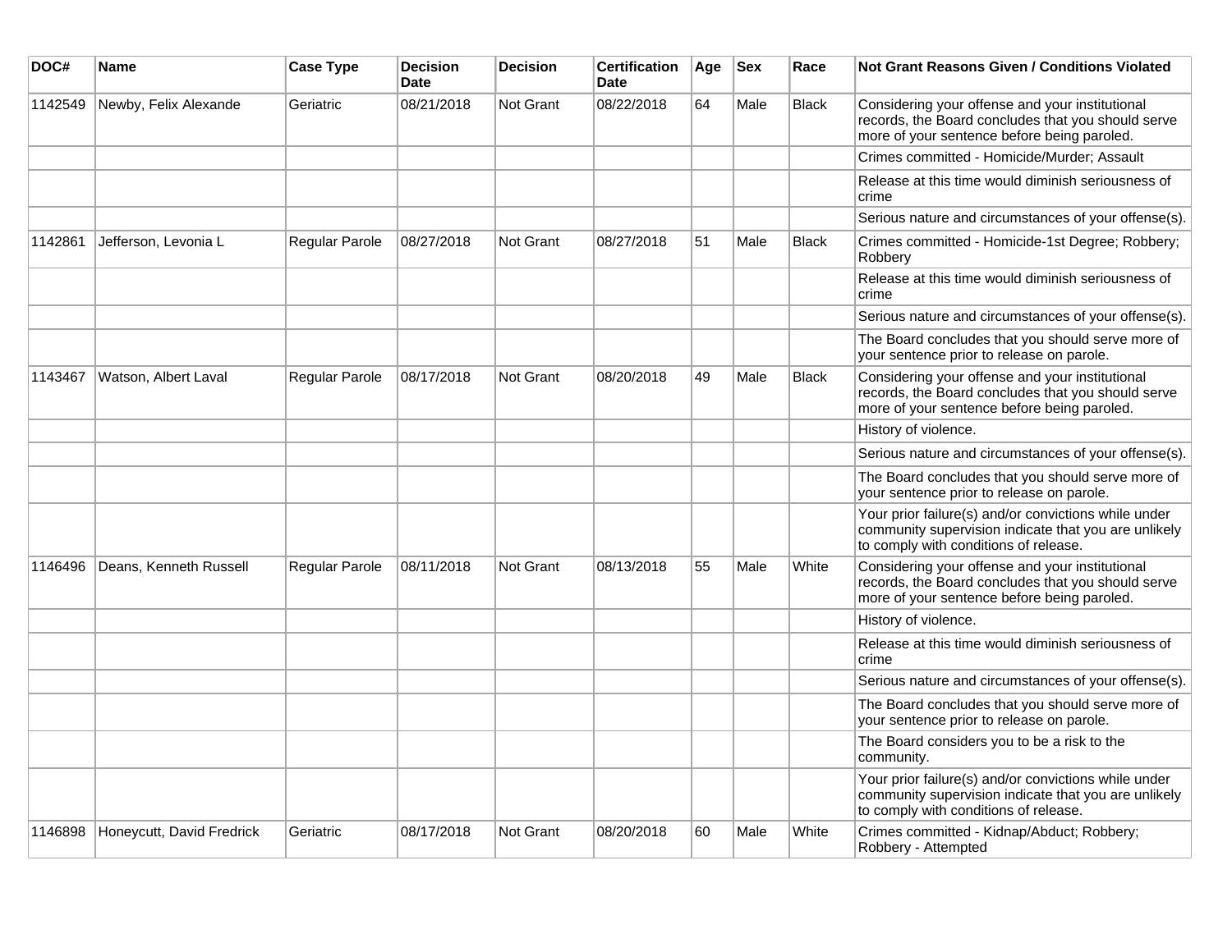| DOC# | Name | Case Type | Decision Date | Decision | Certification Date | Age | Sex | Race | Not Grant Reasons Given / Conditions Violated |
|---|---|---|---|---|---|---|---|---|---|
| 1142549 | Newby, Felix Alexande | Geriatric | 08/21/2018 | Not Grant | 08/22/2018 | 64 | Male | Black | Considering your offense and your institutional records, the Board concludes that you should serve more of your sentence before being paroled. |
| | | | | | | | | | Crimes committed - Homicide/Murder; Assault |
| | | | | | | | | | Release at this time would diminish seriousness of crime |
| | | | | | | | | | Serious nature and circumstances of your offense(s). |
| 1142861 | Jefferson, Levonia L | Regular Parole | 08/27/2018 | Not Grant | 08/27/2018 | 51 | Male | Black | Crimes committed - Homicide-1st Degree; Robbery; Robbery |
| | | | | | | | | | Release at this time would diminish seriousness of crime |
| | | | | | | | | | Serious nature and circumstances of your offense(s). |
| | | | | | | | | | The Board concludes that you should serve more of your sentence prior to release on parole. |
| 1143467 | Watson, Albert Laval | Regular Parole | 08/17/2018 | Not Grant | 08/20/2018 | 49 | Male | Black | Considering your offense and your institutional records, the Board concludes that you should serve more of your sentence before being paroled. |
| | | | | | | | | | History of violence. |
| | | | | | | | | | Serious nature and circumstances of your offense(s). |
| | | | | | | | | | The Board concludes that you should serve more of your sentence prior to release on parole. |
| | | | | | | | | | Your prior failure(s) and/or convictions while under community supervision indicate that you are unlikely to comply with conditions of release. |
| 1146496 | Deans, Kenneth Russell | Regular Parole | 08/11/2018 | Not Grant | 08/13/2018 | 55 | Male | White | Considering your offense and your institutional records, the Board concludes that you should serve more of your sentence before being paroled. |
| | | | | | | | | | History of violence. |
| | | | | | | | | | Release at this time would diminish seriousness of crime |
| | | | | | | | | | Serious nature and circumstances of your offense(s). |
| | | | | | | | | | The Board concludes that you should serve more of your sentence prior to release on parole. |
| | | | | | | | | | The Board considers you to be a risk to the community. |
| | | | | | | | | | Your prior failure(s) and/or convictions while under community supervision indicate that you are unlikely to comply with conditions of release. |
| 1146898 | Honeycutt, David Fredrick | Geriatric | 08/17/2018 | Not Grant | 08/20/2018 | 60 | Male | White | Crimes committed - Kidnap/Abduct; Robbery; Robbery - Attempted |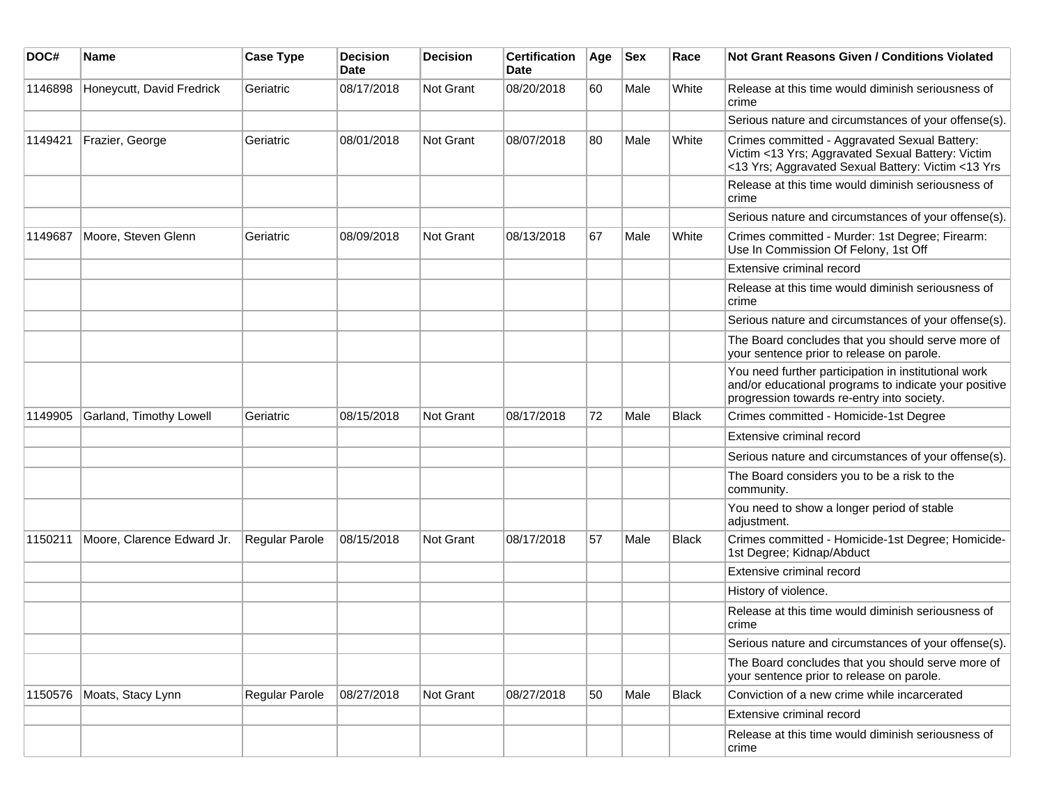| DOC# | Name | Case Type | Decision Date | Decision | Certification Date | Age | Sex | Race | Not Grant Reasons Given / Conditions Violated |
|---|---|---|---|---|---|---|---|---|---|
| 1146898 | Honeycutt, David Fredrick | Geriatric | 08/17/2018 | Not Grant | 08/20/2018 | 60 | Male | White | Release at this time would diminish seriousness of crime |
| | | | | | | | | | Serious nature and circumstances of your offense(s). |
| 1149421 | Frazier, George | Geriatric | 08/01/2018 | Not Grant | 08/07/2018 | 80 | Male | White | Crimes committed - Aggravated Sexual Battery: Victim <13 Yrs; Aggravated Sexual Battery: Victim <13 Yrs; Aggravated Sexual Battery: Victim <13 Yrs |
| | | | | | | | | | Release at this time would diminish seriousness of crime |
| | | | | | | | | | Serious nature and circumstances of your offense(s). |
| 1149687 | Moore, Steven Glenn | Geriatric | 08/09/2018 | Not Grant | 08/13/2018 | 67 | Male | White | Crimes committed - Murder: 1st Degree; Firearm: Use In Commission Of Felony, 1st Off |
| | | | | | | | | | Extensive criminal record |
| | | | | | | | | | Release at this time would diminish seriousness of crime |
| | | | | | | | | | Serious nature and circumstances of your offense(s). |
| | | | | | | | | | The Board concludes that you should serve more of your sentence prior to release on parole. |
| | | | | | | | | | You need further participation in institutional work and/or educational programs to indicate your positive progression towards re-entry into society. |
| 1149905 | Garland, Timothy Lowell | Geriatric | 08/15/2018 | Not Grant | 08/17/2018 | 72 | Male | Black | Crimes committed - Homicide-1st Degree |
| | | | | | | | | | Extensive criminal record |
| | | | | | | | | | Serious nature and circumstances of your offense(s). |
| | | | | | | | | | The Board considers you to be a risk to the community. |
| | | | | | | | | | You need to show a longer period of stable adjustment. |
| 1150211 | Moore, Clarence Edward Jr. | Regular Parole | 08/15/2018 | Not Grant | 08/17/2018 | 57 | Male | Black | Crimes committed - Homicide-1st Degree; Homicide-1st Degree; Kidnap/Abduct |
| | | | | | | | | | Extensive criminal record |
| | | | | | | | | | History of violence. |
| | | | | | | | | | Release at this time would diminish seriousness of crime |
| | | | | | | | | | Serious nature and circumstances of your offense(s). |
| | | | | | | | | | The Board concludes that you should serve more of your sentence prior to release on parole. |
| 1150576 | Moats, Stacy Lynn | Regular Parole | 08/27/2018 | Not Grant | 08/27/2018 | 50 | Male | Black | Conviction of a new crime while incarcerated |
| | | | | | | | | | Extensive criminal record |
| | | | | | | | | | Release at this time would diminish seriousness of crime |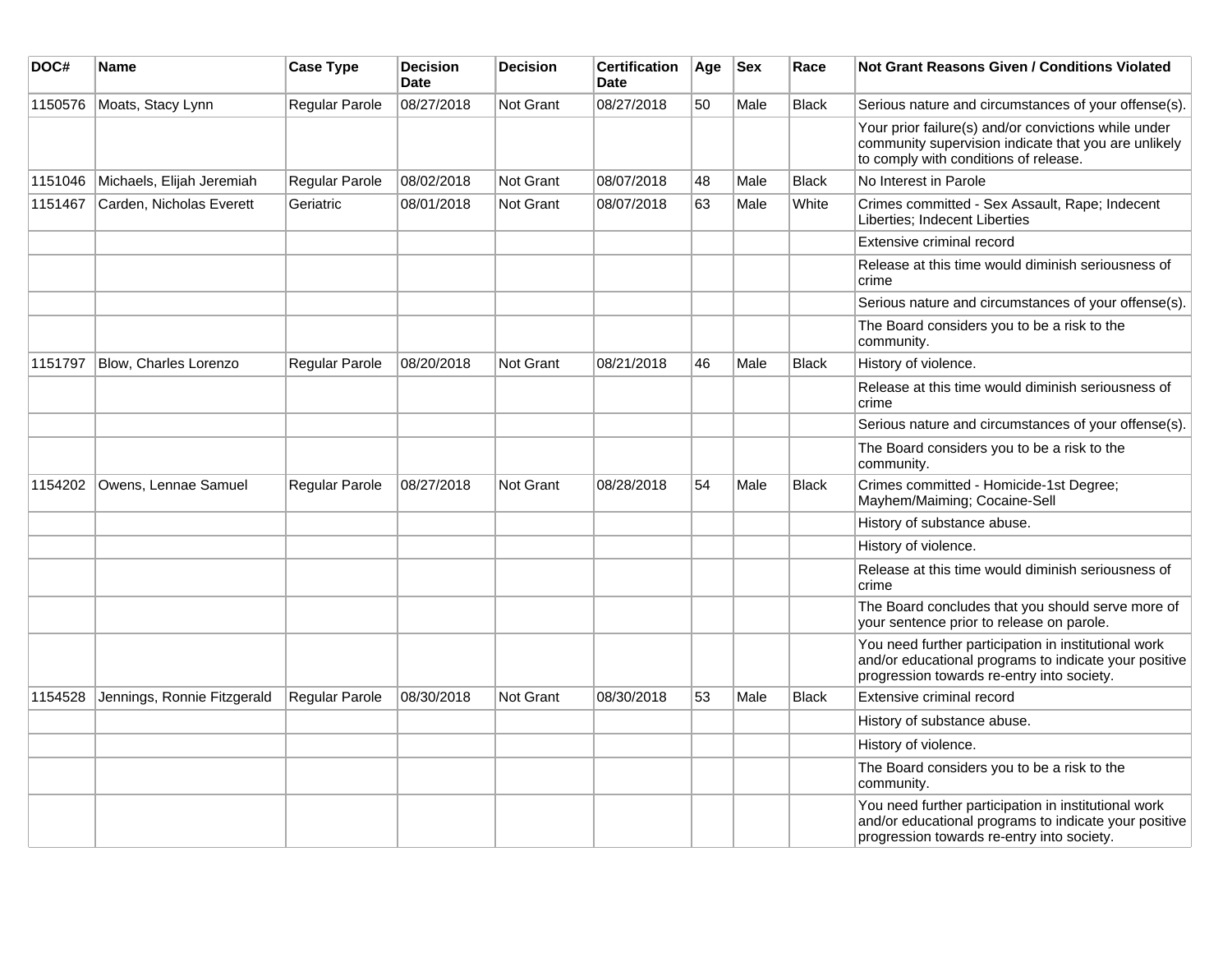| DOC# | Name | Case Type | Decision Date | Decision | Certification Date | Age | Sex | Race | Not Grant Reasons Given / Conditions Violated |
|---|---|---|---|---|---|---|---|---|---|
| 1150576 | Moats, Stacy Lynn | Regular Parole | 08/27/2018 | Not Grant | 08/27/2018 | 50 | Male | Black | Serious nature and circumstances of your offense(s). |
| | | | | | | | | | Your prior failure(s) and/or convictions while under community supervision indicate that you are unlikely to comply with conditions of release. |
| 1151046 | Michaels, Elijah Jeremiah | Regular Parole | 08/02/2018 | Not Grant | 08/07/2018 | 48 | Male | Black | No Interest in Parole |
| 1151467 | Carden, Nicholas Everett | Geriatric | 08/01/2018 | Not Grant | 08/07/2018 | 63 | Male | White | Crimes committed - Sex Assault, Rape; Indecent Liberties; Indecent Liberties |
| | | | | | | | | | Extensive criminal record |
| | | | | | | | | | Release at this time would diminish seriousness of crime |
| | | | | | | | | | Serious nature and circumstances of your offense(s). |
| | | | | | | | | | The Board considers you to be a risk to the community. |
| 1151797 | Blow, Charles Lorenzo | Regular Parole | 08/20/2018 | Not Grant | 08/21/2018 | 46 | Male | Black | History of violence. |
| | | | | | | | | | Release at this time would diminish seriousness of crime |
| | | | | | | | | | Serious nature and circumstances of your offense(s). |
| | | | | | | | | | The Board considers you to be a risk to the community. |
| 1154202 | Owens, Lennae Samuel | Regular Parole | 08/27/2018 | Not Grant | 08/28/2018 | 54 | Male | Black | Crimes committed - Homicide-1st Degree; Mayhem/Maiming; Cocaine-Sell |
| | | | | | | | | | History of substance abuse. |
| | | | | | | | | | History of violence. |
| | | | | | | | | | Release at this time would diminish seriousness of crime |
| | | | | | | | | | The Board concludes that you should serve more of your sentence prior to release on parole. |
| | | | | | | | | | You need further participation in institutional work and/or educational programs to indicate your positive progression towards re-entry into society. |
| 1154528 | Jennings, Ronnie Fitzgerald | Regular Parole | 08/30/2018 | Not Grant | 08/30/2018 | 53 | Male | Black | Extensive criminal record |
| | | | | | | | | | History of substance abuse. |
| | | | | | | | | | History of violence. |
| | | | | | | | | | The Board considers you to be a risk to the community. |
| | | | | | | | | | You need further participation in institutional work and/or educational programs to indicate your positive progression towards re-entry into society. |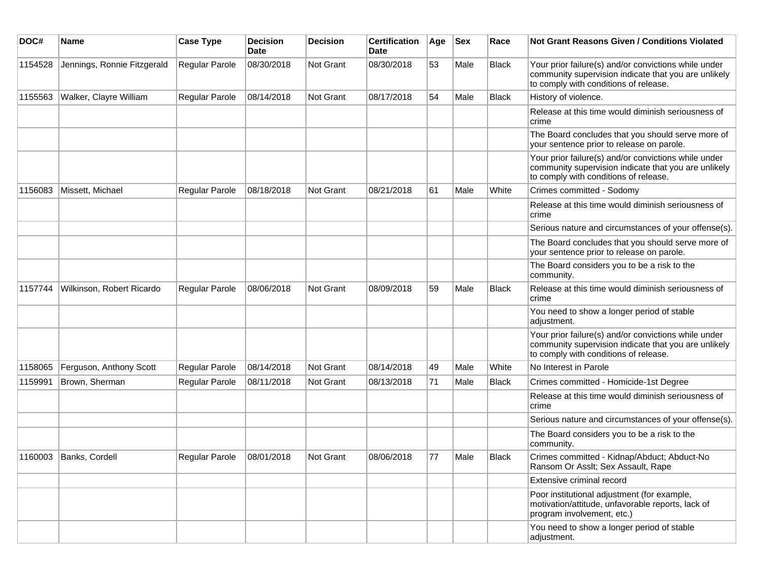| DOC# | Name | Case Type | Decision Date | Decision | Certification Date | Age | Sex | Race | Not Grant Reasons Given / Conditions Violated |
|---|---|---|---|---|---|---|---|---|---|
| 1154528 | Jennings, Ronnie Fitzgerald | Regular Parole | 08/30/2018 | Not Grant | 08/30/2018 | 53 | Male | Black | Your prior failure(s) and/or convictions while under community supervision indicate that you are unlikely to comply with conditions of release. |
| 1155563 | Walker, Clayre William | Regular Parole | 08/14/2018 | Not Grant | 08/17/2018 | 54 | Male | Black | History of violence. |
| | | | | | | | | | Release at this time would diminish seriousness of crime |
| | | | | | | | | | The Board concludes that you should serve more of your sentence prior to release on parole. |
| | | | | | | | | | Your prior failure(s) and/or convictions while under community supervision indicate that you are unlikely to comply with conditions of release. |
| 1156083 | Missett, Michael | Regular Parole | 08/18/2018 | Not Grant | 08/21/2018 | 61 | Male | White | Crimes committed - Sodomy |
| | | | | | | | | | Release at this time would diminish seriousness of crime |
| | | | | | | | | | Serious nature and circumstances of your offense(s). |
| | | | | | | | | | The Board concludes that you should serve more of your sentence prior to release on parole. |
| | | | | | | | | | The Board considers you to be a risk to the community. |
| 1157744 | Wilkinson, Robert Ricardo | Regular Parole | 08/06/2018 | Not Grant | 08/09/2018 | 59 | Male | Black | Release at this time would diminish seriousness of crime |
| | | | | | | | | | You need to show a longer period of stable adjustment. |
| | | | | | | | | | Your prior failure(s) and/or convictions while under community supervision indicate that you are unlikely to comply with conditions of release. |
| 1158065 | Ferguson, Anthony Scott | Regular Parole | 08/14/2018 | Not Grant | 08/14/2018 | 49 | Male | White | No Interest in Parole |
| 1159991 | Brown, Sherman | Regular Parole | 08/11/2018 | Not Grant | 08/13/2018 | 71 | Male | Black | Crimes committed - Homicide-1st Degree |
| | | | | | | | | | Release at this time would diminish seriousness of crime |
| | | | | | | | | | Serious nature and circumstances of your offense(s). |
| | | | | | | | | | The Board considers you to be a risk to the community. |
| 1160003 | Banks, Cordell | Regular Parole | 08/01/2018 | Not Grant | 08/06/2018 | 77 | Male | Black | Crimes committed - Kidnap/Abduct; Abduct-No Ransom Or Asslt; Sex Assault, Rape |
| | | | | | | | | | Extensive criminal record |
| | | | | | | | | | Poor institutional adjustment (for example, motivation/attitude, unfavorable reports, lack of program involvement, etc.) |
| | | | | | | | | | You need to show a longer period of stable adjustment. |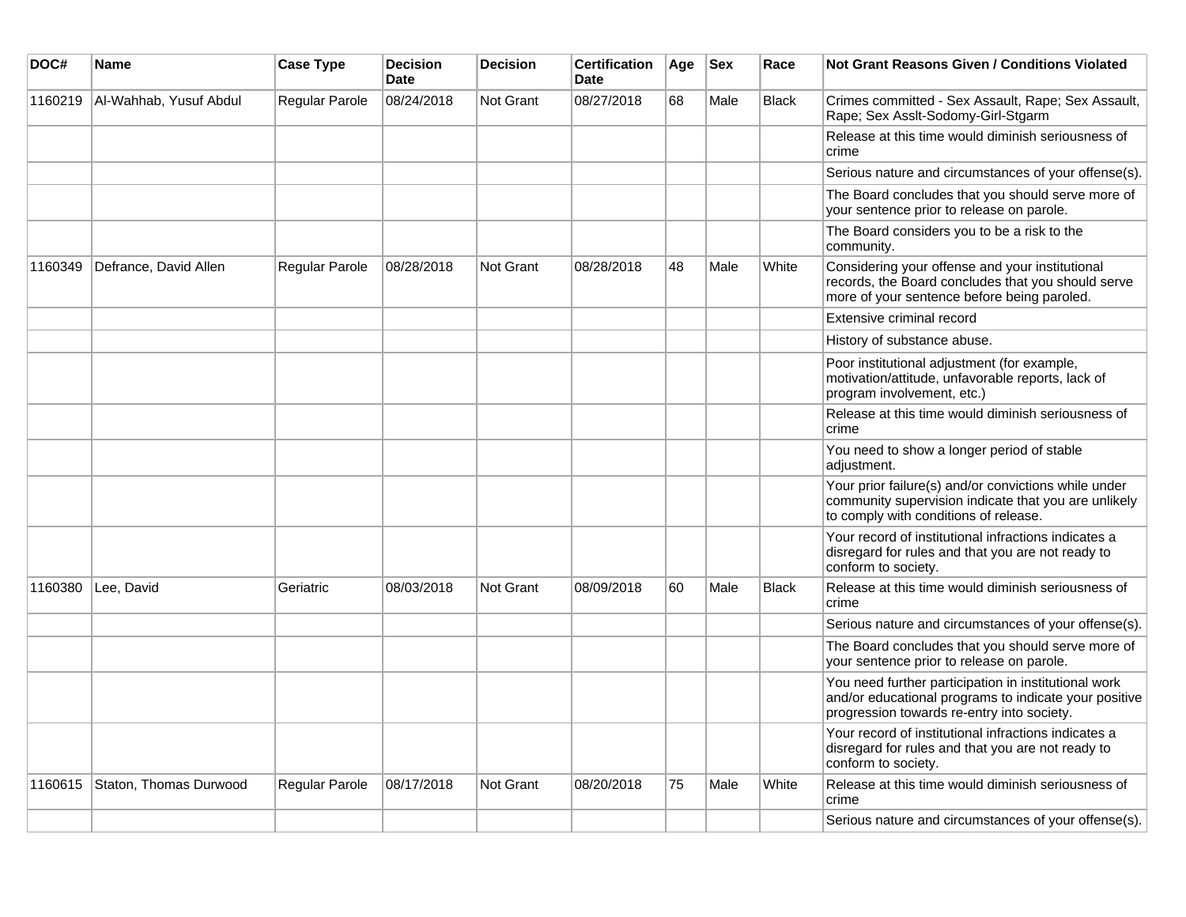| DOC# | Name | Case Type | Decision Date | Decision | Certification Date | Age | Sex | Race | Not Grant Reasons Given / Conditions Violated |
|---|---|---|---|---|---|---|---|---|---|
| 1160219 | Al-Wahhab, Yusuf Abdul | Regular Parole | 08/24/2018 | Not Grant | 08/27/2018 | 68 | Male | Black | Crimes committed - Sex Assault, Rape; Sex Assault, Rape; Sex Asslt-Sodomy-Girl-Stgarm |
| | | | | | | | | | Release at this time would diminish seriousness of crime |
| | | | | | | | | | Serious nature and circumstances of your offense(s). |
| | | | | | | | | | The Board concludes that you should serve more of your sentence prior to release on parole. |
| | | | | | | | | | The Board considers you to be a risk to the community. |
| 1160349 | Defrance, David Allen | Regular Parole | 08/28/2018 | Not Grant | 08/28/2018 | 48 | Male | White | Considering your offense and your institutional records, the Board concludes that you should serve more of your sentence before being paroled. |
| | | | | | | | | | Extensive criminal record |
| | | | | | | | | | History of substance abuse. |
| | | | | | | | | | Poor institutional adjustment (for example, motivation/attitude, unfavorable reports, lack of program involvement, etc.) |
| | | | | | | | | | Release at this time would diminish seriousness of crime |
| | | | | | | | | | You need to show a longer period of stable adjustment. |
| | | | | | | | | | Your prior failure(s) and/or convictions while under community supervision indicate that you are unlikely to comply with conditions of release. |
| | | | | | | | | | Your record of institutional infractions indicates a disregard for rules and that you are not ready to conform to society. |
| 1160380 | Lee, David | Geriatric | 08/03/2018 | Not Grant | 08/09/2018 | 60 | Male | Black | Release at this time would diminish seriousness of crime |
| | | | | | | | | | Serious nature and circumstances of your offense(s). |
| | | | | | | | | | The Board concludes that you should serve more of your sentence prior to release on parole. |
| | | | | | | | | | You need further participation in institutional work and/or educational programs to indicate your positive progression towards re-entry into society. |
| | | | | | | | | | Your record of institutional infractions indicates a disregard for rules and that you are not ready to conform to society. |
| 1160615 | Staton, Thomas Durwood | Regular Parole | 08/17/2018 | Not Grant | 08/20/2018 | 75 | Male | White | Release at this time would diminish seriousness of crime |
| | | | | | | | | | Serious nature and circumstances of your offense(s). |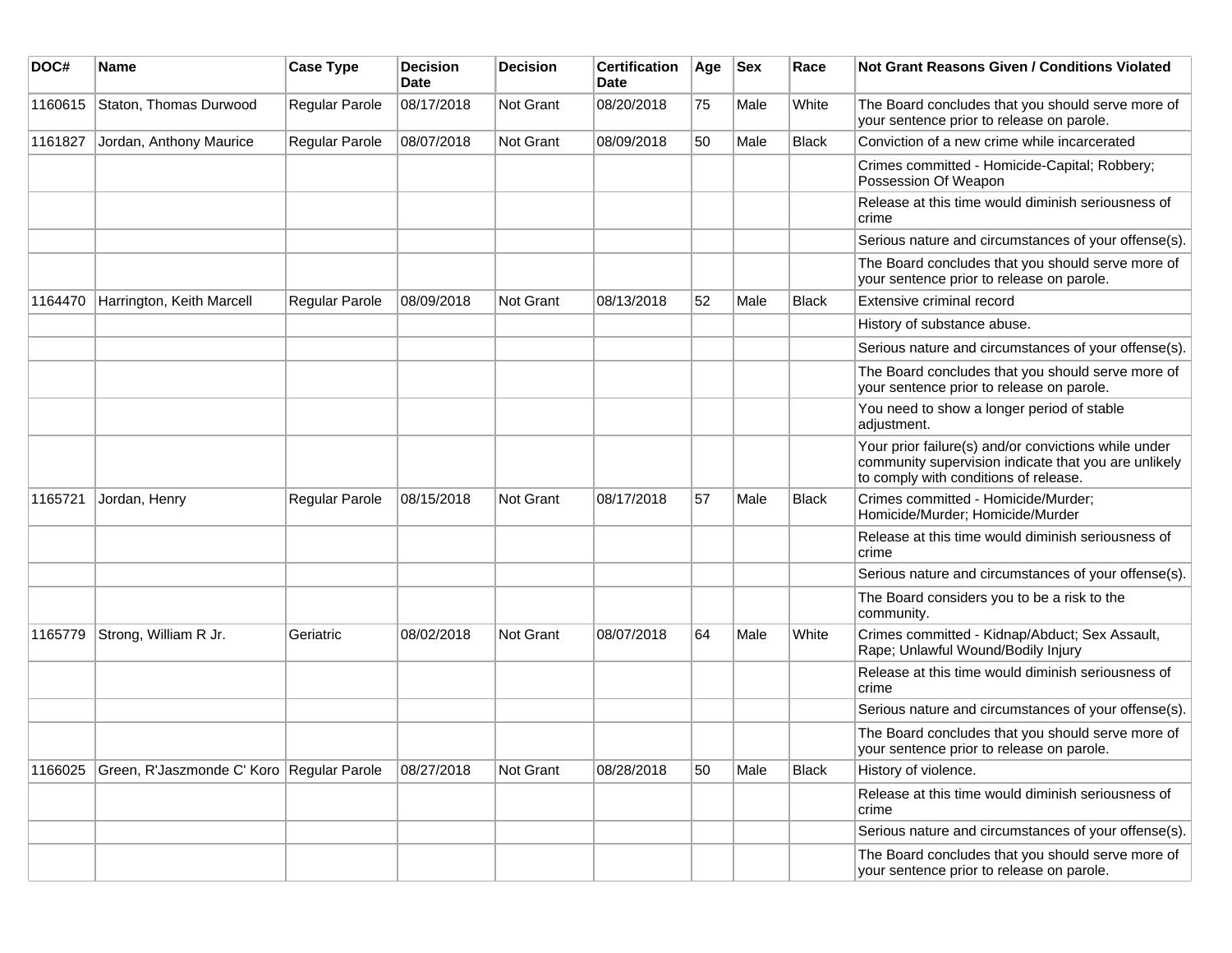| DOC# | Name | Case Type | Decision Date | Decision | Certification Date | Age | Sex | Race | Not Grant Reasons Given / Conditions Violated |
|---|---|---|---|---|---|---|---|---|---|
| 1160615 | Staton, Thomas Durwood | Regular Parole | 08/17/2018 | Not Grant | 08/20/2018 | 75 | Male | White | The Board concludes that you should serve more of your sentence prior to release on parole. |
| 1161827 | Jordan, Anthony Maurice | Regular Parole | 08/07/2018 | Not Grant | 08/09/2018 | 50 | Male | Black | Conviction of a new crime while incarcerated |
| | | | | | | | | | Crimes committed - Homicide-Capital; Robbery; Possession Of Weapon |
| | | | | | | | | | Release at this time would diminish seriousness of crime |
| | | | | | | | | | Serious nature and circumstances of your offense(s). |
| | | | | | | | | | The Board concludes that you should serve more of your sentence prior to release on parole. |
| 1164470 | Harrington, Keith Marcell | Regular Parole | 08/09/2018 | Not Grant | 08/13/2018 | 52 | Male | Black | Extensive criminal record |
| | | | | | | | | | History of substance abuse. |
| | | | | | | | | | Serious nature and circumstances of your offense(s). |
| | | | | | | | | | The Board concludes that you should serve more of your sentence prior to release on parole. |
| | | | | | | | | | You need to show a longer period of stable adjustment. |
| | | | | | | | | | Your prior failure(s) and/or convictions while under community supervision indicate that you are unlikely to comply with conditions of release. |
| 1165721 | Jordan, Henry | Regular Parole | 08/15/2018 | Not Grant | 08/17/2018 | 57 | Male | Black | Crimes committed - Homicide/Murder; Homicide/Murder; Homicide/Murder |
| | | | | | | | | | Release at this time would diminish seriousness of crime |
| | | | | | | | | | Serious nature and circumstances of your offense(s). |
| | | | | | | | | | The Board considers you to be a risk to the community. |
| 1165779 | Strong, William R Jr. | Geriatric | 08/02/2018 | Not Grant | 08/07/2018 | 64 | Male | White | Crimes committed - Kidnap/Abduct; Sex Assault, Rape; Unlawful Wound/Bodily Injury |
| | | | | | | | | | Release at this time would diminish seriousness of crime |
| | | | | | | | | | Serious nature and circumstances of your offense(s). |
| | | | | | | | | | The Board concludes that you should serve more of your sentence prior to release on parole. |
| 1166025 | Green, R'Jaszmonde C' Koro | Regular Parole | 08/27/2018 | Not Grant | 08/28/2018 | 50 | Male | Black | History of violence. |
| | | | | | | | | | Release at this time would diminish seriousness of crime |
| | | | | | | | | | Serious nature and circumstances of your offense(s). |
| | | | | | | | | | The Board concludes that you should serve more of your sentence prior to release on parole. |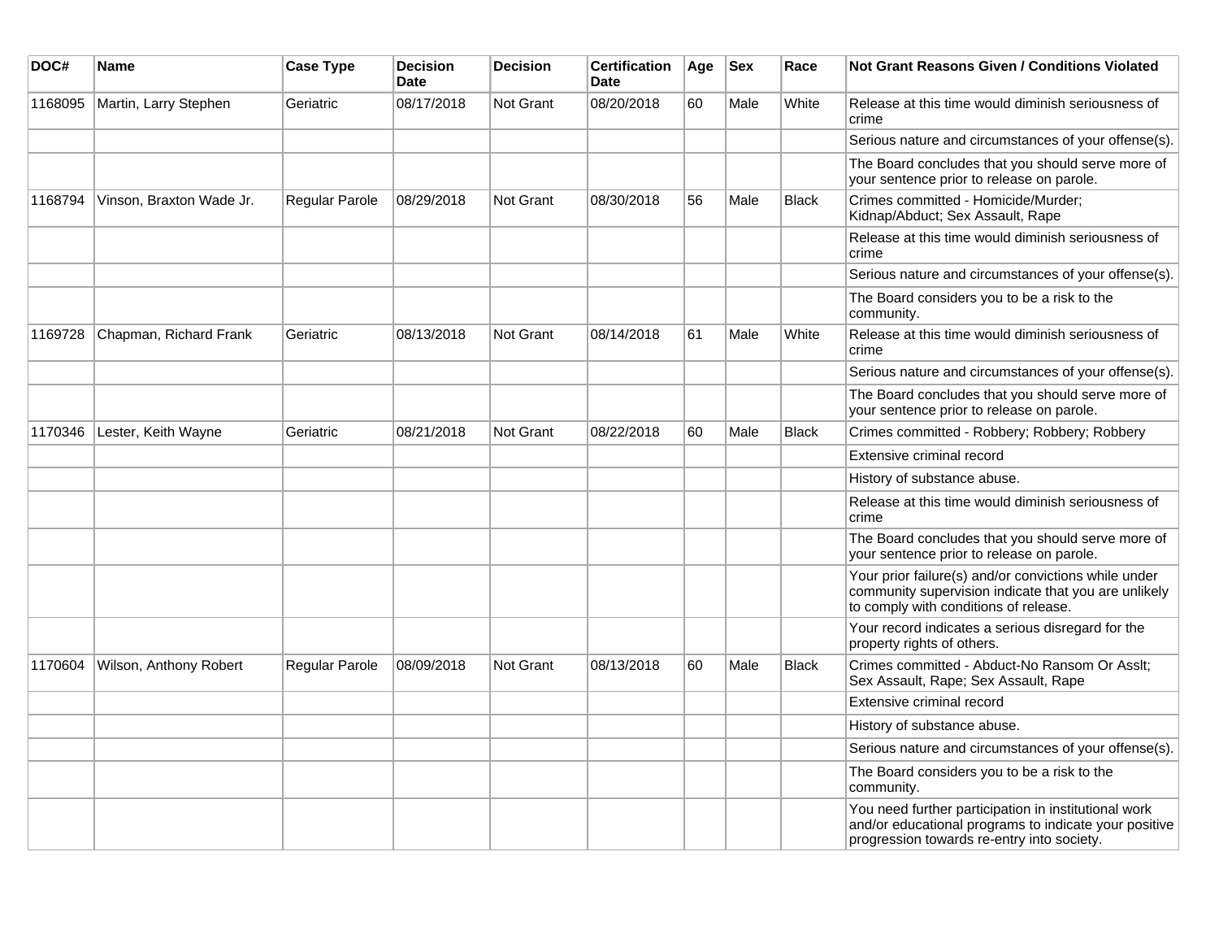| DOC# | Name | Case Type | Decision Date | Decision | Certification Date | Age | Sex | Race | Not Grant Reasons Given / Conditions Violated |
|---|---|---|---|---|---|---|---|---|---|
| 1168095 | Martin, Larry Stephen | Geriatric | 08/17/2018 | Not Grant | 08/20/2018 | 60 | Male | White | Release at this time would diminish seriousness of crime |
| | | | | | | | | | Serious nature and circumstances of your offense(s). |
| | | | | | | | | | The Board concludes that you should serve more of your sentence prior to release on parole. |
| 1168794 | Vinson, Braxton Wade Jr. | Regular Parole | 08/29/2018 | Not Grant | 08/30/2018 | 56 | Male | Black | Crimes committed - Homicide/Murder; Kidnap/Abduct; Sex Assault, Rape |
| | | | | | | | | | Release at this time would diminish seriousness of crime |
| | | | | | | | | | Serious nature and circumstances of your offense(s). |
| | | | | | | | | | The Board considers you to be a risk to the community. |
| 1169728 | Chapman, Richard Frank | Geriatric | 08/13/2018 | Not Grant | 08/14/2018 | 61 | Male | White | Release at this time would diminish seriousness of crime |
| | | | | | | | | | Serious nature and circumstances of your offense(s). |
| | | | | | | | | | The Board concludes that you should serve more of your sentence prior to release on parole. |
| 1170346 | Lester, Keith Wayne | Geriatric | 08/21/2018 | Not Grant | 08/22/2018 | 60 | Male | Black | Crimes committed - Robbery; Robbery; Robbery |
| | | | | | | | | | Extensive criminal record |
| | | | | | | | | | History of substance abuse. |
| | | | | | | | | | Release at this time would diminish seriousness of crime |
| | | | | | | | | | The Board concludes that you should serve more of your sentence prior to release on parole. |
| | | | | | | | | | Your prior failure(s) and/or convictions while under community supervision indicate that you are unlikely to comply with conditions of release. |
| | | | | | | | | | Your record indicates a serious disregard for the property rights of others. |
| 1170604 | Wilson, Anthony Robert | Regular Parole | 08/09/2018 | Not Grant | 08/13/2018 | 60 | Male | Black | Crimes committed - Abduct-No Ransom Or Asslt; Sex Assault, Rape; Sex Assault, Rape |
| | | | | | | | | | Extensive criminal record |
| | | | | | | | | | History of substance abuse. |
| | | | | | | | | | Serious nature and circumstances of your offense(s). |
| | | | | | | | | | The Board considers you to be a risk to the community. |
| | | | | | | | | | You need further participation in institutional work and/or educational programs to indicate your positive progression towards re-entry into society. |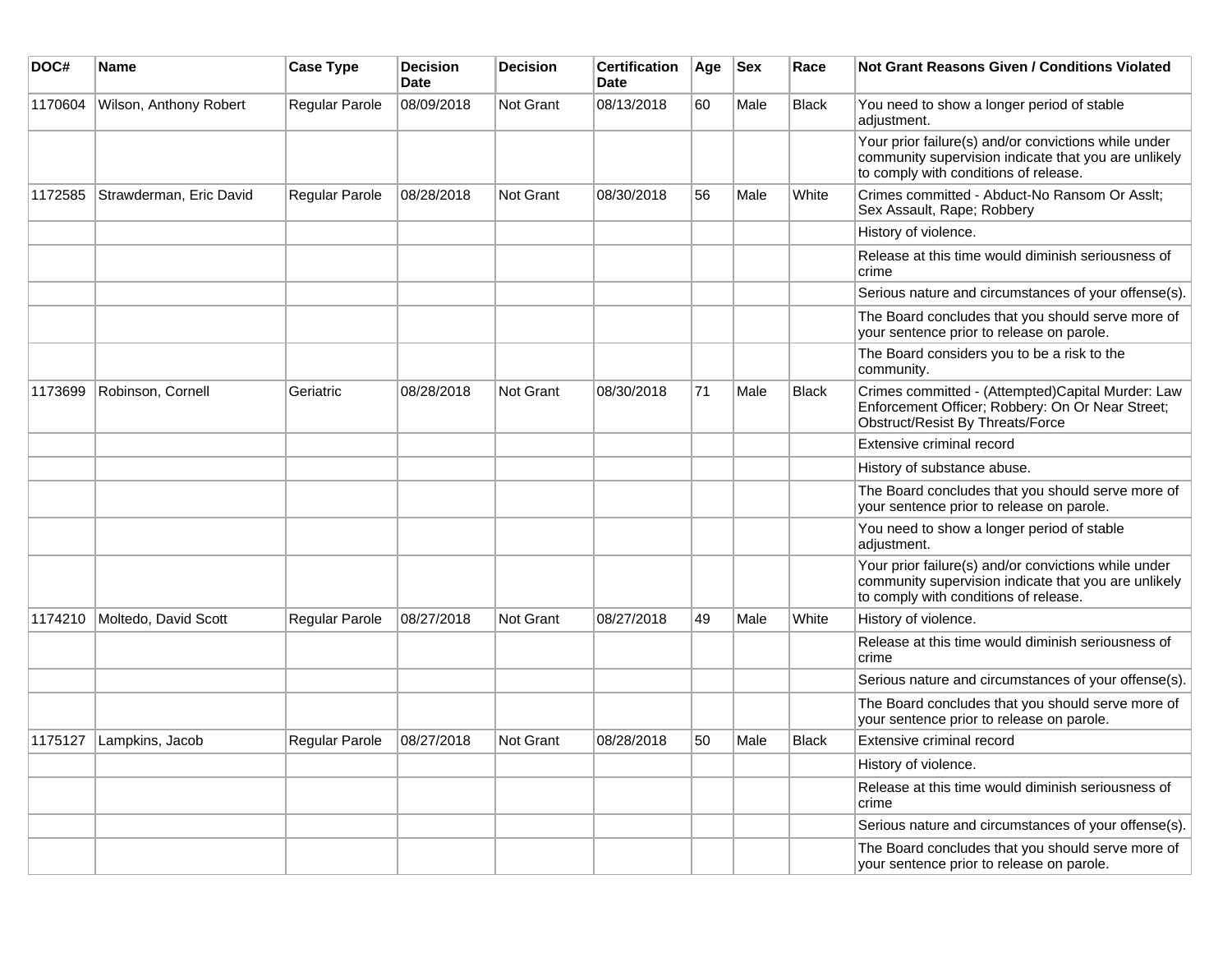| DOC# | Name | Case Type | Decision Date | Decision | Certification Date | Age | Sex | Race | Not Grant Reasons Given / Conditions Violated |
|---|---|---|---|---|---|---|---|---|---|
| 1170604 | Wilson, Anthony Robert | Regular Parole | 08/09/2018 | Not Grant | 08/13/2018 | 60 | Male | Black | You need to show a longer period of stable adjustment. |
| | | | | | | | | | Your prior failure(s) and/or convictions while under community supervision indicate that you are unlikely to comply with conditions of release. |
| 1172585 | Strawderman, Eric David | Regular Parole | 08/28/2018 | Not Grant | 08/30/2018 | 56 | Male | White | Crimes committed - Abduct-No Ransom Or Asslt; Sex Assault, Rape; Robbery |
| | | | | | | | | | History of violence. |
| | | | | | | | | | Release at this time would diminish seriousness of crime |
| | | | | | | | | | Serious nature and circumstances of your offense(s). |
| | | | | | | | | | The Board concludes that you should serve more of your sentence prior to release on parole. |
| | | | | | | | | | The Board considers you to be a risk to the community. |
| 1173699 | Robinson, Cornell | Geriatric | 08/28/2018 | Not Grant | 08/30/2018 | 71 | Male | Black | Crimes committed - (Attempted)Capital Murder: Law Enforcement Officer; Robbery: On Or Near Street; Obstruct/Resist By Threats/Force |
| | | | | | | | | | Extensive criminal record |
| | | | | | | | | | History of substance abuse. |
| | | | | | | | | | The Board concludes that you should serve more of your sentence prior to release on parole. |
| | | | | | | | | | You need to show a longer period of stable adjustment. |
| | | | | | | | | | Your prior failure(s) and/or convictions while under community supervision indicate that you are unlikely to comply with conditions of release. |
| 1174210 | Moltedo, David Scott | Regular Parole | 08/27/2018 | Not Grant | 08/27/2018 | 49 | Male | White | History of violence. |
| | | | | | | | | | Release at this time would diminish seriousness of crime |
| | | | | | | | | | Serious nature and circumstances of your offense(s). |
| | | | | | | | | | The Board concludes that you should serve more of your sentence prior to release on parole. |
| 1175127 | Lampkins, Jacob | Regular Parole | 08/27/2018 | Not Grant | 08/28/2018 | 50 | Male | Black | Extensive criminal record |
| | | | | | | | | | History of violence. |
| | | | | | | | | | Release at this time would diminish seriousness of crime |
| | | | | | | | | | Serious nature and circumstances of your offense(s). |
| | | | | | | | | | The Board concludes that you should serve more of your sentence prior to release on parole. |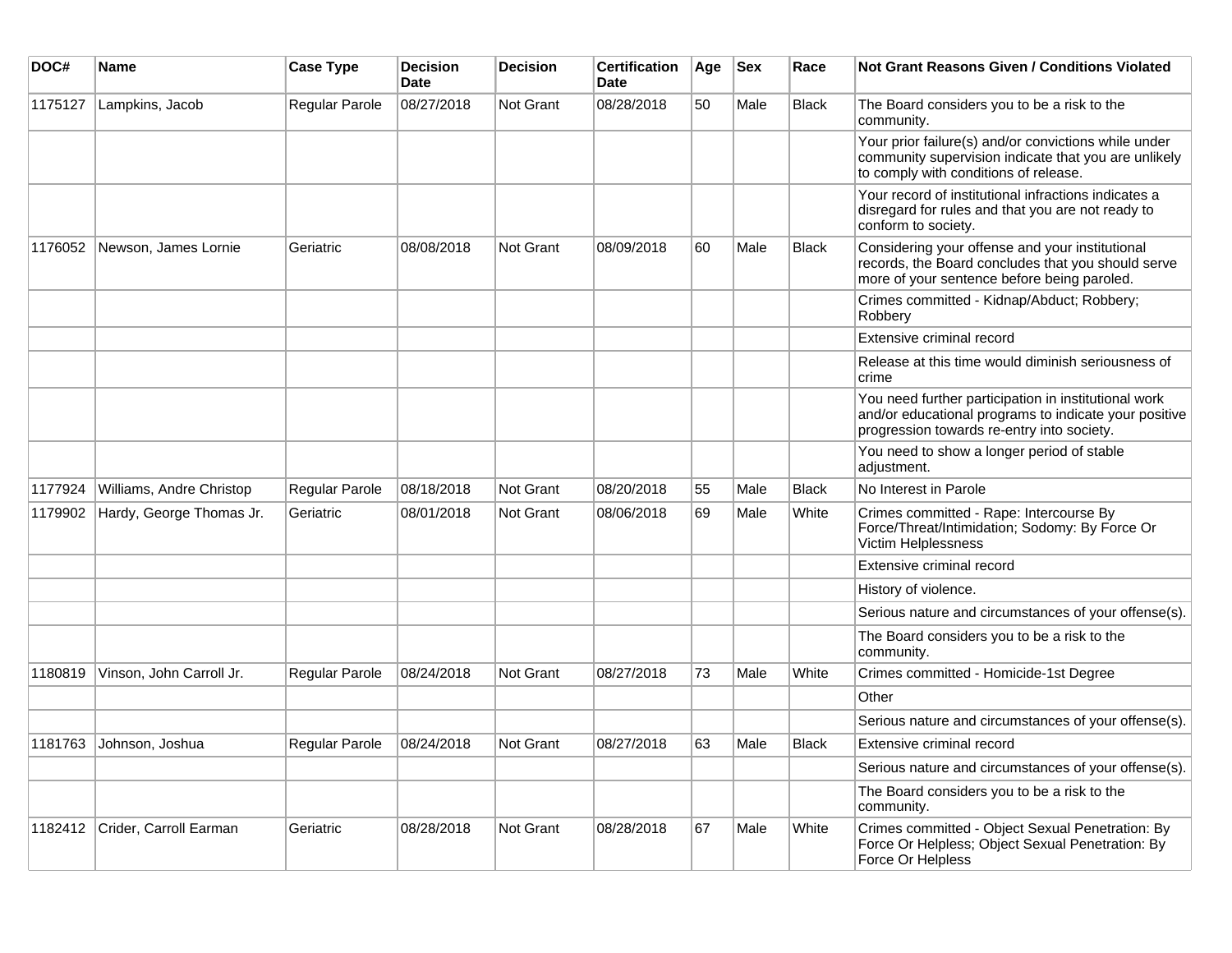| DOC# | Name | Case Type | Decision Date | Decision | Certification Date | Age | Sex | Race | Not Grant Reasons Given / Conditions Violated |
|---|---|---|---|---|---|---|---|---|---|
| 1175127 | Lampkins, Jacob | Regular Parole | 08/27/2018 | Not Grant | 08/28/2018 | 50 | Male | Black | The Board considers you to be a risk to the community. |
| | | | | | | | | | Your prior failure(s) and/or convictions while under community supervision indicate that you are unlikely to comply with conditions of release. |
| | | | | | | | | | Your record of institutional infractions indicates a disregard for rules and that you are not ready to conform to society. |
| 1176052 | Newson, James Lornie | Geriatric | 08/08/2018 | Not Grant | 08/09/2018 | 60 | Male | Black | Considering your offense and your institutional records, the Board concludes that you should serve more of your sentence before being paroled. |
| | | | | | | | | | Crimes committed - Kidnap/Abduct; Robbery; Robbery |
| | | | | | | | | | Extensive criminal record |
| | | | | | | | | | Release at this time would diminish seriousness of crime |
| | | | | | | | | | You need further participation in institutional work and/or educational programs to indicate your positive progression towards re-entry into society. |
| | | | | | | | | | You need to show a longer period of stable adjustment. |
| 1177924 | Williams, Andre Christop | Regular Parole | 08/18/2018 | Not Grant | 08/20/2018 | 55 | Male | Black | No Interest in Parole |
| 1179902 | Hardy, George Thomas Jr. | Geriatric | 08/01/2018 | Not Grant | 08/06/2018 | 69 | Male | White | Crimes committed - Rape: Intercourse By Force/Threat/Intimidation; Sodomy: By Force Or Victim Helplessness |
| | | | | | | | | | Extensive criminal record |
| | | | | | | | | | History of violence. |
| | | | | | | | | | Serious nature and circumstances of your offense(s). |
| | | | | | | | | | The Board considers you to be a risk to the community. |
| 1180819 | Vinson, John Carroll Jr. | Regular Parole | 08/24/2018 | Not Grant | 08/27/2018 | 73 | Male | White | Crimes committed - Homicide-1st Degree |
| | | | | | | | | | Other |
| | | | | | | | | | Serious nature and circumstances of your offense(s). |
| 1181763 | Johnson, Joshua | Regular Parole | 08/24/2018 | Not Grant | 08/27/2018 | 63 | Male | Black | Extensive criminal record |
| | | | | | | | | | Serious nature and circumstances of your offense(s). |
| | | | | | | | | | The Board considers you to be a risk to the community. |
| 1182412 | Crider, Carroll Earman | Geriatric | 08/28/2018 | Not Grant | 08/28/2018 | 67 | Male | White | Crimes committed - Object Sexual Penetration: By Force Or Helpless; Object Sexual Penetration: By Force Or Helpless |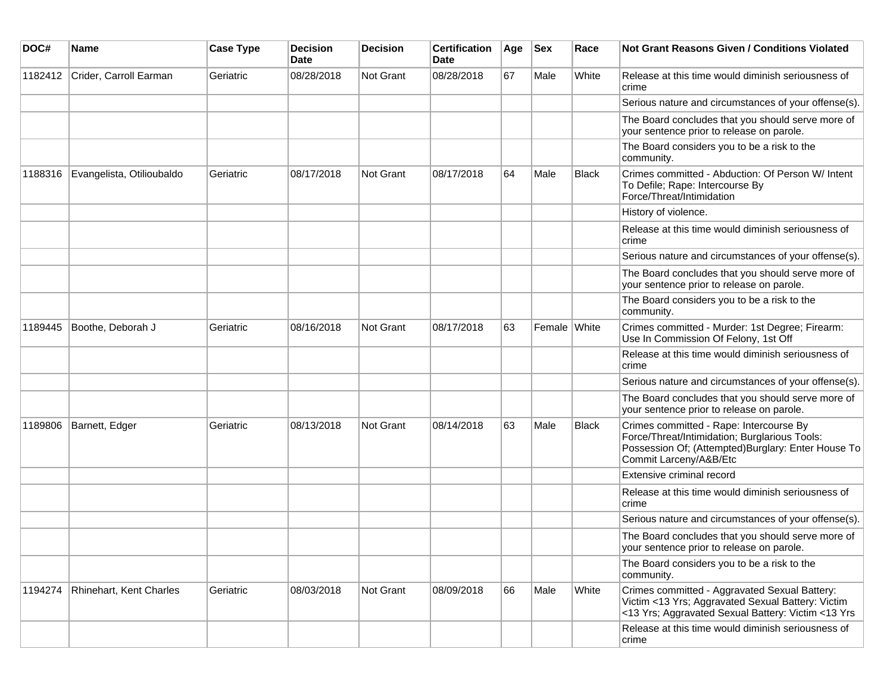| DOC# | Name | Case Type | Decision Date | Decision | Certification Date | Age | Sex | Race | Not Grant Reasons Given / Conditions Violated |
|---|---|---|---|---|---|---|---|---|---|
| 1182412 | Crider, Carroll Earman | Geriatric | 08/28/2018 | Not Grant | 08/28/2018 | 67 | Male | White | Release at this time would diminish seriousness of crime |
| | | | | | | | | | Serious nature and circumstances of your offense(s). |
| | | | | | | | | | The Board concludes that you should serve more of your sentence prior to release on parole. |
| | | | | | | | | | The Board considers you to be a risk to the community. |
| 1188316 | Evangelista, Otilioubaldo | Geriatric | 08/17/2018 | Not Grant | 08/17/2018 | 64 | Male | Black | Crimes committed - Abduction: Of Person W/ Intent To Defile; Rape: Intercourse By Force/Threat/Intimidation |
| | | | | | | | | | History of violence. |
| | | | | | | | | | Release at this time would diminish seriousness of crime |
| | | | | | | | | | Serious nature and circumstances of your offense(s). |
| | | | | | | | | | The Board concludes that you should serve more of your sentence prior to release on parole. |
| | | | | | | | | | The Board considers you to be a risk to the community. |
| 1189445 | Boothe, Deborah J | Geriatric | 08/16/2018 | Not Grant | 08/17/2018 | 63 | Female | White | Crimes committed - Murder: 1st Degree; Firearm: Use In Commission Of Felony, 1st Off |
| | | | | | | | | | Release at this time would diminish seriousness of crime |
| | | | | | | | | | Serious nature and circumstances of your offense(s). |
| | | | | | | | | | The Board concludes that you should serve more of your sentence prior to release on parole. |
| 1189806 | Barnett, Edger | Geriatric | 08/13/2018 | Not Grant | 08/14/2018 | 63 | Male | Black | Crimes committed - Rape: Intercourse By Force/Threat/Intimidation; Burglarious Tools: Possession Of; (Attempted)Burglary: Enter House To Commit Larceny/A&B/Etc |
| | | | | | | | | | Extensive criminal record |
| | | | | | | | | | Release at this time would diminish seriousness of crime |
| | | | | | | | | | Serious nature and circumstances of your offense(s). |
| | | | | | | | | | The Board concludes that you should serve more of your sentence prior to release on parole. |
| | | | | | | | | | The Board considers you to be a risk to the community. |
| 1194274 | Rhinehart, Kent Charles | Geriatric | 08/03/2018 | Not Grant | 08/09/2018 | 66 | Male | White | Crimes committed - Aggravated Sexual Battery: Victim <13 Yrs; Aggravated Sexual Battery: Victim <13 Yrs; Aggravated Sexual Battery: Victim <13 Yrs |
| | | | | | | | | | Release at this time would diminish seriousness of crime |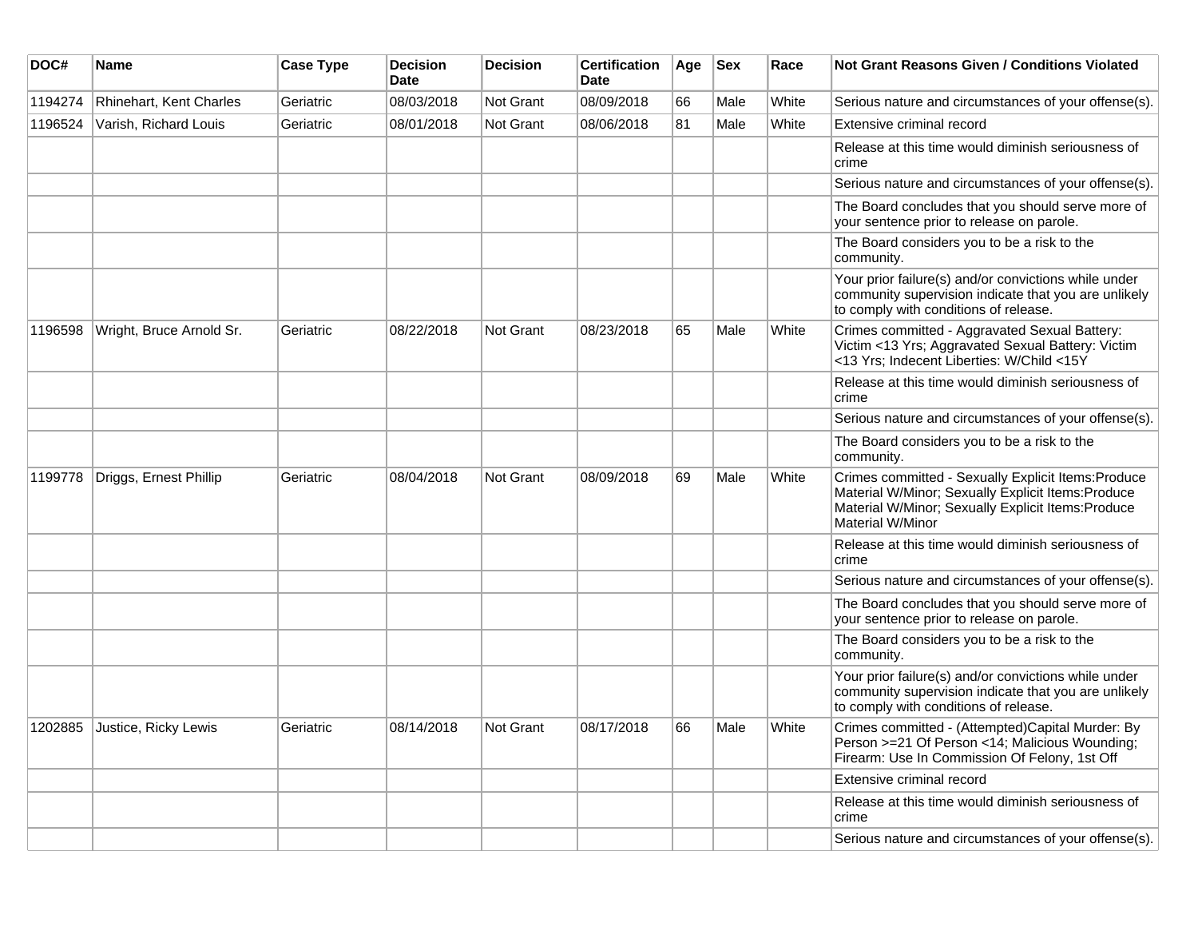| DOC# | Name | Case Type | Decision Date | Decision | Certification Date | Age | Sex | Race | Not Grant Reasons Given / Conditions Violated |
|---|---|---|---|---|---|---|---|---|---|
| 1194274 | Rhinehart, Kent Charles | Geriatric | 08/03/2018 | Not Grant | 08/09/2018 | 66 | Male | White | Serious nature and circumstances of your offense(s). |
| 1196524 | Varish, Richard Louis | Geriatric | 08/01/2018 | Not Grant | 08/06/2018 | 81 | Male | White | Extensive criminal record |
| | | | | | | | | | Release at this time would diminish seriousness of crime |
| | | | | | | | | | Serious nature and circumstances of your offense(s). |
| | | | | | | | | | The Board concludes that you should serve more of your sentence prior to release on parole. |
| | | | | | | | | | The Board considers you to be a risk to the community. |
| | | | | | | | | | Your prior failure(s) and/or convictions while under community supervision indicate that you are unlikely to comply with conditions of release. |
| 1196598 | Wright, Bruce Arnold Sr. | Geriatric | 08/22/2018 | Not Grant | 08/23/2018 | 65 | Male | White | Crimes committed - Aggravated Sexual Battery: Victim <13 Yrs; Aggravated Sexual Battery: Victim <13 Yrs; Indecent Liberties: W/Child <15Y |
| | | | | | | | | | Release at this time would diminish seriousness of crime |
| | | | | | | | | | Serious nature and circumstances of your offense(s). |
| | | | | | | | | | The Board considers you to be a risk to the community. |
| 1199778 | Driggs, Ernest Phillip | Geriatric | 08/04/2018 | Not Grant | 08/09/2018 | 69 | Male | White | Crimes committed - Sexually Explicit Items:Produce Material W/Minor; Sexually Explicit Items:Produce Material W/Minor; Sexually Explicit Items:Produce Material W/Minor |
| | | | | | | | | | Release at this time would diminish seriousness of crime |
| | | | | | | | | | Serious nature and circumstances of your offense(s). |
| | | | | | | | | | The Board concludes that you should serve more of your sentence prior to release on parole. |
| | | | | | | | | | The Board considers you to be a risk to the community. |
| | | | | | | | | | Your prior failure(s) and/or convictions while under community supervision indicate that you are unlikely to comply with conditions of release. |
| 1202885 | Justice, Ricky Lewis | Geriatric | 08/14/2018 | Not Grant | 08/17/2018 | 66 | Male | White | Crimes committed - (Attempted)Capital Murder: By Person >=21 Of Person <14; Malicious Wounding; Firearm: Use In Commission Of Felony, 1st Off |
| | | | | | | | | | Extensive criminal record |
| | | | | | | | | | Release at this time would diminish seriousness of crime |
| | | | | | | | | | Serious nature and circumstances of your offense(s). |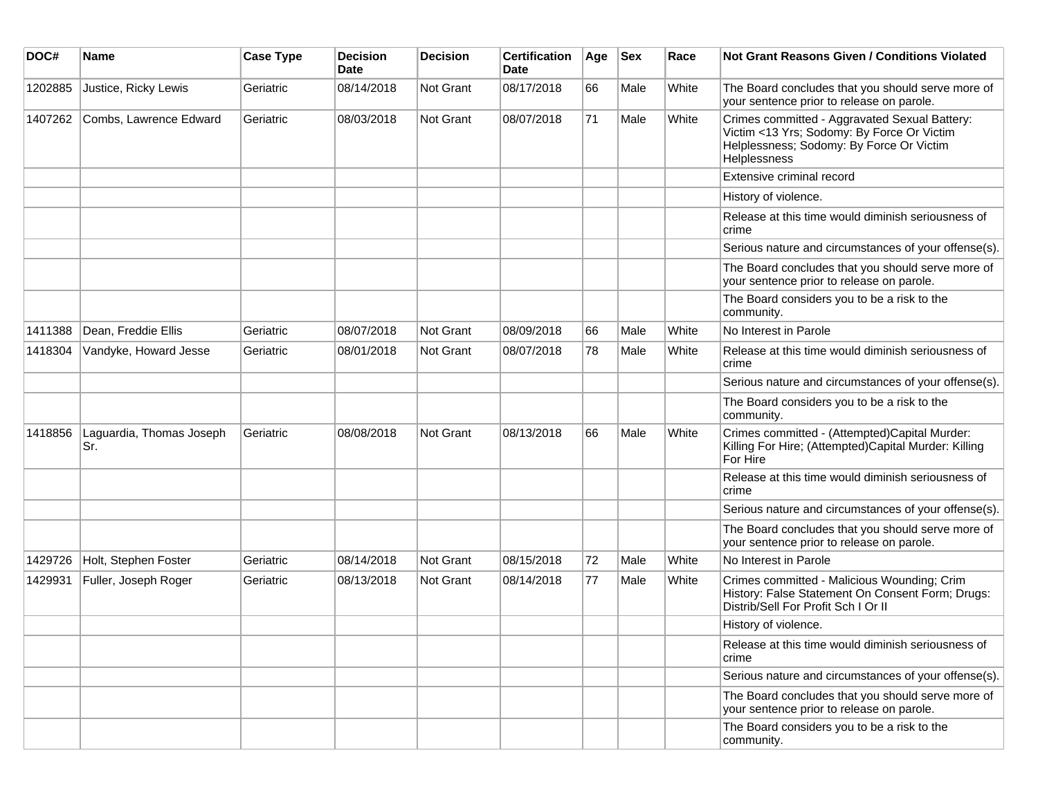| DOC# | Name | Case Type | Decision Date | Decision | Certification Date | Age | Sex | Race | Not Grant Reasons Given / Conditions Violated |
|---|---|---|---|---|---|---|---|---|---|
| 1202885 | Justice, Ricky Lewis | Geriatric | 08/14/2018 | Not Grant | 08/17/2018 | 66 | Male | White | The Board concludes that you should serve more of your sentence prior to release on parole. |
| 1407262 | Combs, Lawrence Edward | Geriatric | 08/03/2018 | Not Grant | 08/07/2018 | 71 | Male | White | Crimes committed - Aggravated Sexual Battery: Victim <13 Yrs; Sodomy: By Force Or Victim Helplessness; Sodomy: By Force Or Victim Helplessness |
| | | | | | | | | | Extensive criminal record |
| | | | | | | | | | History of violence. |
| | | | | | | | | | Release at this time would diminish seriousness of crime |
| | | | | | | | | | Serious nature and circumstances of your offense(s). |
| | | | | | | | | | The Board concludes that you should serve more of your sentence prior to release on parole. |
| | | | | | | | | | The Board considers you to be a risk to the community. |
| 1411388 | Dean, Freddie Ellis | Geriatric | 08/07/2018 | Not Grant | 08/09/2018 | 66 | Male | White | No Interest in Parole |
| 1418304 | Vandyke, Howard Jesse | Geriatric | 08/01/2018 | Not Grant | 08/07/2018 | 78 | Male | White | Release at this time would diminish seriousness of crime |
| | | | | | | | | | Serious nature and circumstances of your offense(s). |
| | | | | | | | | | The Board considers you to be a risk to the community. |
| 1418856 | Laguardia, Thomas Joseph Sr. | Geriatric | 08/08/2018 | Not Grant | 08/13/2018 | 66 | Male | White | Crimes committed - (Attempted)Capital Murder: Killing For Hire; (Attempted)Capital Murder: Killing For Hire |
| | | | | | | | | | Release at this time would diminish seriousness of crime |
| | | | | | | | | | Serious nature and circumstances of your offense(s). |
| | | | | | | | | | The Board concludes that you should serve more of your sentence prior to release on parole. |
| 1429726 | Holt, Stephen Foster | Geriatric | 08/14/2018 | Not Grant | 08/15/2018 | 72 | Male | White | No Interest in Parole |
| 1429931 | Fuller, Joseph Roger | Geriatric | 08/13/2018 | Not Grant | 08/14/2018 | 77 | Male | White | Crimes committed - Malicious Wounding; Crim History: False Statement On Consent Form; Drugs: Distrib/Sell For Profit Sch I Or II |
| | | | | | | | | | History of violence. |
| | | | | | | | | | Release at this time would diminish seriousness of crime |
| | | | | | | | | | Serious nature and circumstances of your offense(s). |
| | | | | | | | | | The Board concludes that you should serve more of your sentence prior to release on parole. |
| | | | | | | | | | The Board considers you to be a risk to the community. |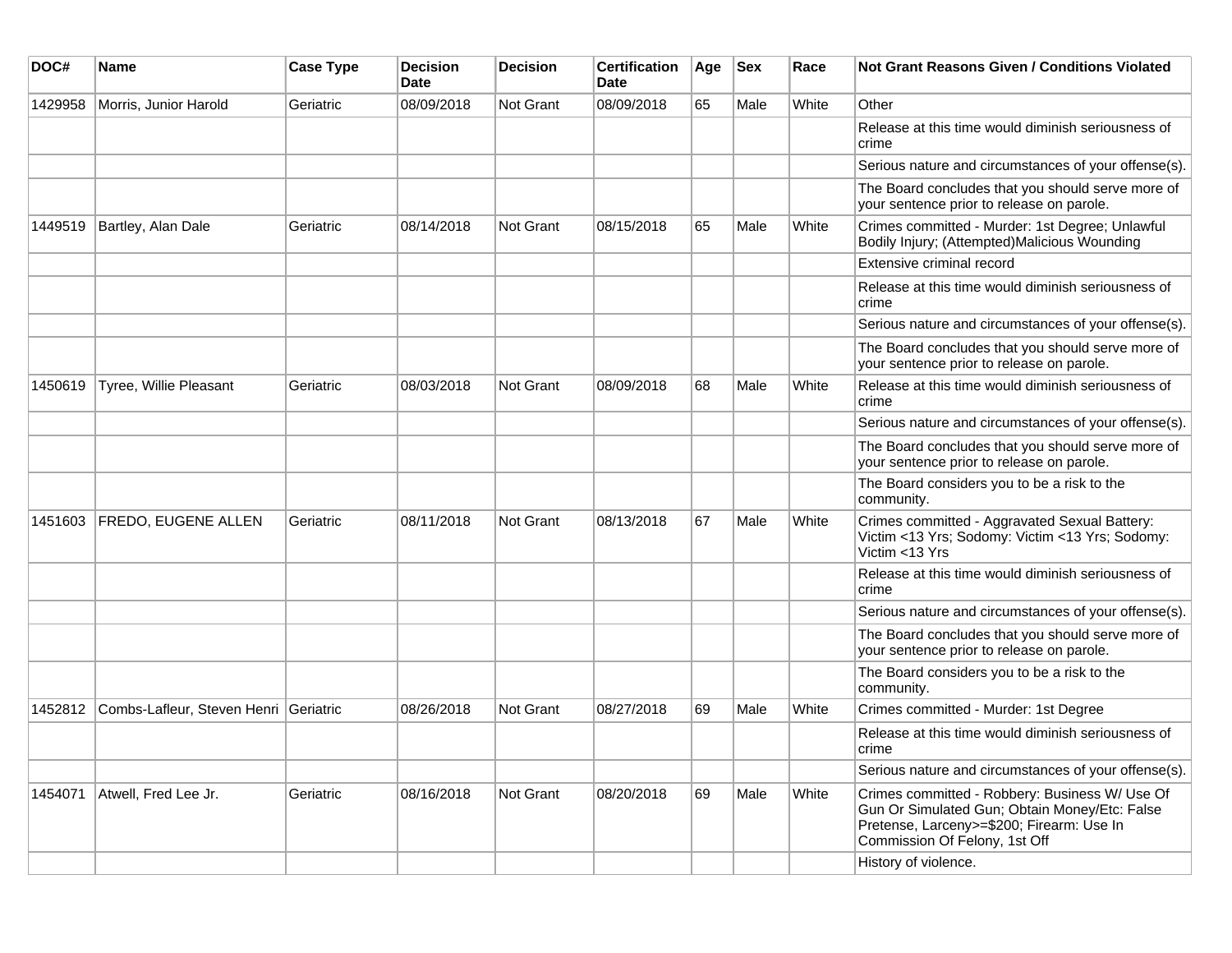| DOC# | Name | Case Type | Decision Date | Decision | Certification Date | Age | Sex | Race | Not Grant Reasons Given / Conditions Violated |
|---|---|---|---|---|---|---|---|---|---|
| 1429958 | Morris, Junior Harold | Geriatric | 08/09/2018 | Not Grant | 08/09/2018 | 65 | Male | White | Other |
| | | | | | | | | | Release at this time would diminish seriousness of crime |
| | | | | | | | | | Serious nature and circumstances of your offense(s). |
| | | | | | | | | | The Board concludes that you should serve more of your sentence prior to release on parole. |
| 1449519 | Bartley, Alan Dale | Geriatric | 08/14/2018 | Not Grant | 08/15/2018 | 65 | Male | White | Crimes committed - Murder: 1st Degree; Unlawful Bodily Injury; (Attempted)Malicious Wounding |
| | | | | | | | | | Extensive criminal record |
| | | | | | | | | | Release at this time would diminish seriousness of crime |
| | | | | | | | | | Serious nature and circumstances of your offense(s). |
| | | | | | | | | | The Board concludes that you should serve more of your sentence prior to release on parole. |
| 1450619 | Tyree, Willie Pleasant | Geriatric | 08/03/2018 | Not Grant | 08/09/2018 | 68 | Male | White | Release at this time would diminish seriousness of crime |
| | | | | | | | | | Serious nature and circumstances of your offense(s). |
| | | | | | | | | | The Board concludes that you should serve more of your sentence prior to release on parole. |
| | | | | | | | | | The Board considers you to be a risk to the community. |
| 1451603 | FREDO, EUGENE ALLEN | Geriatric | 08/11/2018 | Not Grant | 08/13/2018 | 67 | Male | White | Crimes committed - Aggravated Sexual Battery: Victim <13 Yrs; Sodomy: Victim <13 Yrs; Sodomy: Victim <13 Yrs |
| | | | | | | | | | Release at this time would diminish seriousness of crime |
| | | | | | | | | | Serious nature and circumstances of your offense(s). |
| | | | | | | | | | The Board concludes that you should serve more of your sentence prior to release on parole. |
| | | | | | | | | | The Board considers you to be a risk to the community. |
| 1452812 | Combs-Lafleur, Steven Henri | Geriatric | 08/26/2018 | Not Grant | 08/27/2018 | 69 | Male | White | Crimes committed - Murder: 1st Degree |
| | | | | | | | | | Release at this time would diminish seriousness of crime |
| | | | | | | | | | Serious nature and circumstances of your offense(s). |
| 1454071 | Atwell, Fred Lee Jr. | Geriatric | 08/16/2018 | Not Grant | 08/20/2018 | 69 | Male | White | Crimes committed - Robbery: Business W/ Use Of Gun Or Simulated Gun; Obtain Money/Etc: False Pretense, Larceny>=$200; Firearm: Use In Commission Of Felony, 1st Off |
| | | | | | | | | | History of violence. |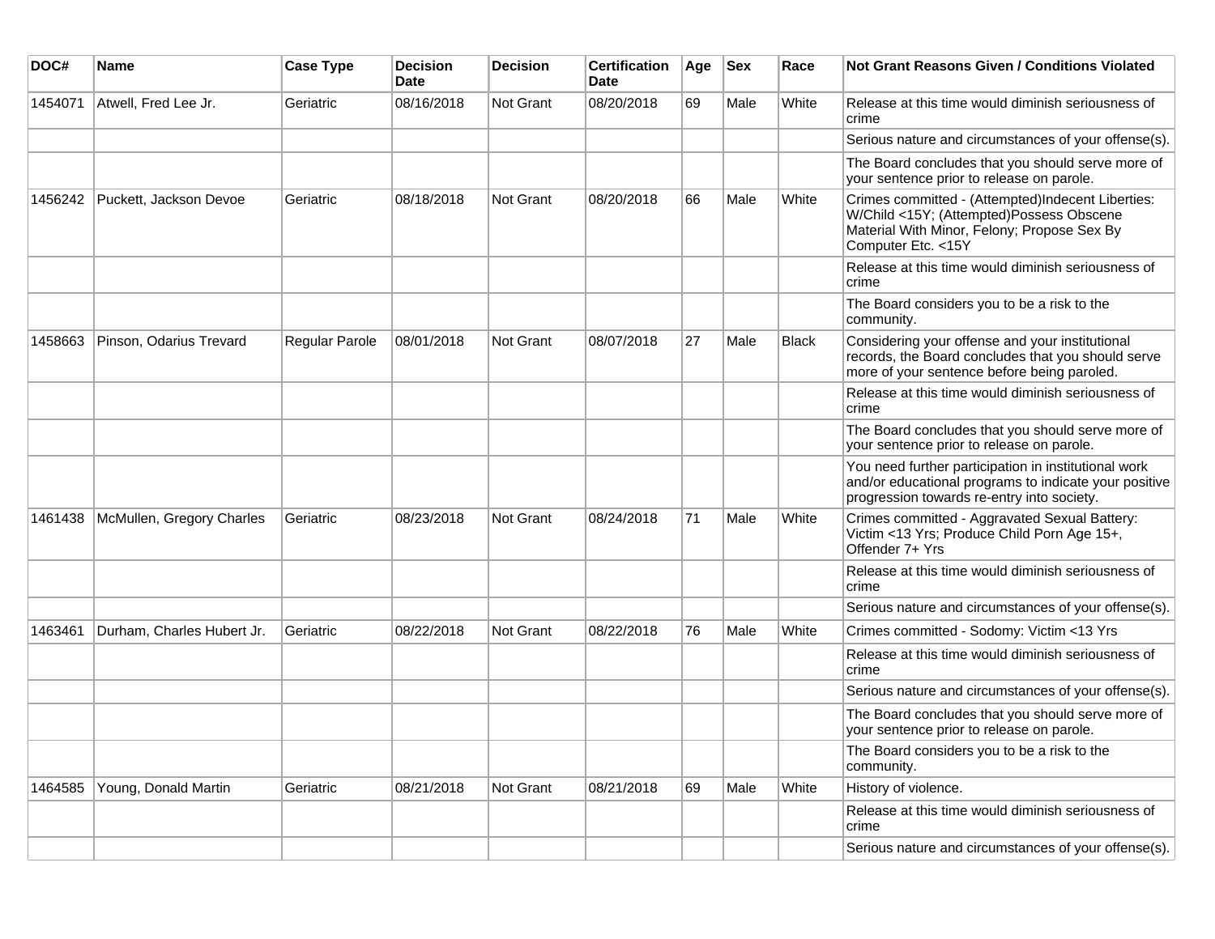| DOC# | Name | Case Type | Decision Date | Decision | Certification Date | Age | Sex | Race | Not Grant Reasons Given / Conditions Violated |
|---|---|---|---|---|---|---|---|---|---|
| 1454071 | Atwell, Fred Lee Jr. | Geriatric | 08/16/2018 | Not Grant | 08/20/2018 | 69 | Male | White | Release at this time would diminish seriousness of crime |
| | | | | | | | | | Serious nature and circumstances of your offense(s). |
| | | | | | | | | | The Board concludes that you should serve more of your sentence prior to release on parole. |
| 1456242 | Puckett, Jackson Devoe | Geriatric | 08/18/2018 | Not Grant | 08/20/2018 | 66 | Male | White | Crimes committed - (Attempted)Indecent Liberties: W/Child <15Y; (Attempted)Possess Obscene Material With Minor, Felony; Propose Sex By Computer Etc. <15Y |
| | | | | | | | | | Release at this time would diminish seriousness of crime |
| | | | | | | | | | The Board considers you to be a risk to the community. |
| 1458663 | Pinson, Odarius Trevard | Regular Parole | 08/01/2018 | Not Grant | 08/07/2018 | 27 | Male | Black | Considering your offense and your institutional records, the Board concludes that you should serve more of your sentence before being paroled. |
| | | | | | | | | | Release at this time would diminish seriousness of crime |
| | | | | | | | | | The Board concludes that you should serve more of your sentence prior to release on parole. |
| | | | | | | | | | You need further participation in institutional work and/or educational programs to indicate your positive progression towards re-entry into society. |
| 1461438 | McMullen, Gregory Charles | Geriatric | 08/23/2018 | Not Grant | 08/24/2018 | 71 | Male | White | Crimes committed - Aggravated Sexual Battery: Victim <13 Yrs; Produce Child Porn Age 15+, Offender 7+ Yrs |
| | | | | | | | | | Release at this time would diminish seriousness of crime |
| | | | | | | | | | Serious nature and circumstances of your offense(s). |
| 1463461 | Durham, Charles Hubert Jr. | Geriatric | 08/22/2018 | Not Grant | 08/22/2018 | 76 | Male | White | Crimes committed - Sodomy: Victim <13 Yrs |
| | | | | | | | | | Release at this time would diminish seriousness of crime |
| | | | | | | | | | Serious nature and circumstances of your offense(s). |
| | | | | | | | | | The Board concludes that you should serve more of your sentence prior to release on parole. |
| | | | | | | | | | The Board considers you to be a risk to the community. |
| 1464585 | Young, Donald Martin | Geriatric | 08/21/2018 | Not Grant | 08/21/2018 | 69 | Male | White | History of violence. |
| | | | | | | | | | Release at this time would diminish seriousness of crime |
| | | | | | | | | | Serious nature and circumstances of your offense(s). |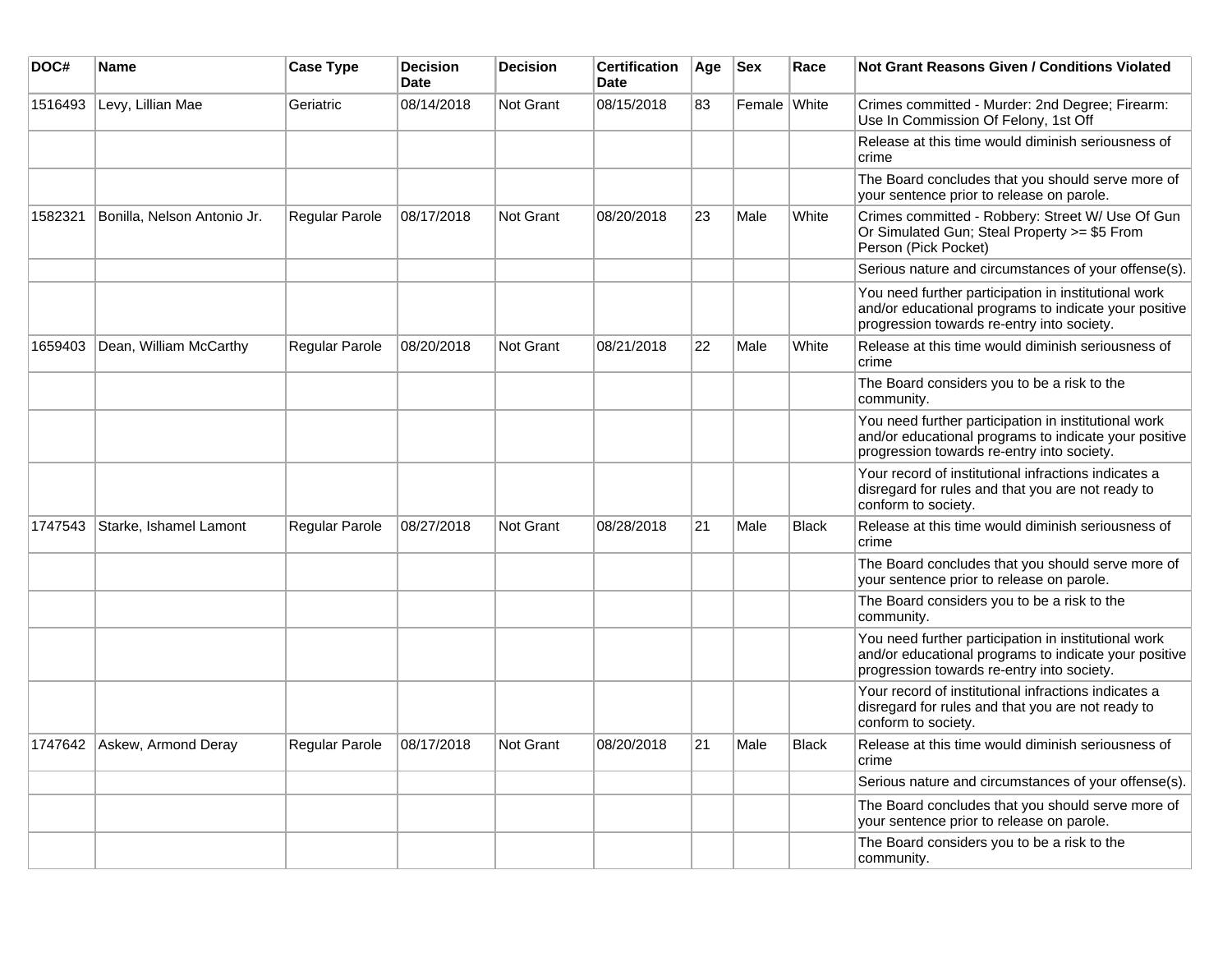| DOC# | Name | Case Type | Decision Date | Decision | Certification Date | Age | Sex | Race | Not Grant Reasons Given / Conditions Violated |
|---|---|---|---|---|---|---|---|---|---|
| 1516493 | Levy, Lillian Mae | Geriatric | 08/14/2018 | Not Grant | 08/15/2018 | 83 | Female | White | Crimes committed - Murder: 2nd Degree; Firearm: Use In Commission Of Felony, 1st Off |
| | | | | | | | | | Release at this time would diminish seriousness of crime |
| | | | | | | | | | The Board concludes that you should serve more of your sentence prior to release on parole. |
| 1582321 | Bonilla, Nelson Antonio Jr. | Regular Parole | 08/17/2018 | Not Grant | 08/20/2018 | 23 | Male | White | Crimes committed - Robbery: Street W/ Use Of Gun Or Simulated Gun; Steal Property >= $5 From Person (Pick Pocket) |
| | | | | | | | | | Serious nature and circumstances of your offense(s). |
| | | | | | | | | | You need further participation in institutional work and/or educational programs to indicate your positive progression towards re-entry into society. |
| 1659403 | Dean, William McCarthy | Regular Parole | 08/20/2018 | Not Grant | 08/21/2018 | 22 | Male | White | Release at this time would diminish seriousness of crime |
| | | | | | | | | | The Board considers you to be a risk to the community. |
| | | | | | | | | | You need further participation in institutional work and/or educational programs to indicate your positive progression towards re-entry into society. |
| | | | | | | | | | Your record of institutional infractions indicates a disregard for rules and that you are not ready to conform to society. |
| 1747543 | Starke, Ishamel Lamont | Regular Parole | 08/27/2018 | Not Grant | 08/28/2018 | 21 | Male | Black | Release at this time would diminish seriousness of crime |
| | | | | | | | | | The Board concludes that you should serve more of your sentence prior to release on parole. |
| | | | | | | | | | The Board considers you to be a risk to the community. |
| | | | | | | | | | You need further participation in institutional work and/or educational programs to indicate your positive progression towards re-entry into society. |
| | | | | | | | | | Your record of institutional infractions indicates a disregard for rules and that you are not ready to conform to society. |
| 1747642 | Askew, Armond Deray | Regular Parole | 08/17/2018 | Not Grant | 08/20/2018 | 21 | Male | Black | Release at this time would diminish seriousness of crime |
| | | | | | | | | | Serious nature and circumstances of your offense(s). |
| | | | | | | | | | The Board concludes that you should serve more of your sentence prior to release on parole. |
| | | | | | | | | | The Board considers you to be a risk to the community. |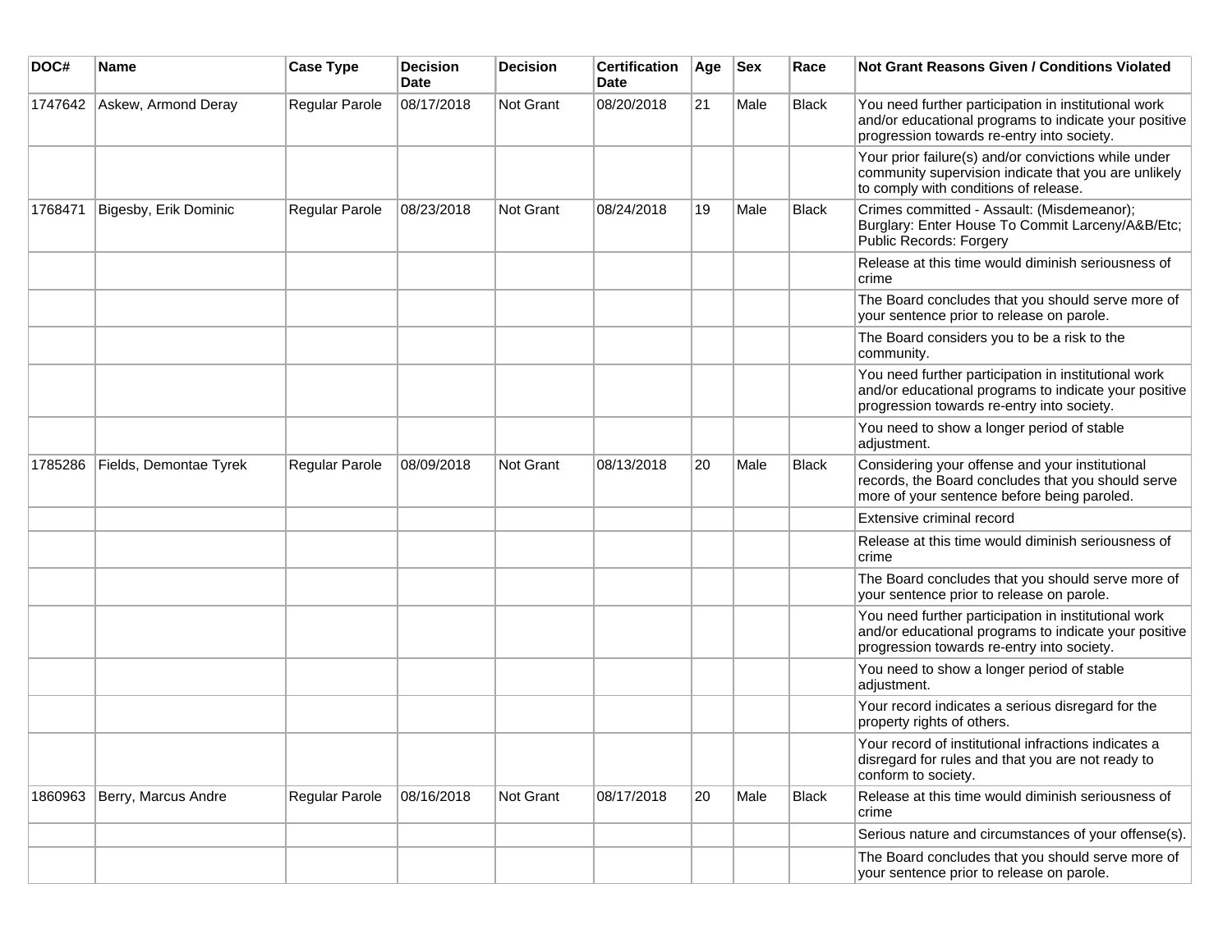| DOC# | Name | Case Type | Decision Date | Decision | Certification Date | Age | Sex | Race | Not Grant Reasons Given / Conditions Violated |
|---|---|---|---|---|---|---|---|---|---|
| 1747642 | Askew, Armond Deray | Regular Parole | 08/17/2018 | Not Grant | 08/20/2018 | 21 | Male | Black | You need further participation in institutional work and/or educational programs to indicate your positive progression towards re-entry into society. |
| | | | | | | | | | Your prior failure(s) and/or convictions while under community supervision indicate that you are unlikely to comply with conditions of release. |
| 1768471 | Bigesby, Erik Dominic | Regular Parole | 08/23/2018 | Not Grant | 08/24/2018 | 19 | Male | Black | Crimes committed - Assault: (Misdemeanor); Burglary: Enter House To Commit Larceny/A&B/Etc; Public Records: Forgery |
| | | | | | | | | | Release at this time would diminish seriousness of crime |
| | | | | | | | | | The Board concludes that you should serve more of your sentence prior to release on parole. |
| | | | | | | | | | The Board considers you to be a risk to the community. |
| | | | | | | | | | You need further participation in institutional work and/or educational programs to indicate your positive progression towards re-entry into society. |
| | | | | | | | | | You need to show a longer period of stable adjustment. |
| 1785286 | Fields, Demontae Tyrek | Regular Parole | 08/09/2018 | Not Grant | 08/13/2018 | 20 | Male | Black | Considering your offense and your institutional records, the Board concludes that you should serve more of your sentence before being paroled. |
| | | | | | | | | | Extensive criminal record |
| | | | | | | | | | Release at this time would diminish seriousness of crime |
| | | | | | | | | | The Board concludes that you should serve more of your sentence prior to release on parole. |
| | | | | | | | | | You need further participation in institutional work and/or educational programs to indicate your positive progression towards re-entry into society. |
| | | | | | | | | | You need to show a longer period of stable adjustment. |
| | | | | | | | | | Your record indicates a serious disregard for the property rights of others. |
| | | | | | | | | | Your record of institutional infractions indicates a disregard for rules and that you are not ready to conform to society. |
| 1860963 | Berry, Marcus Andre | Regular Parole | 08/16/2018 | Not Grant | 08/17/2018 | 20 | Male | Black | Release at this time would diminish seriousness of crime |
| | | | | | | | | | Serious nature and circumstances of your offense(s). |
| | | | | | | | | | The Board concludes that you should serve more of your sentence prior to release on parole. |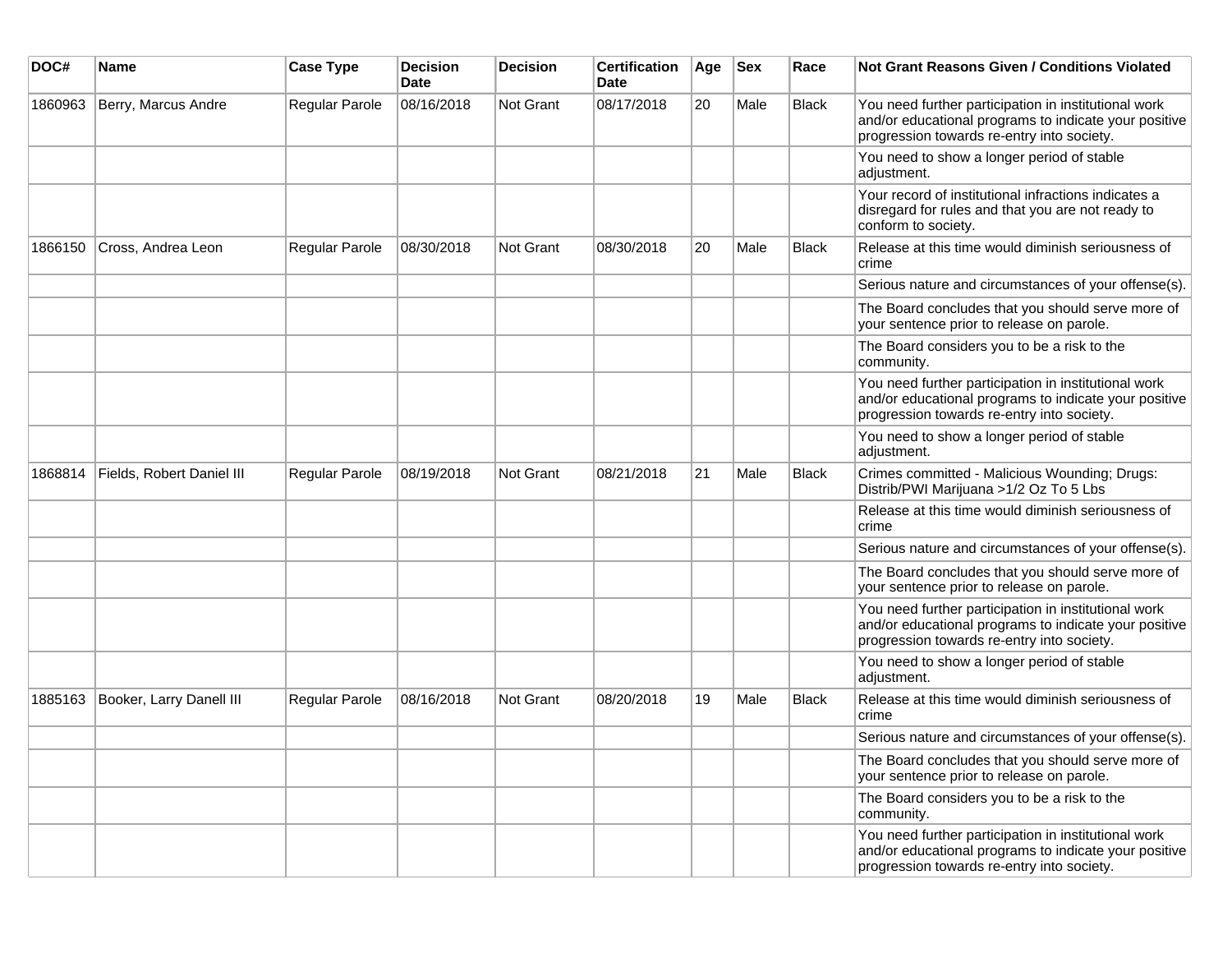| DOC# | Name | Case Type | Decision Date | Decision | Certification Date | Age | Sex | Race | Not Grant Reasons Given / Conditions Violated |
|---|---|---|---|---|---|---|---|---|---|
| 1860963 | Berry, Marcus Andre | Regular Parole | 08/16/2018 | Not Grant | 08/17/2018 | 20 | Male | Black | You need further participation in institutional work and/or educational programs to indicate your positive progression towards re-entry into society. |
| | | | | | | | | | You need to show a longer period of stable adjustment. |
| | | | | | | | | | Your record of institutional infractions indicates a disregard for rules and that you are not ready to conform to society. |
| 1866150 | Cross, Andrea Leon | Regular Parole | 08/30/2018 | Not Grant | 08/30/2018 | 20 | Male | Black | Release at this time would diminish seriousness of crime |
| | | | | | | | | | Serious nature and circumstances of your offense(s). |
| | | | | | | | | | The Board concludes that you should serve more of your sentence prior to release on parole. |
| | | | | | | | | | The Board considers you to be a risk to the community. |
| | | | | | | | | | You need further participation in institutional work and/or educational programs to indicate your positive progression towards re-entry into society. |
| | | | | | | | | | You need to show a longer period of stable adjustment. |
| 1868814 | Fields, Robert Daniel III | Regular Parole | 08/19/2018 | Not Grant | 08/21/2018 | 21 | Male | Black | Crimes committed - Malicious Wounding; Drugs: Distrib/PWI Marijuana >1/2 Oz To 5 Lbs |
| | | | | | | | | | Release at this time would diminish seriousness of crime |
| | | | | | | | | | Serious nature and circumstances of your offense(s). |
| | | | | | | | | | The Board concludes that you should serve more of your sentence prior to release on parole. |
| | | | | | | | | | You need further participation in institutional work and/or educational programs to indicate your positive progression towards re-entry into society. |
| | | | | | | | | | You need to show a longer period of stable adjustment. |
| 1885163 | Booker, Larry Danell III | Regular Parole | 08/16/2018 | Not Grant | 08/20/2018 | 19 | Male | Black | Release at this time would diminish seriousness of crime |
| | | | | | | | | | Serious nature and circumstances of your offense(s). |
| | | | | | | | | | The Board concludes that you should serve more of your sentence prior to release on parole. |
| | | | | | | | | | The Board considers you to be a risk to the community. |
| | | | | | | | | | You need further participation in institutional work and/or educational programs to indicate your positive progression towards re-entry into society. |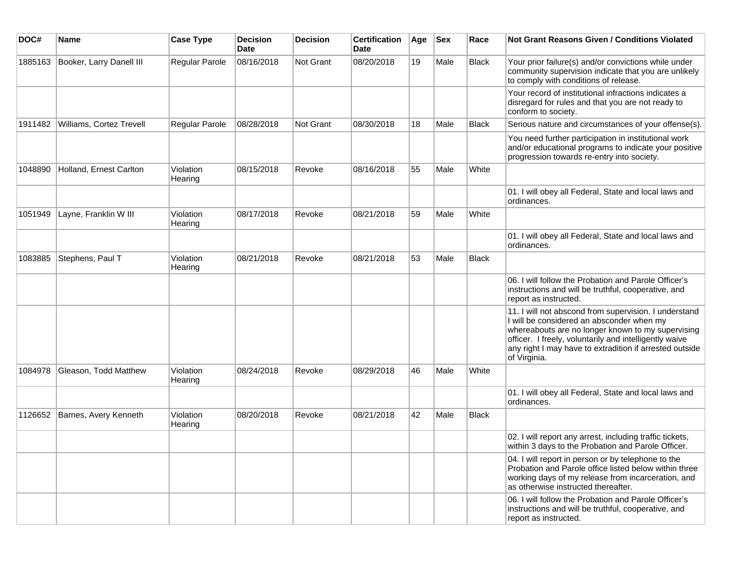| DOC# | Name | Case Type | Decision Date | Decision | Certification Date | Age | Sex | Race | Not Grant Reasons Given / Conditions Violated |
|---|---|---|---|---|---|---|---|---|---|
| 1885163 | Booker, Larry Danell III | Regular Parole | 08/16/2018 | Not Grant | 08/20/2018 | 19 | Male | Black | Your prior failure(s) and/or convictions while under community supervision indicate that you are unlikely to comply with conditions of release. |
| | | | | | | | | | Your record of institutional infractions indicates a disregard for rules and that you are not ready to conform to society. |
| 1911482 | Williams, Cortez Trevell | Regular Parole | 08/28/2018 | Not Grant | 08/30/2018 | 18 | Male | Black | Serious nature and circumstances of your offense(s). |
| | | | | | | | | | You need further participation in institutional work and/or educational programs to indicate your positive progression towards re-entry into society. |
| 1048890 | Holland, Ernest Carlton | Violation Hearing | 08/15/2018 | Revoke | 08/16/2018 | 55 | Male | White | |
| | | | | | | | | | 01. I will obey all Federal, State and local laws and ordinances. |
| 1051949 | Layne, Franklin W III | Violation Hearing | 08/17/2018 | Revoke | 08/21/2018 | 59 | Male | White | |
| | | | | | | | | | 01. I will obey all Federal, State and local laws and ordinances. |
| 1083885 | Stephens, Paul T | Violation Hearing | 08/21/2018 | Revoke | 08/21/2018 | 53 | Male | Black | |
| | | | | | | | | | 06. I will follow the Probation and Parole Officer's instructions and will be truthful, cooperative, and report as instructed. |
| | | | | | | | | | 11. I will not abscond from supervision. I understand I will be considered an absconder when my whereabouts are no longer known to my supervising officer. I freely, voluntarily and intelligently waive any right I may have to extradition if arrested outside of Virginia. |
| 1084978 | Gleason, Todd Matthew | Violation Hearing | 08/24/2018 | Revoke | 08/29/2018 | 46 | Male | White | |
| | | | | | | | | | 01. I will obey all Federal, State and local laws and ordinances. |
| 1126652 | Barnes, Avery Kenneth | Violation Hearing | 08/20/2018 | Revoke | 08/21/2018 | 42 | Male | Black | |
| | | | | | | | | | 02. I will report any arrest, including traffic tickets, within 3 days to the Probation and Parole Officer. |
| | | | | | | | | | 04. I will report in person or by telephone to the Probation and Parole office listed below within three working days of my release from incarceration, and as otherwise instructed thereafter. |
| | | | | | | | | | 06. I will follow the Probation and Parole Officer's instructions and will be truthful, cooperative, and report as instructed. |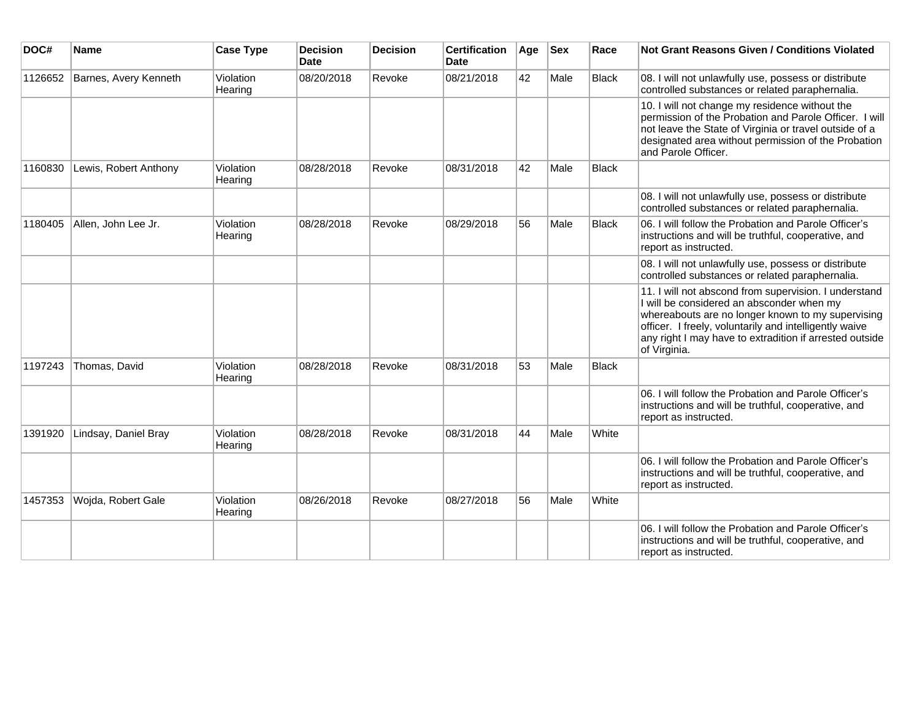| DOC# | Name | Case Type | Decision Date | Decision | Certification Date | Age | Sex | Race | Not Grant Reasons Given / Conditions Violated |
|---|---|---|---|---|---|---|---|---|---|
| 1126652 | Barnes, Avery Kenneth | Violation Hearing | 08/20/2018 | Revoke | 08/21/2018 | 42 | Male | Black | 08. I will not unlawfully use, possess or distribute controlled substances or related paraphernalia. |
| | | | | | | | | | 10. I will not change my residence without the permission of the Probation and Parole Officer. I will not leave the State of Virginia or travel outside of a designated area without permission of the Probation and Parole Officer. |
| 1160830 | Lewis, Robert Anthony | Violation Hearing | 08/28/2018 | Revoke | 08/31/2018 | 42 | Male | Black | |
| | | | | | | | | | 08. I will not unlawfully use, possess or distribute controlled substances or related paraphernalia. |
| 1180405 | Allen, John Lee Jr. | Violation Hearing | 08/28/2018 | Revoke | 08/29/2018 | 56 | Male | Black | 06. I will follow the Probation and Parole Officer's instructions and will be truthful, cooperative, and report as instructed. |
| | | | | | | | | | 08. I will not unlawfully use, possess or distribute controlled substances or related paraphernalia. |
| | | | | | | | | | 11. I will not abscond from supervision. I understand I will be considered an absconder when my whereabouts are no longer known to my supervising officer. I freely, voluntarily and intelligently waive any right I may have to extradition if arrested outside of Virginia. |
| 1197243 | Thomas, David | Violation Hearing | 08/28/2018 | Revoke | 08/31/2018 | 53 | Male | Black | |
| | | | | | | | | | 06. I will follow the Probation and Parole Officer's instructions and will be truthful, cooperative, and report as instructed. |
| 1391920 | Lindsay, Daniel Bray | Violation Hearing | 08/28/2018 | Revoke | 08/31/2018 | 44 | Male | White | |
| | | | | | | | | | 06. I will follow the Probation and Parole Officer's instructions and will be truthful, cooperative, and report as instructed. |
| 1457353 | Wojda, Robert Gale | Violation Hearing | 08/26/2018 | Revoke | 08/27/2018 | 56 | Male | White | |
| | | | | | | | | | 06. I will follow the Probation and Parole Officer's instructions and will be truthful, cooperative, and report as instructed. |